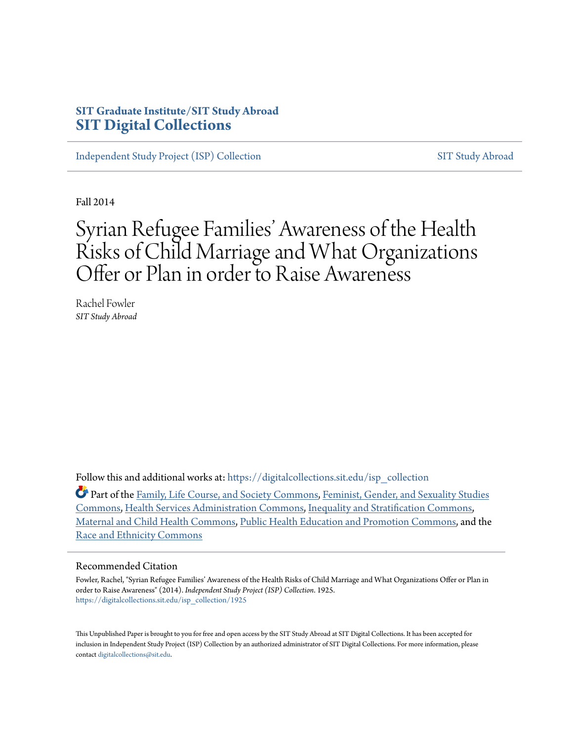**SIT Graduate Institute/SIT Study Abroad**
**SIT Digital Collections**

Independent Study Project (ISP) Collection | SIT Study Abroad

Fall 2014

# Syrian Refugee Families' Awareness of the Health Risks of Child Marriage and What Organizations Offer or Plan in order to Raise Awareness

Rachel Fowler
*SIT Study Abroad*

Follow this and additional works at: https://digitalcollections.sit.edu/isp_collection

Part of the Family, Life Course, and Society Commons, Feminist, Gender, and Sexuality Studies Commons, Health Services Administration Commons, Inequality and Stratification Commons, Maternal and Child Health Commons, Public Health Education and Promotion Commons, and the Race and Ethnicity Commons

## Recommended Citation

Fowler, Rachel, "Syrian Refugee Families' Awareness of the Health Risks of Child Marriage and What Organizations Offer or Plan in order to Raise Awareness" (2014). *Independent Study Project (ISP) Collection*. 1925.
https://digitalcollections.sit.edu/isp_collection/1925

This Unpublished Paper is brought to you for free and open access by the SIT Study Abroad at SIT Digital Collections. It has been accepted for inclusion in Independent Study Project (ISP) Collection by an authorized administrator of SIT Digital Collections. For more information, please contact digitalcollections@sit.edu.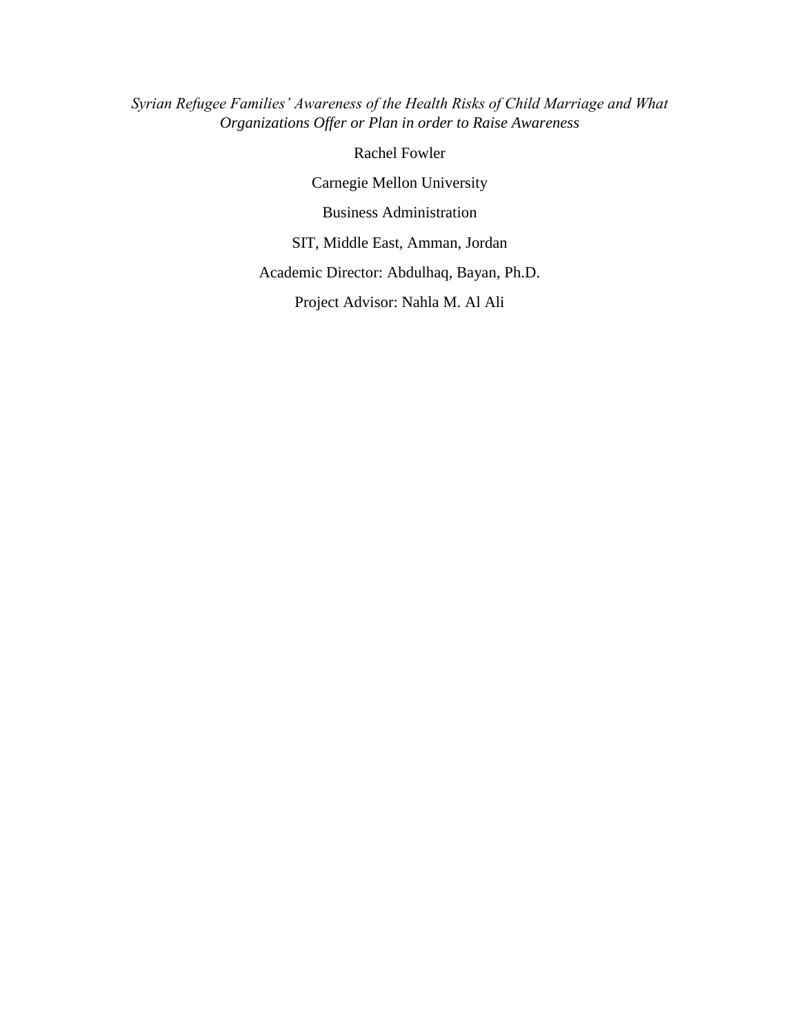*Syrian Refugee Families' Awareness of the Health Risks of Child Marriage and What Organizations Offer or Plan in order to Raise Awareness*

Rachel Fowler

Carnegie Mellon University

Business Administration

SIT, Middle East, Amman, Jordan

Academic Director: Abdulhaq, Bayan, Ph.D.

Project Advisor: Nahla M. Al Ali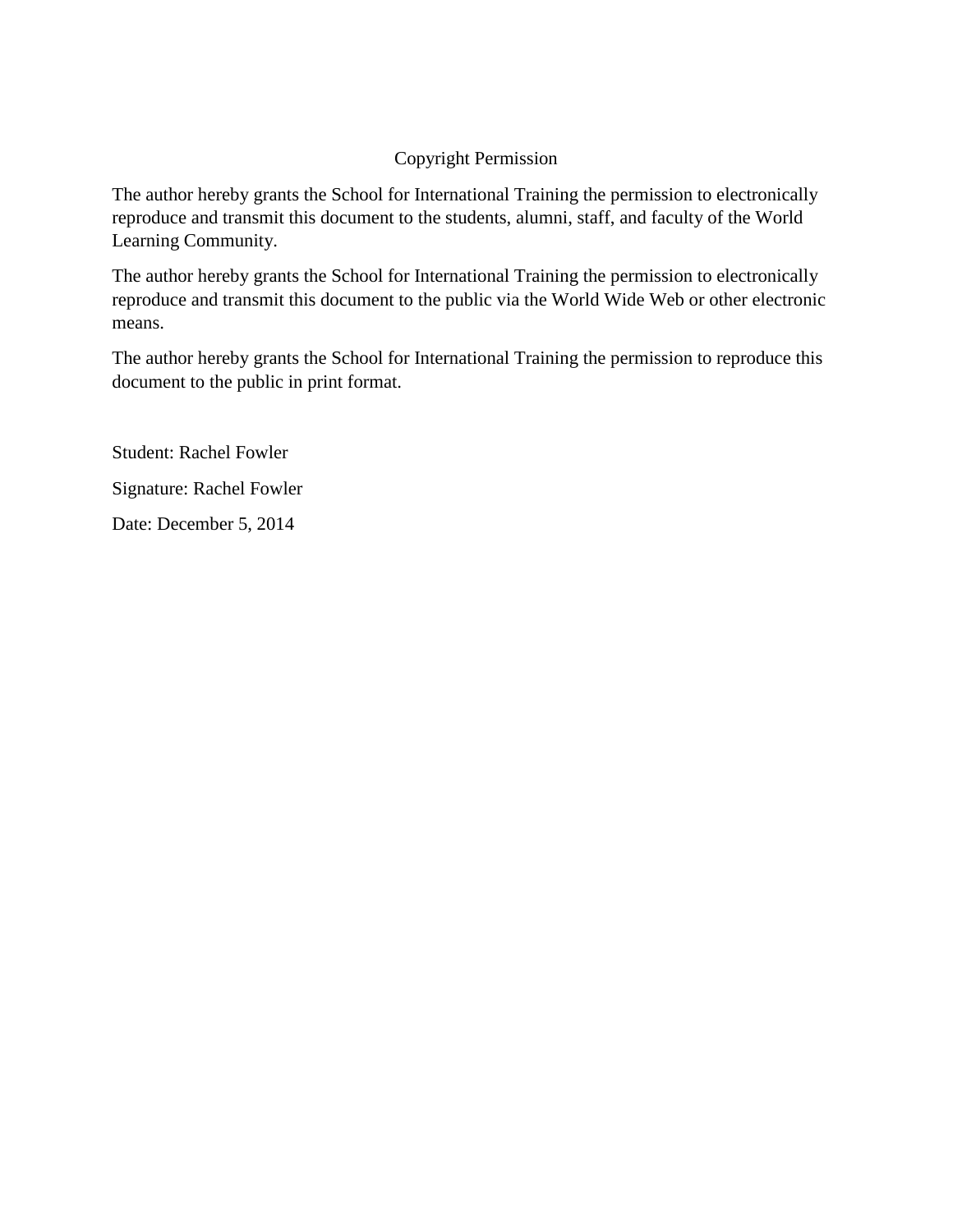# Copyright Permission

The author hereby grants the School for International Training the permission to electronically reproduce and transmit this document to the students, alumni, staff, and faculty of the World Learning Community.

The author hereby grants the School for International Training the permission to electronically reproduce and transmit this document to the public via the World Wide Web or other electronic means.

The author hereby grants the School for International Training the permission to reproduce this document to the public in print format.

Student: Rachel Fowler

Signature: Rachel Fowler

Date: December 5, 2014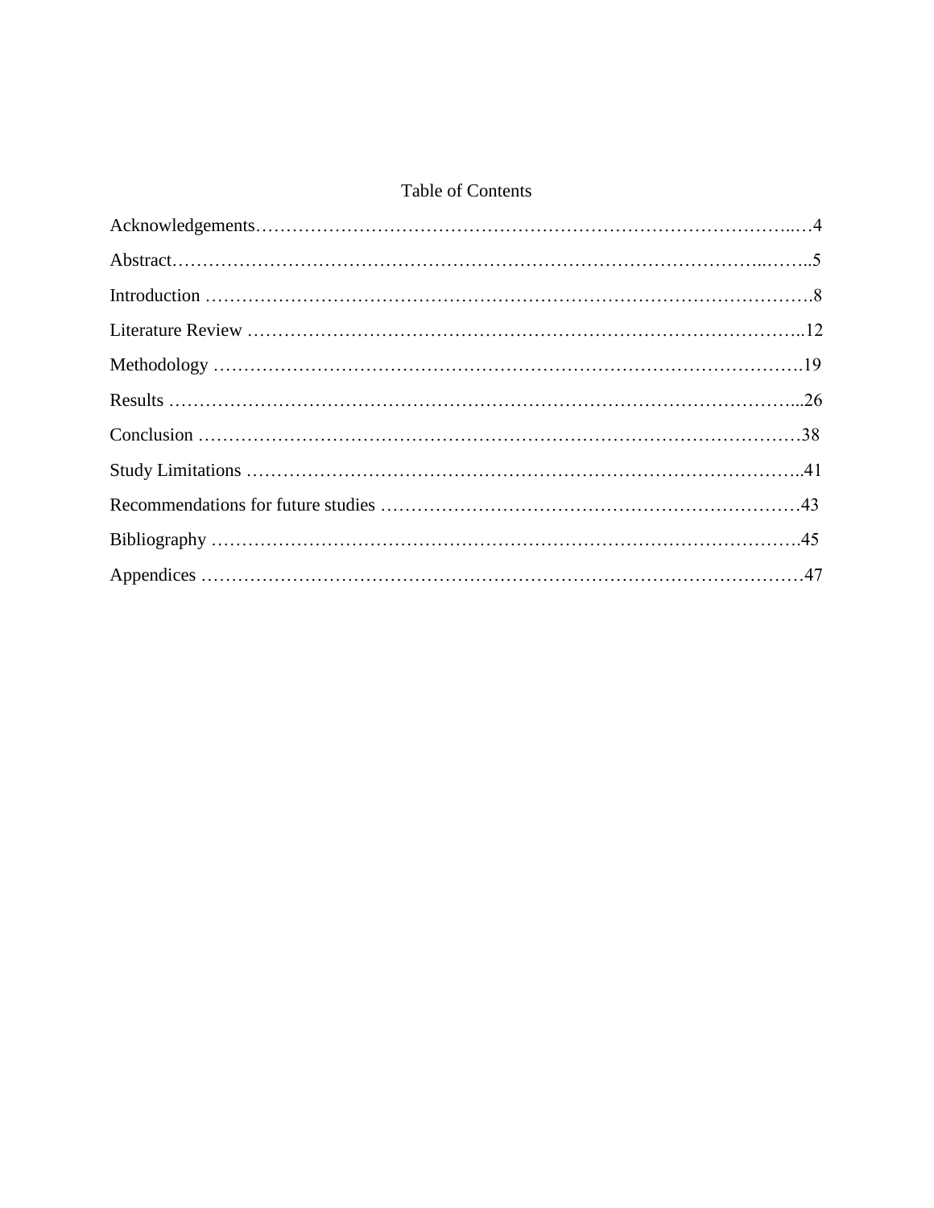# Table of Contents

Acknowledgements……………………………………………………………………………..…4

Abstract…………………………………………………………………………………..……..5

Introduction ……………………………………………………………………………………….8

Literature Review ………………………………………………………………………………..12

Methodology …………………………………………………………………………………….19

Results …………………………………………………………………………………………...26

Conclusion ………………………………………………………………………………………38

Study Limitations ………………………………………………………………………………..41

Recommendations for future studies ……………………………………………………………43

Bibliography …………………………………………………………………………………….45

Appendices ………………………………………………………………………………………47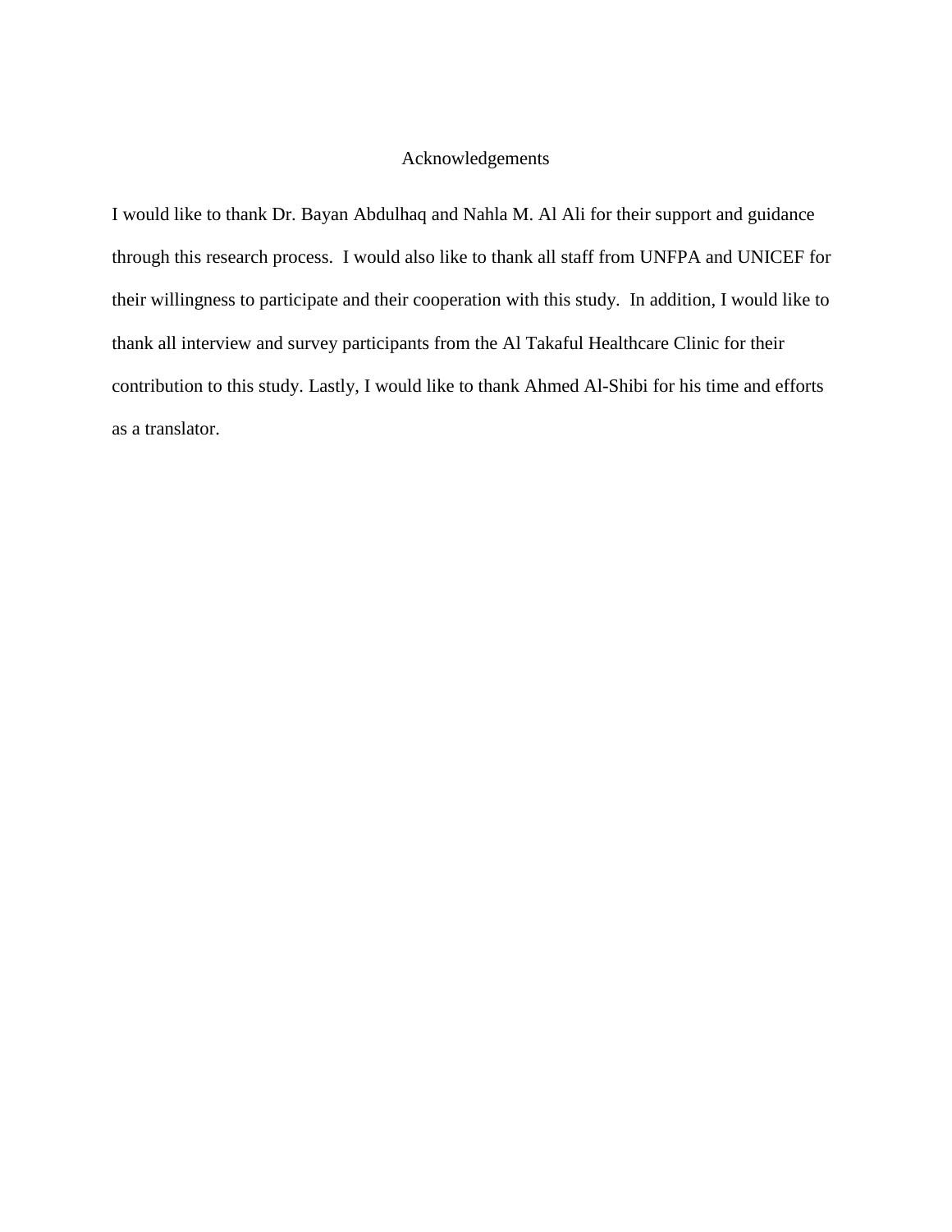# Acknowledgements

I would like to thank Dr. Bayan Abdulhaq and Nahla M. Al Ali for their support and guidance through this research process. I would also like to thank all staff from UNFPA and UNICEF for their willingness to participate and their cooperation with this study. In addition, I would like to thank all interview and survey participants from the Al Takaful Healthcare Clinic for their contribution to this study. Lastly, I would like to thank Ahmed Al-Shibi for his time and efforts as a translator.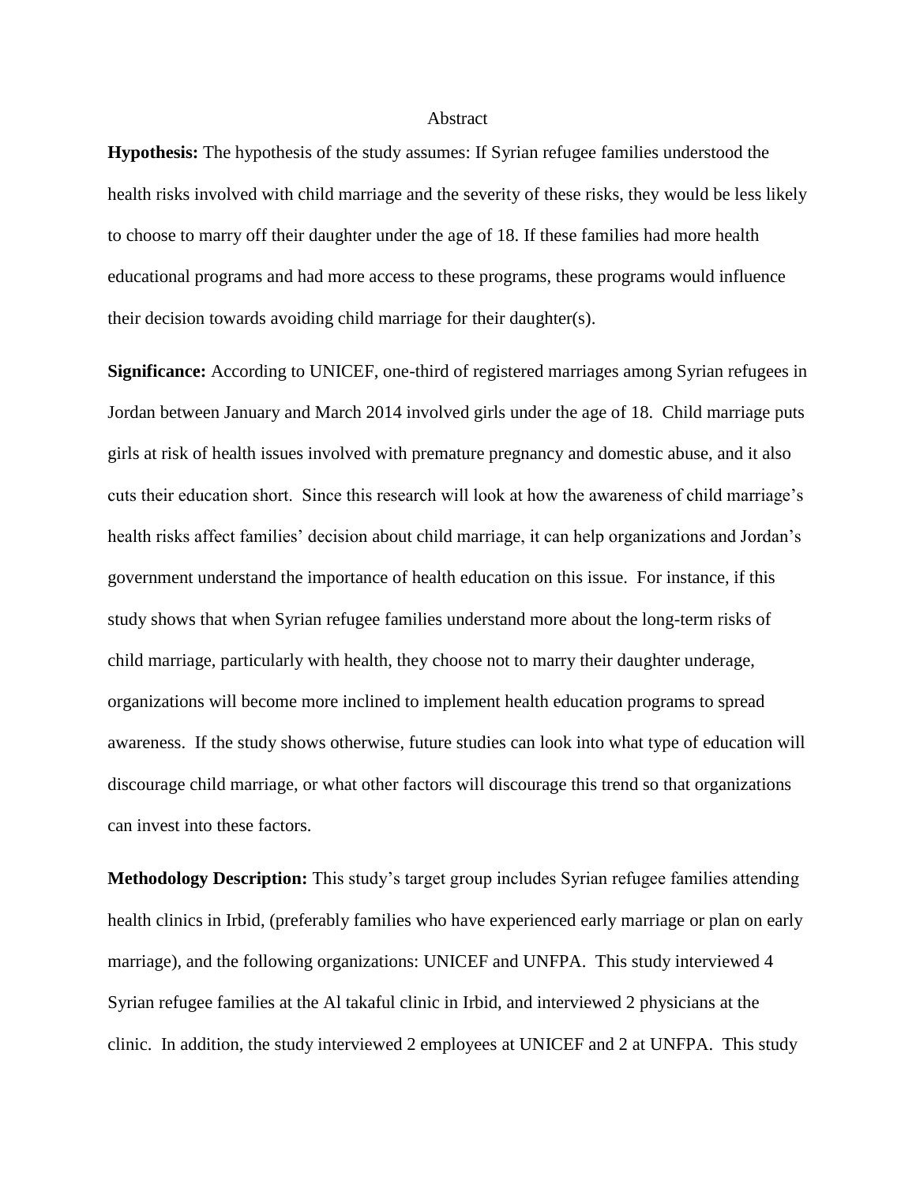# Abstract

**Hypothesis:** The hypothesis of the study assumes: If Syrian refugee families understood the health risks involved with child marriage and the severity of these risks, they would be less likely to choose to marry off their daughter under the age of 18. If these families had more health educational programs and had more access to these programs, these programs would influence their decision towards avoiding child marriage for their daughter(s).

**Significance:** According to UNICEF, one-third of registered marriages among Syrian refugees in Jordan between January and March 2014 involved girls under the age of 18. Child marriage puts girls at risk of health issues involved with premature pregnancy and domestic abuse, and it also cuts their education short. Since this research will look at how the awareness of child marriage's health risks affect families' decision about child marriage, it can help organizations and Jordan's government understand the importance of health education on this issue. For instance, if this study shows that when Syrian refugee families understand more about the long-term risks of child marriage, particularly with health, they choose not to marry their daughter underage, organizations will become more inclined to implement health education programs to spread awareness. If the study shows otherwise, future studies can look into what type of education will discourage child marriage, or what other factors will discourage this trend so that organizations can invest into these factors.

**Methodology Description:** This study's target group includes Syrian refugee families attending health clinics in Irbid, (preferably families who have experienced early marriage or plan on early marriage), and the following organizations: UNICEF and UNFPA. This study interviewed 4 Syrian refugee families at the Al takaful clinic in Irbid, and interviewed 2 physicians at the clinic. In addition, the study interviewed 2 employees at UNICEF and 2 at UNFPA. This study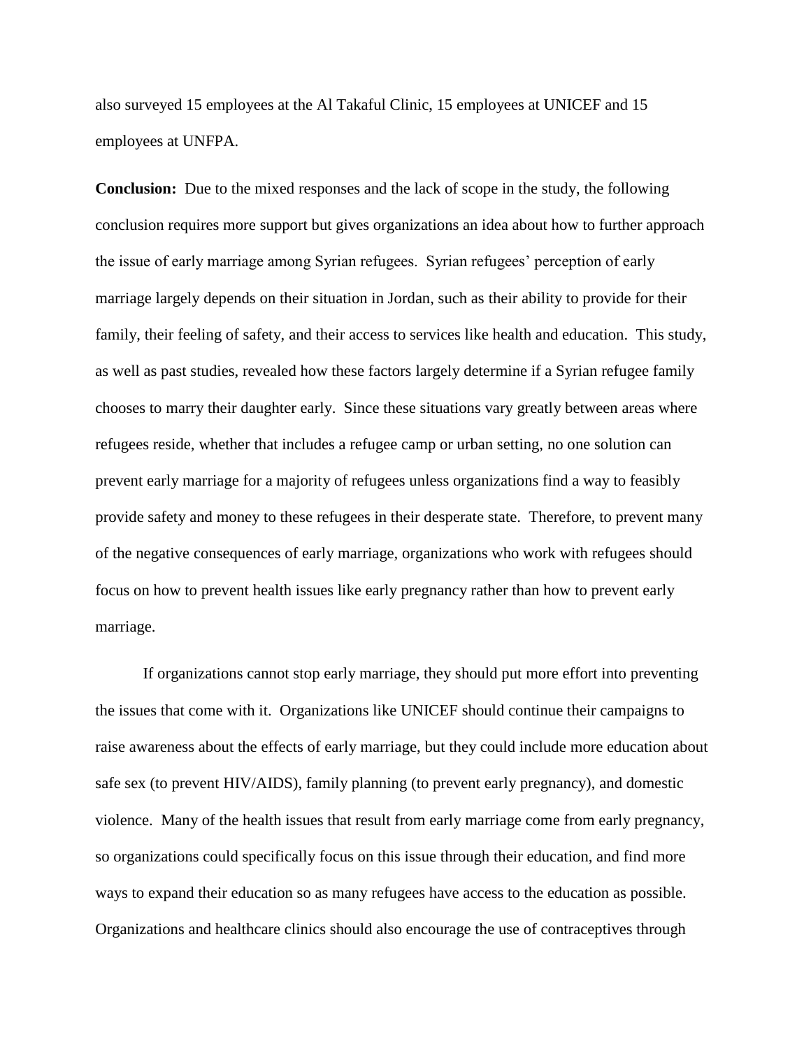also surveyed 15 employees at the Al Takaful Clinic, 15 employees at UNICEF and 15 employees at UNFPA.

**Conclusion:** Due to the mixed responses and the lack of scope in the study, the following conclusion requires more support but gives organizations an idea about how to further approach the issue of early marriage among Syrian refugees. Syrian refugees' perception of early marriage largely depends on their situation in Jordan, such as their ability to provide for their family, their feeling of safety, and their access to services like health and education. This study, as well as past studies, revealed how these factors largely determine if a Syrian refugee family chooses to marry their daughter early. Since these situations vary greatly between areas where refugees reside, whether that includes a refugee camp or urban setting, no one solution can prevent early marriage for a majority of refugees unless organizations find a way to feasibly provide safety and money to these refugees in their desperate state. Therefore, to prevent many of the negative consequences of early marriage, organizations who work with refugees should focus on how to prevent health issues like early pregnancy rather than how to prevent early marriage.

If organizations cannot stop early marriage, they should put more effort into preventing the issues that come with it. Organizations like UNICEF should continue their campaigns to raise awareness about the effects of early marriage, but they could include more education about safe sex (to prevent HIV/AIDS), family planning (to prevent early pregnancy), and domestic violence. Many of the health issues that result from early marriage come from early pregnancy, so organizations could specifically focus on this issue through their education, and find more ways to expand their education so as many refugees have access to the education as possible. Organizations and healthcare clinics should also encourage the use of contraceptives through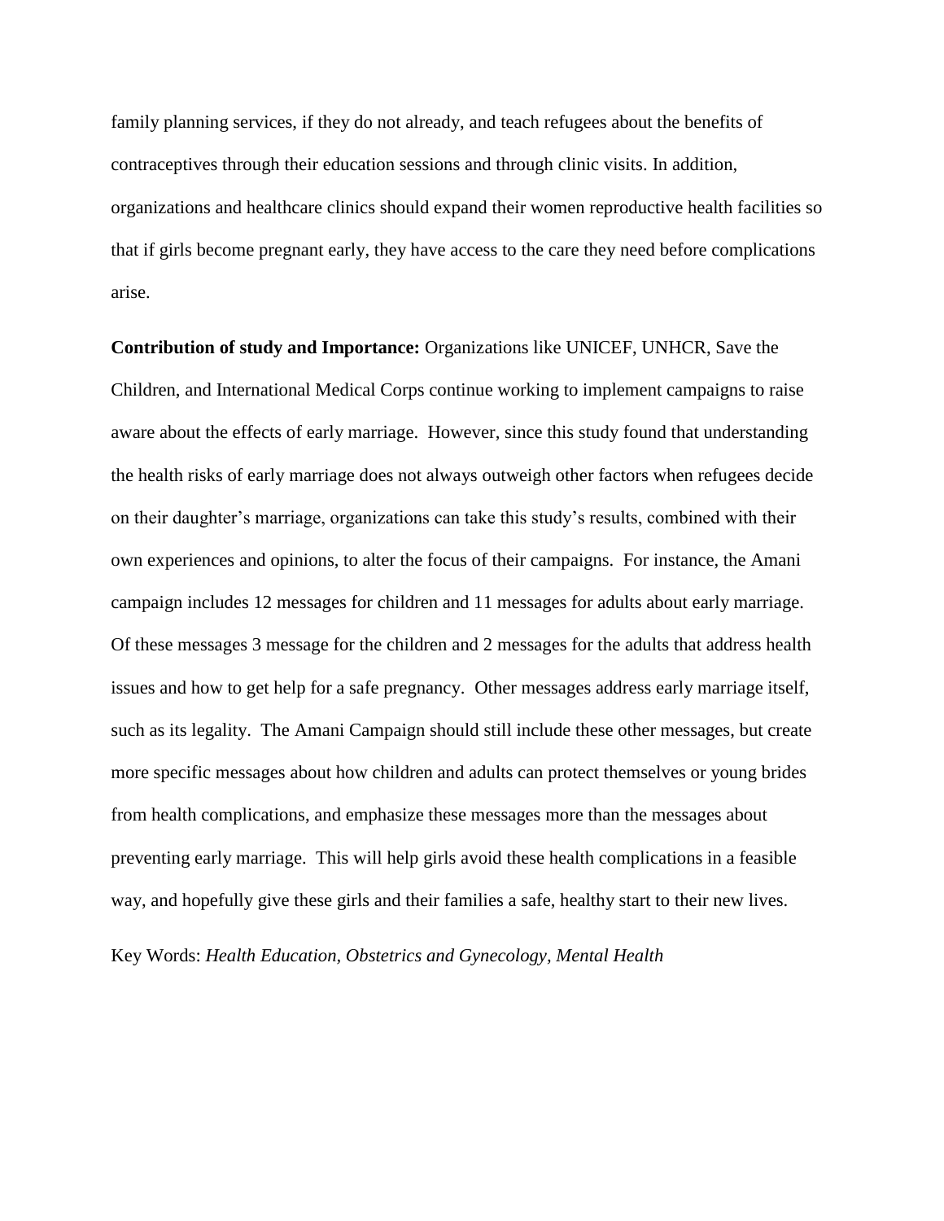family planning services, if they do not already, and teach refugees about the benefits of contraceptives through their education sessions and through clinic visits. In addition, organizations and healthcare clinics should expand their women reproductive health facilities so that if girls become pregnant early, they have access to the care they need before complications arise.

**Contribution of study and Importance:** Organizations like UNICEF, UNHCR, Save the Children, and International Medical Corps continue working to implement campaigns to raise aware about the effects of early marriage. However, since this study found that understanding the health risks of early marriage does not always outweigh other factors when refugees decide on their daughter's marriage, organizations can take this study's results, combined with their own experiences and opinions, to alter the focus of their campaigns. For instance, the Amani campaign includes 12 messages for children and 11 messages for adults about early marriage. Of these messages 3 message for the children and 2 messages for the adults that address health issues and how to get help for a safe pregnancy. Other messages address early marriage itself, such as its legality. The Amani Campaign should still include these other messages, but create more specific messages about how children and adults can protect themselves or young brides from health complications, and emphasize these messages more than the messages about preventing early marriage. This will help girls avoid these health complications in a feasible way, and hopefully give these girls and their families a safe, healthy start to their new lives.

Key Words: *Health Education, Obstetrics and Gynecology, Mental Health*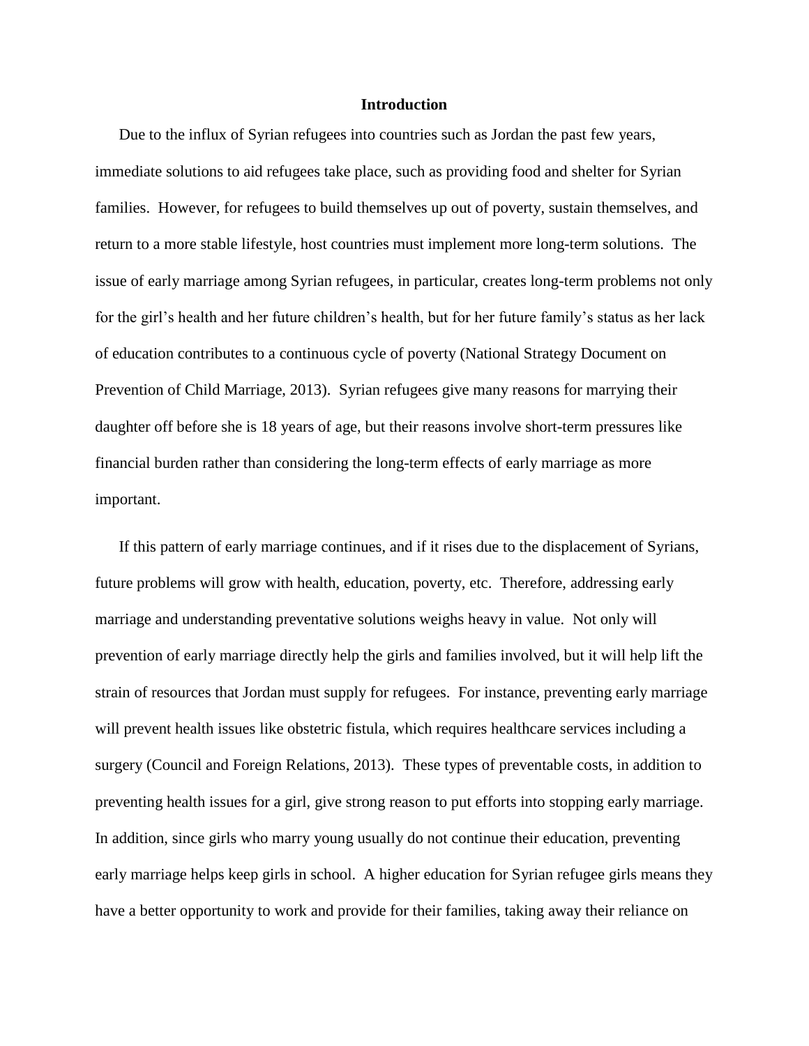# Introduction

Due to the influx of Syrian refugees into countries such as Jordan the past few years, immediate solutions to aid refugees take place, such as providing food and shelter for Syrian families. However, for refugees to build themselves up out of poverty, sustain themselves, and return to a more stable lifestyle, host countries must implement more long-term solutions. The issue of early marriage among Syrian refugees, in particular, creates long-term problems not only for the girl's health and her future children's health, but for her future family's status as her lack of education contributes to a continuous cycle of poverty (National Strategy Document on Prevention of Child Marriage, 2013). Syrian refugees give many reasons for marrying their daughter off before she is 18 years of age, but their reasons involve short-term pressures like financial burden rather than considering the long-term effects of early marriage as more important.

If this pattern of early marriage continues, and if it rises due to the displacement of Syrians, future problems will grow with health, education, poverty, etc. Therefore, addressing early marriage and understanding preventative solutions weighs heavy in value. Not only will prevention of early marriage directly help the girls and families involved, but it will help lift the strain of resources that Jordan must supply for refugees. For instance, preventing early marriage will prevent health issues like obstetric fistula, which requires healthcare services including a surgery (Council and Foreign Relations, 2013). These types of preventable costs, in addition to preventing health issues for a girl, give strong reason to put efforts into stopping early marriage. In addition, since girls who marry young usually do not continue their education, preventing early marriage helps keep girls in school. A higher education for Syrian refugee girls means they have a better opportunity to work and provide for their families, taking away their reliance on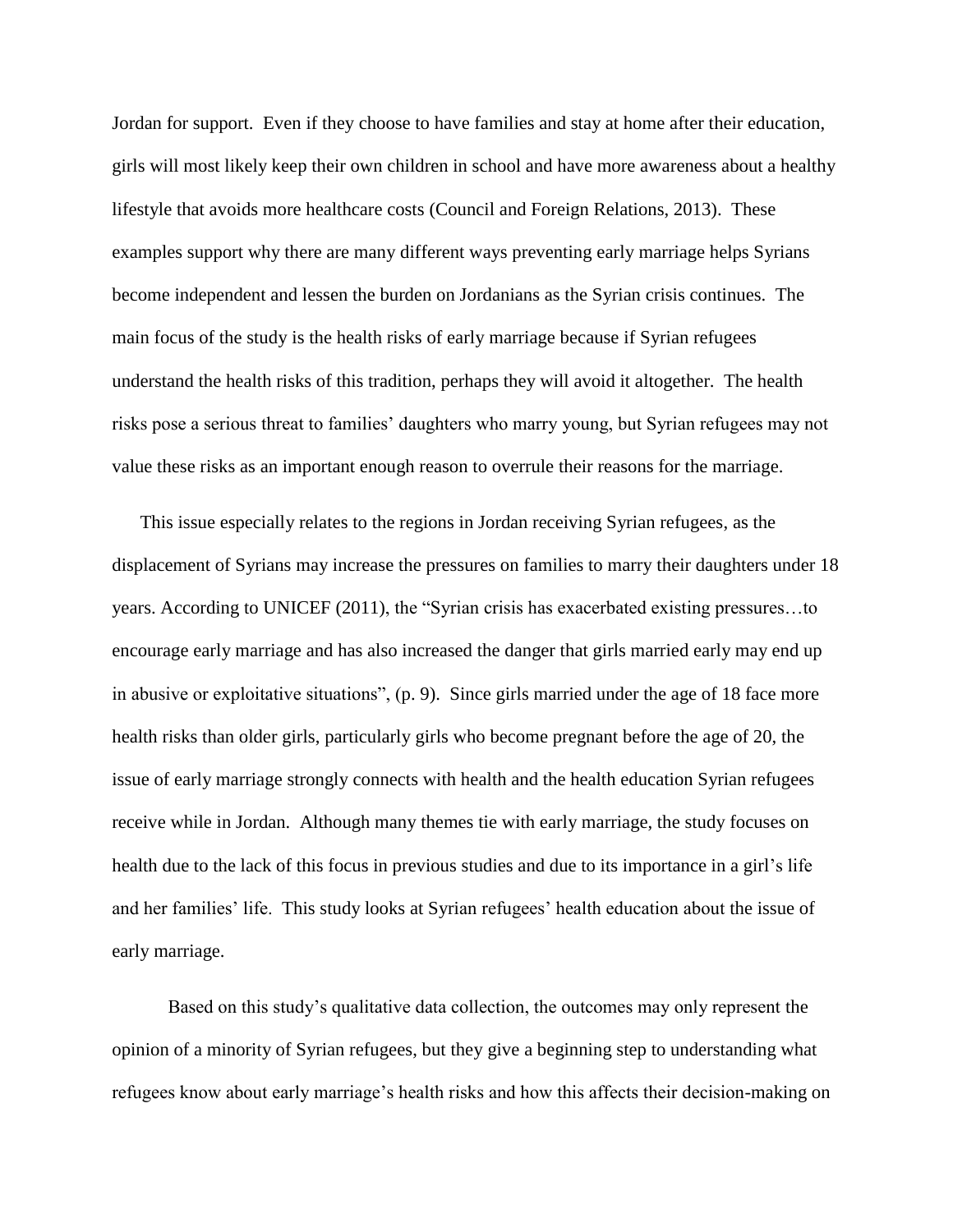Jordan for support. Even if they choose to have families and stay at home after their education, girls will most likely keep their own children in school and have more awareness about a healthy lifestyle that avoids more healthcare costs (Council and Foreign Relations, 2013). These examples support why there are many different ways preventing early marriage helps Syrians become independent and lessen the burden on Jordanians as the Syrian crisis continues. The main focus of the study is the health risks of early marriage because if Syrian refugees understand the health risks of this tradition, perhaps they will avoid it altogether. The health risks pose a serious threat to families' daughters who marry young, but Syrian refugees may not value these risks as an important enough reason to overrule their reasons for the marriage.

This issue especially relates to the regions in Jordan receiving Syrian refugees, as the displacement of Syrians may increase the pressures on families to marry their daughters under 18 years. According to UNICEF (2011), the "Syrian crisis has exacerbated existing pressures…to encourage early marriage and has also increased the danger that girls married early may end up in abusive or exploitative situations", (p. 9). Since girls married under the age of 18 face more health risks than older girls, particularly girls who become pregnant before the age of 20, the issue of early marriage strongly connects with health and the health education Syrian refugees receive while in Jordan. Although many themes tie with early marriage, the study focuses on health due to the lack of this focus in previous studies and due to its importance in a girl's life and her families' life. This study looks at Syrian refugees' health education about the issue of early marriage.

Based on this study's qualitative data collection, the outcomes may only represent the opinion of a minority of Syrian refugees, but they give a beginning step to understanding what refugees know about early marriage's health risks and how this affects their decision-making on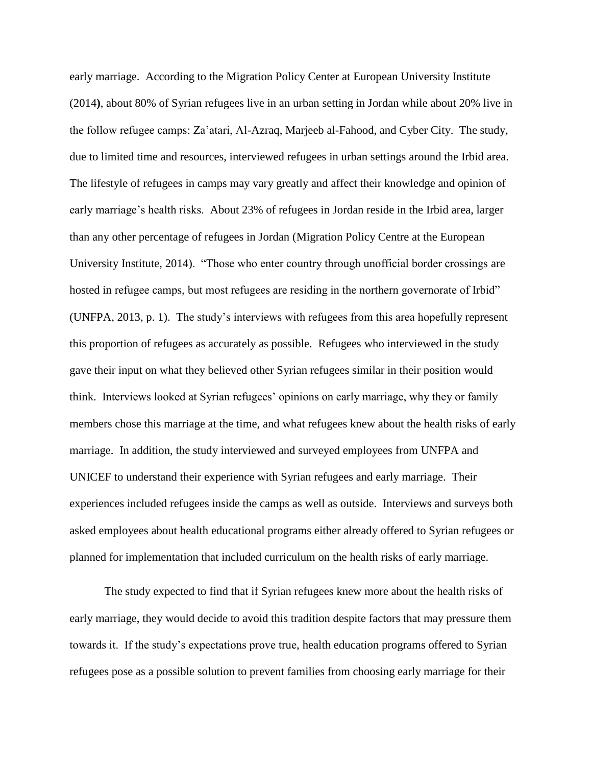early marriage. According to the Migration Policy Center at European University Institute (2014**)**, about 80% of Syrian refugees live in an urban setting in Jordan while about 20% live in the follow refugee camps: Za'atari, Al-Azraq, Marjeeb al-Fahood, and Cyber City. The study, due to limited time and resources, interviewed refugees in urban settings around the Irbid area. The lifestyle of refugees in camps may vary greatly and affect their knowledge and opinion of early marriage's health risks. About 23% of refugees in Jordan reside in the Irbid area, larger than any other percentage of refugees in Jordan (Migration Policy Centre at the European University Institute, 2014). "Those who enter country through unofficial border crossings are hosted in refugee camps, but most refugees are residing in the northern governorate of Irbid" (UNFPA, 2013, p. 1). The study's interviews with refugees from this area hopefully represent this proportion of refugees as accurately as possible. Refugees who interviewed in the study gave their input on what they believed other Syrian refugees similar in their position would think. Interviews looked at Syrian refugees' opinions on early marriage, why they or family members chose this marriage at the time, and what refugees knew about the health risks of early marriage. In addition, the study interviewed and surveyed employees from UNFPA and UNICEF to understand their experience with Syrian refugees and early marriage. Their experiences included refugees inside the camps as well as outside. Interviews and surveys both asked employees about health educational programs either already offered to Syrian refugees or planned for implementation that included curriculum on the health risks of early marriage.

The study expected to find that if Syrian refugees knew more about the health risks of early marriage, they would decide to avoid this tradition despite factors that may pressure them towards it. If the study's expectations prove true, health education programs offered to Syrian refugees pose as a possible solution to prevent families from choosing early marriage for their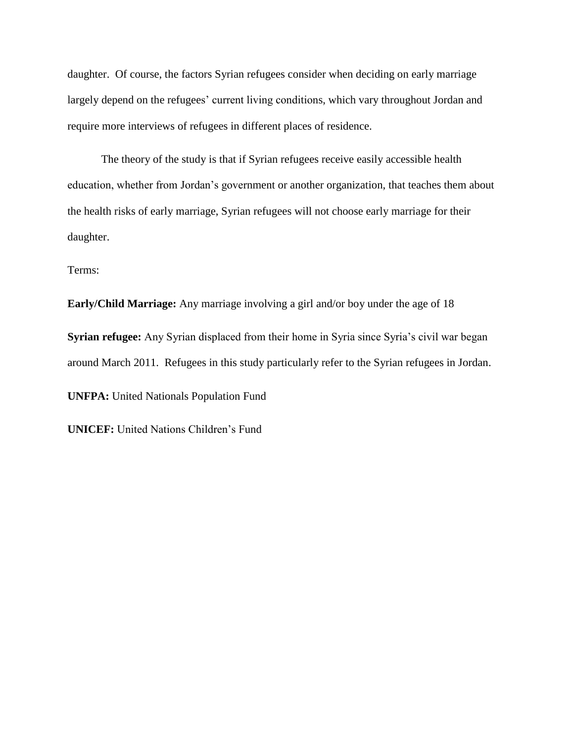daughter. Of course, the factors Syrian refugees consider when deciding on early marriage largely depend on the refugees' current living conditions, which vary throughout Jordan and require more interviews of refugees in different places of residence.

The theory of the study is that if Syrian refugees receive easily accessible health education, whether from Jordan's government or another organization, that teaches them about the health risks of early marriage, Syrian refugees will not choose early marriage for their daughter.

Terms:

**Early/Child Marriage:** Any marriage involving a girl and/or boy under the age of 18

**Syrian refugee:** Any Syrian displaced from their home in Syria since Syria's civil war began around March 2011. Refugees in this study particularly refer to the Syrian refugees in Jordan.

**UNFPA:** United Nationals Population Fund

**UNICEF:** United Nations Children's Fund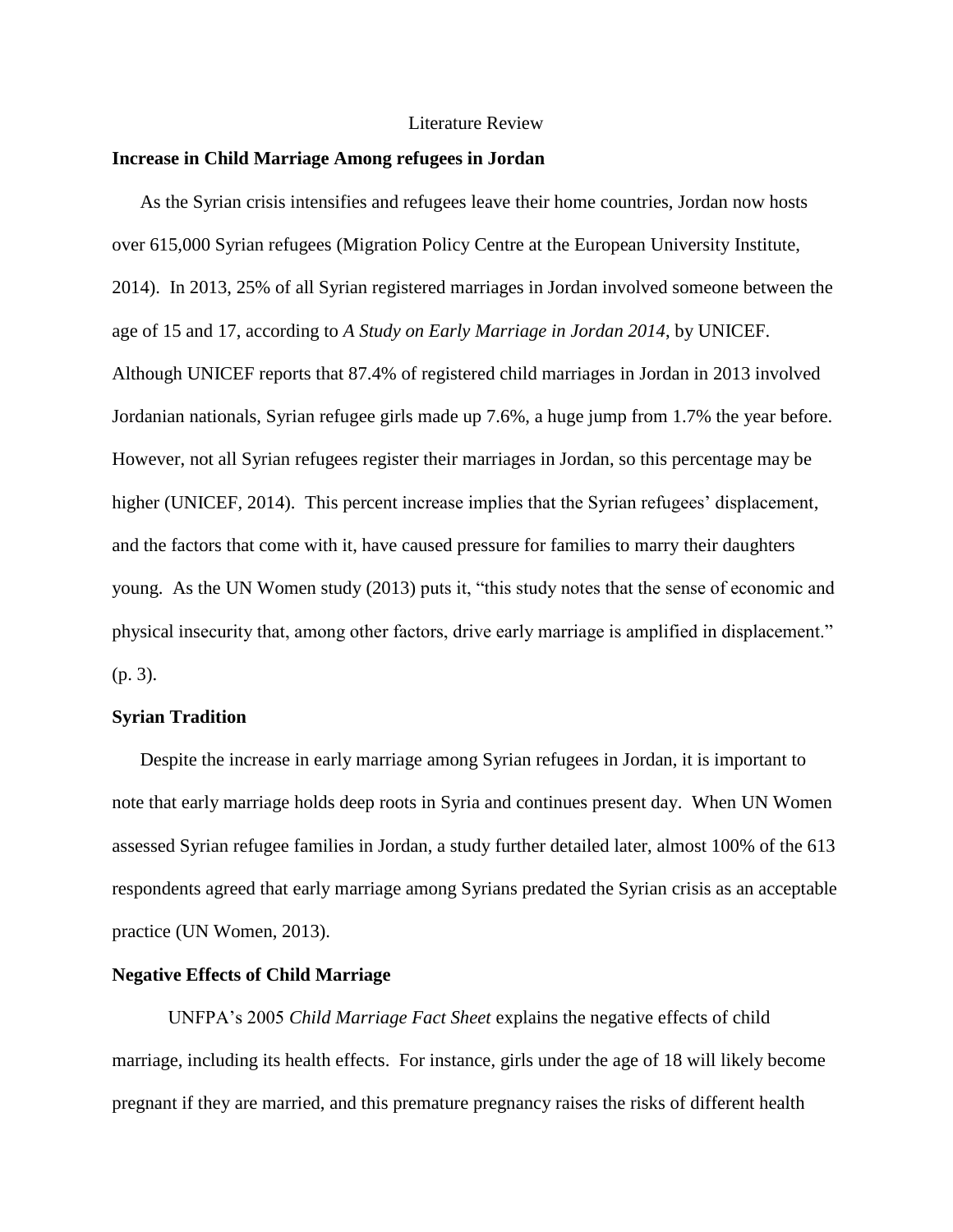# Literature Review

## Increase in Child Marriage Among refugees in Jordan

As the Syrian crisis intensifies and refugees leave their home countries, Jordan now hosts over 615,000 Syrian refugees (Migration Policy Centre at the European University Institute, 2014). In 2013, 25% of all Syrian registered marriages in Jordan involved someone between the age of 15 and 17, according to *A Study on Early Marriage in Jordan 2014,* by UNICEF. Although UNICEF reports that 87.4% of registered child marriages in Jordan in 2013 involved Jordanian nationals, Syrian refugee girls made up 7.6%, a huge jump from 1.7% the year before. However, not all Syrian refugees register their marriages in Jordan, so this percentage may be higher (UNICEF, 2014). This percent increase implies that the Syrian refugees' displacement, and the factors that come with it, have caused pressure for families to marry their daughters young. As the UN Women study (2013) puts it, "this study notes that the sense of economic and physical insecurity that, among other factors, drive early marriage is amplified in displacement." (p. 3).

## Syrian Tradition

Despite the increase in early marriage among Syrian refugees in Jordan, it is important to note that early marriage holds deep roots in Syria and continues present day. When UN Women assessed Syrian refugee families in Jordan, a study further detailed later, almost 100% of the 613 respondents agreed that early marriage among Syrians predated the Syrian crisis as an acceptable practice (UN Women, 2013).

## Negative Effects of Child Marriage

UNFPA's 2005 *Child Marriage Fact Sheet* explains the negative effects of child marriage, including its health effects. For instance, girls under the age of 18 will likely become pregnant if they are married, and this premature pregnancy raises the risks of different health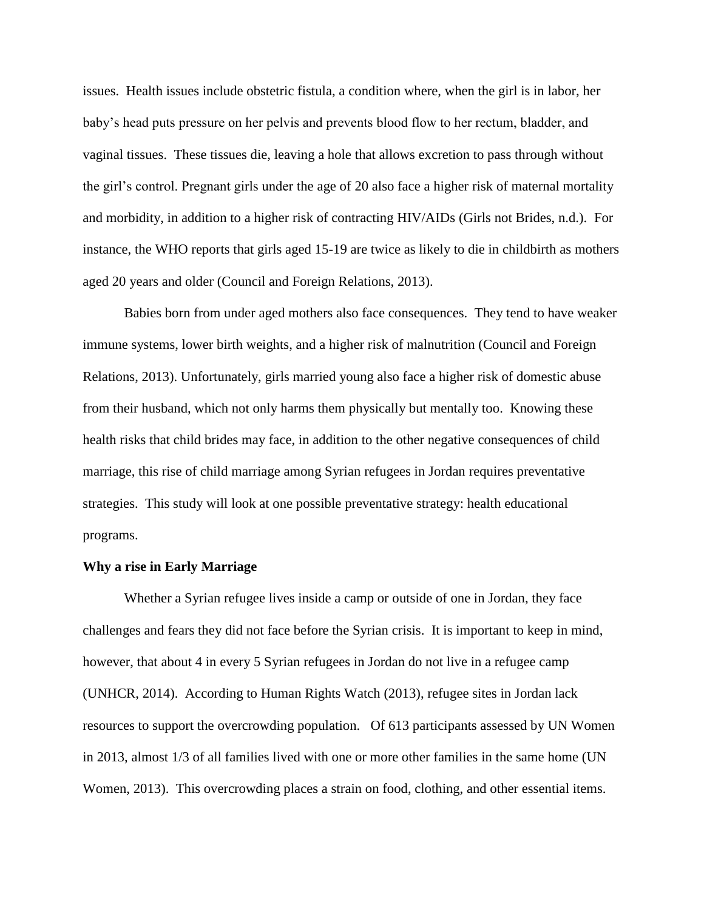issues. Health issues include obstetric fistula, a condition where, when the girl is in labor, her baby's head puts pressure on her pelvis and prevents blood flow to her rectum, bladder, and vaginal tissues. These tissues die, leaving a hole that allows excretion to pass through without the girl's control. Pregnant girls under the age of 20 also face a higher risk of maternal mortality and morbidity, in addition to a higher risk of contracting HIV/AIDs (Girls not Brides, n.d.). For instance, the WHO reports that girls aged 15-19 are twice as likely to die in childbirth as mothers aged 20 years and older (Council and Foreign Relations, 2013).

Babies born from under aged mothers also face consequences. They tend to have weaker immune systems, lower birth weights, and a higher risk of malnutrition (Council and Foreign Relations, 2013). Unfortunately, girls married young also face a higher risk of domestic abuse from their husband, which not only harms them physically but mentally too. Knowing these health risks that child brides may face, in addition to the other negative consequences of child marriage, this rise of child marriage among Syrian refugees in Jordan requires preventative strategies. This study will look at one possible preventative strategy: health educational programs.

**Why a rise in Early Marriage**

Whether a Syrian refugee lives inside a camp or outside of one in Jordan, they face challenges and fears they did not face before the Syrian crisis. It is important to keep in mind, however, that about 4 in every 5 Syrian refugees in Jordan do not live in a refugee camp (UNHCR, 2014). According to Human Rights Watch (2013), refugee sites in Jordan lack resources to support the overcrowding population. Of 613 participants assessed by UN Women in 2013, almost 1/3 of all families lived with one or more other families in the same home (UN Women, 2013). This overcrowding places a strain on food, clothing, and other essential items.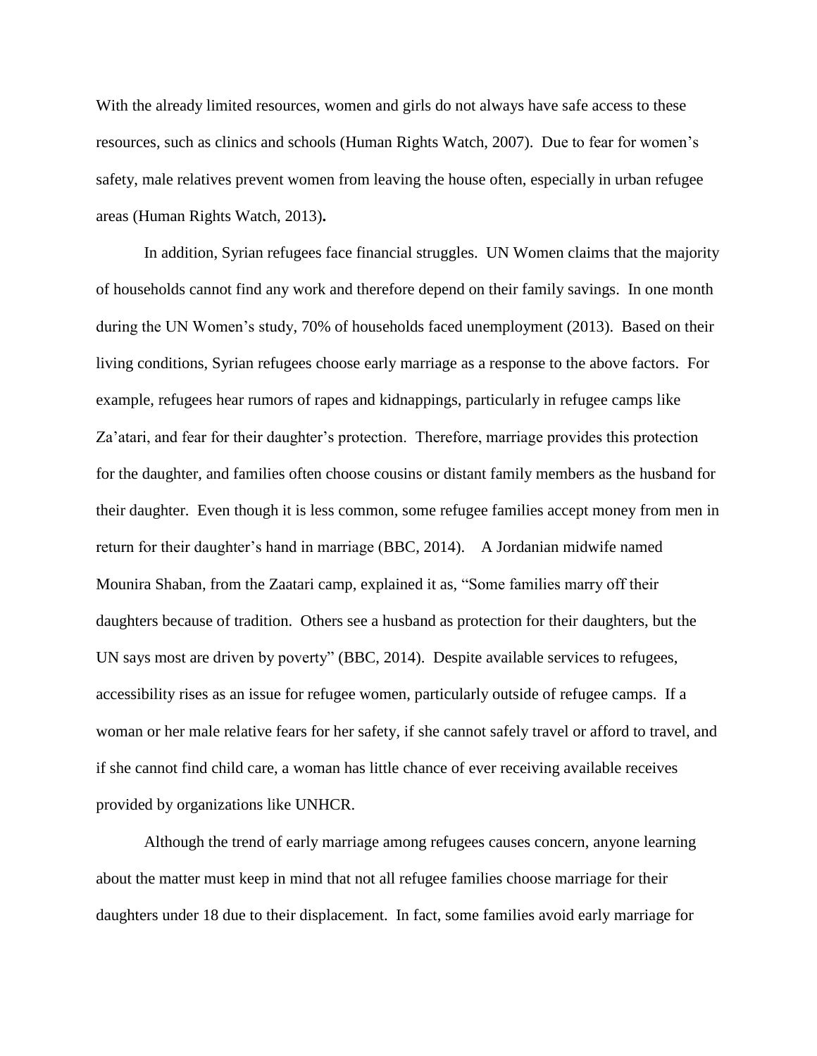With the already limited resources, women and girls do not always have safe access to these resources, such as clinics and schools (Human Rights Watch, 2007). Due to fear for women's safety, male relatives prevent women from leaving the house often, especially in urban refugee areas (Human Rights Watch, 2013).

In addition, Syrian refugees face financial struggles. UN Women claims that the majority of households cannot find any work and therefore depend on their family savings. In one month during the UN Women's study, 70% of households faced unemployment (2013). Based on their living conditions, Syrian refugees choose early marriage as a response to the above factors. For example, refugees hear rumors of rapes and kidnappings, particularly in refugee camps like Za'atari, and fear for their daughter's protection. Therefore, marriage provides this protection for the daughter, and families often choose cousins or distant family members as the husband for their daughter. Even though it is less common, some refugee families accept money from men in return for their daughter's hand in marriage (BBC, 2014). A Jordanian midwife named Mounira Shaban, from the Zaatari camp, explained it as, "Some families marry off their daughters because of tradition. Others see a husband as protection for their daughters, but the UN says most are driven by poverty" (BBC, 2014). Despite available services to refugees, accessibility rises as an issue for refugee women, particularly outside of refugee camps. If a woman or her male relative fears for her safety, if she cannot safely travel or afford to travel, and if she cannot find child care, a woman has little chance of ever receiving available receives provided by organizations like UNHCR.

Although the trend of early marriage among refugees causes concern, anyone learning about the matter must keep in mind that not all refugee families choose marriage for their daughters under 18 due to their displacement. In fact, some families avoid early marriage for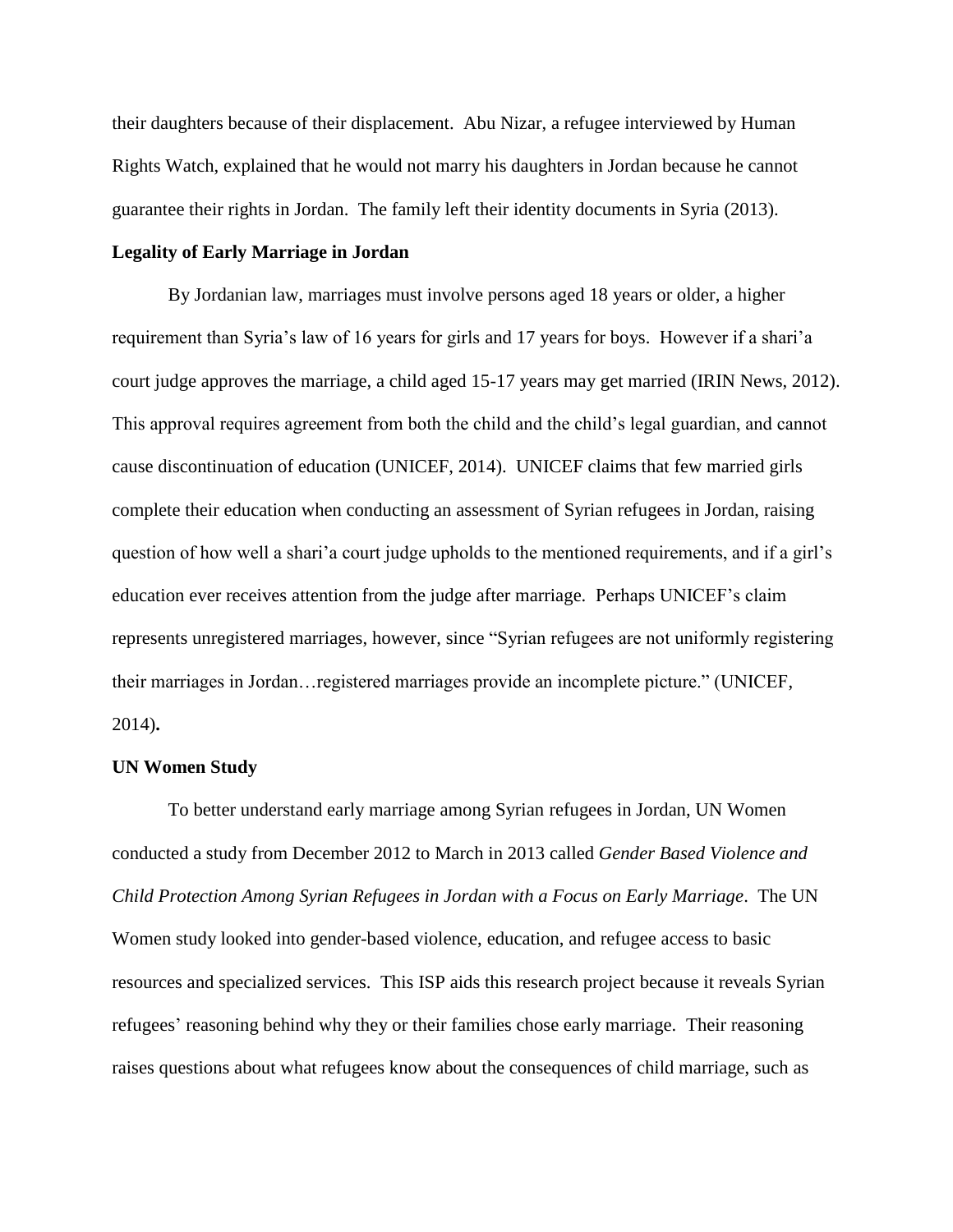their daughters because of their displacement. Abu Nizar, a refugee interviewed by Human Rights Watch, explained that he would not marry his daughters in Jordan because he cannot guarantee their rights in Jordan. The family left their identity documents in Syria (2013).

**Legality of Early Marriage in Jordan**

By Jordanian law, marriages must involve persons aged 18 years or older, a higher requirement than Syria's law of 16 years for girls and 17 years for boys. However if a shari'a court judge approves the marriage, a child aged 15-17 years may get married (IRIN News, 2012). This approval requires agreement from both the child and the child's legal guardian, and cannot cause discontinuation of education (UNICEF, 2014). UNICEF claims that few married girls complete their education when conducting an assessment of Syrian refugees in Jordan, raising question of how well a shari'a court judge upholds to the mentioned requirements, and if a girl's education ever receives attention from the judge after marriage. Perhaps UNICEF's claim represents unregistered marriages, however, since "Syrian refugees are not uniformly registering their marriages in Jordan…registered marriages provide an incomplete picture." (UNICEF, 2014)**.**

**UN Women Study**

To better understand early marriage among Syrian refugees in Jordan, UN Women conducted a study from December 2012 to March in 2013 called *Gender Based Violence and Child Protection Among Syrian Refugees in Jordan with a Focus on Early Marriage*. The UN Women study looked into gender-based violence, education, and refugee access to basic resources and specialized services. This ISP aids this research project because it reveals Syrian refugees' reasoning behind why they or their families chose early marriage. Their reasoning raises questions about what refugees know about the consequences of child marriage, such as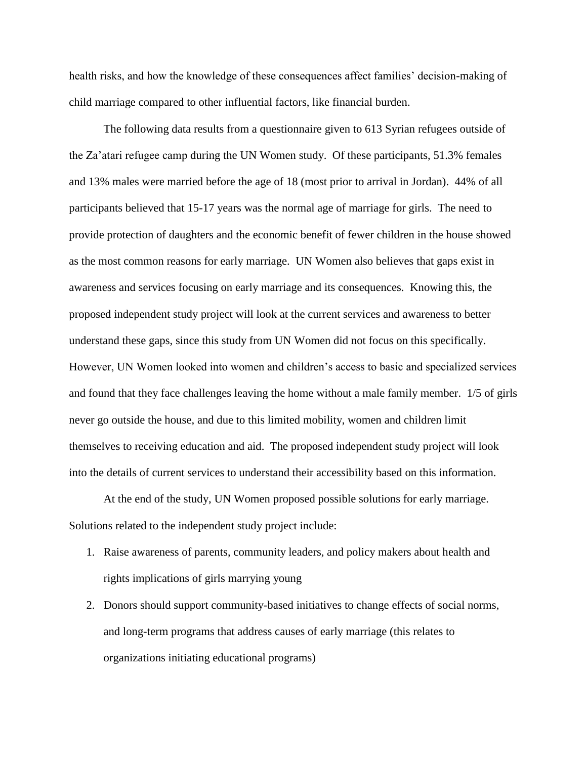health risks, and how the knowledge of these consequences affect families' decision-making of child marriage compared to other influential factors, like financial burden.

The following data results from a questionnaire given to 613 Syrian refugees outside of the Za'atari refugee camp during the UN Women study. Of these participants, 51.3% females and 13% males were married before the age of 18 (most prior to arrival in Jordan). 44% of all participants believed that 15-17 years was the normal age of marriage for girls. The need to provide protection of daughters and the economic benefit of fewer children in the house showed as the most common reasons for early marriage. UN Women also believes that gaps exist in awareness and services focusing on early marriage and its consequences. Knowing this, the proposed independent study project will look at the current services and awareness to better understand these gaps, since this study from UN Women did not focus on this specifically. However, UN Women looked into women and children's access to basic and specialized services and found that they face challenges leaving the home without a male family member. 1/5 of girls never go outside the house, and due to this limited mobility, women and children limit themselves to receiving education and aid. The proposed independent study project will look into the details of current services to understand their accessibility based on this information.

At the end of the study, UN Women proposed possible solutions for early marriage. Solutions related to the independent study project include:

1. Raise awareness of parents, community leaders, and policy makers about health and rights implications of girls marrying young
2. Donors should support community-based initiatives to change effects of social norms, and long-term programs that address causes of early marriage (this relates to organizations initiating educational programs)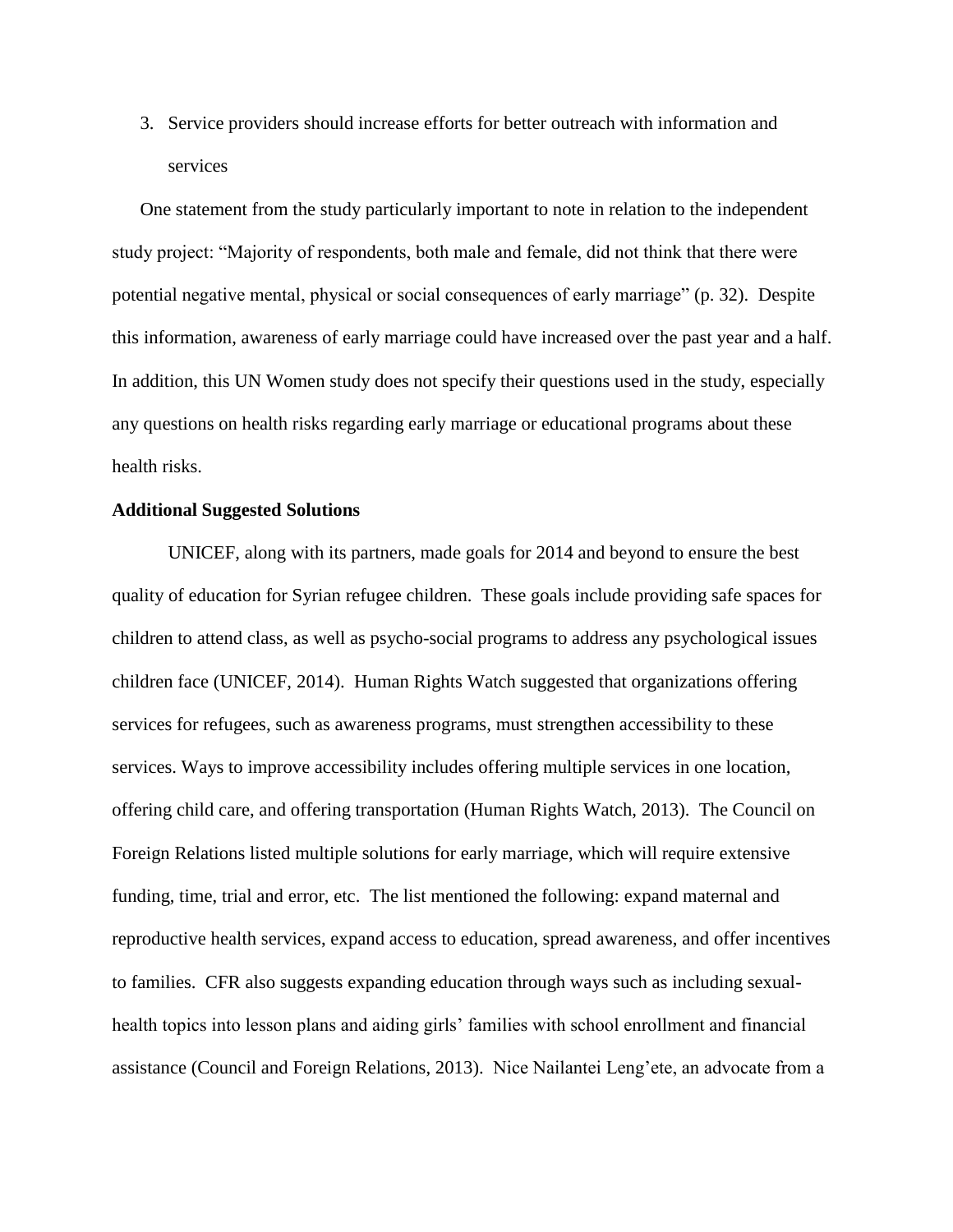3. Service providers should increase efforts for better outreach with information and services

One statement from the study particularly important to note in relation to the independent study project: "Majority of respondents, both male and female, did not think that there were potential negative mental, physical or social consequences of early marriage" (p. 32). Despite this information, awareness of early marriage could have increased over the past year and a half. In addition, this UN Women study does not specify their questions used in the study, especially any questions on health risks regarding early marriage or educational programs about these health risks.

**Additional Suggested Solutions**

UNICEF, along with its partners, made goals for 2014 and beyond to ensure the best quality of education for Syrian refugee children. These goals include providing safe spaces for children to attend class, as well as psycho-social programs to address any psychological issues children face (UNICEF, 2014). Human Rights Watch suggested that organizations offering services for refugees, such as awareness programs, must strengthen accessibility to these services. Ways to improve accessibility includes offering multiple services in one location, offering child care, and offering transportation (Human Rights Watch, 2013). The Council on Foreign Relations listed multiple solutions for early marriage, which will require extensive funding, time, trial and error, etc. The list mentioned the following: expand maternal and reproductive health services, expand access to education, spread awareness, and offer incentives to families. CFR also suggests expanding education through ways such as including sexual-health topics into lesson plans and aiding girls' families with school enrollment and financial assistance (Council and Foreign Relations, 2013). Nice Nailantei Leng'ete, an advocate from a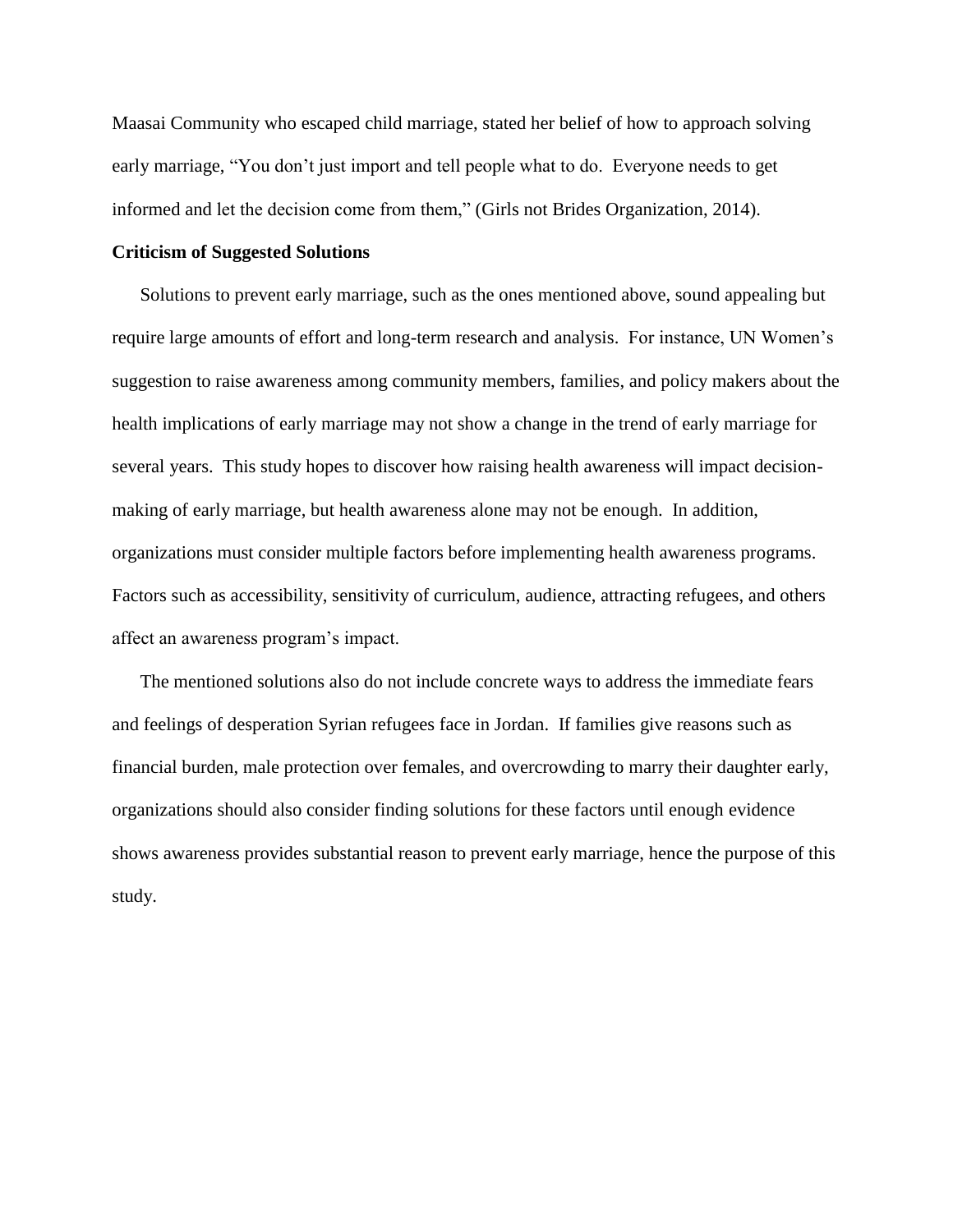Maasai Community who escaped child marriage, stated her belief of how to approach solving early marriage, "You don't just import and tell people what to do. Everyone needs to get informed and let the decision come from them," (Girls not Brides Organization, 2014).

**Criticism of Suggested Solutions**

Solutions to prevent early marriage, such as the ones mentioned above, sound appealing but require large amounts of effort and long-term research and analysis. For instance, UN Women's suggestion to raise awareness among community members, families, and policy makers about the health implications of early marriage may not show a change in the trend of early marriage for several years. This study hopes to discover how raising health awareness will impact decision-making of early marriage, but health awareness alone may not be enough. In addition, organizations must consider multiple factors before implementing health awareness programs. Factors such as accessibility, sensitivity of curriculum, audience, attracting refugees, and others affect an awareness program's impact.

The mentioned solutions also do not include concrete ways to address the immediate fears and feelings of desperation Syrian refugees face in Jordan. If families give reasons such as financial burden, male protection over females, and overcrowding to marry their daughter early, organizations should also consider finding solutions for these factors until enough evidence shows awareness provides substantial reason to prevent early marriage, hence the purpose of this study.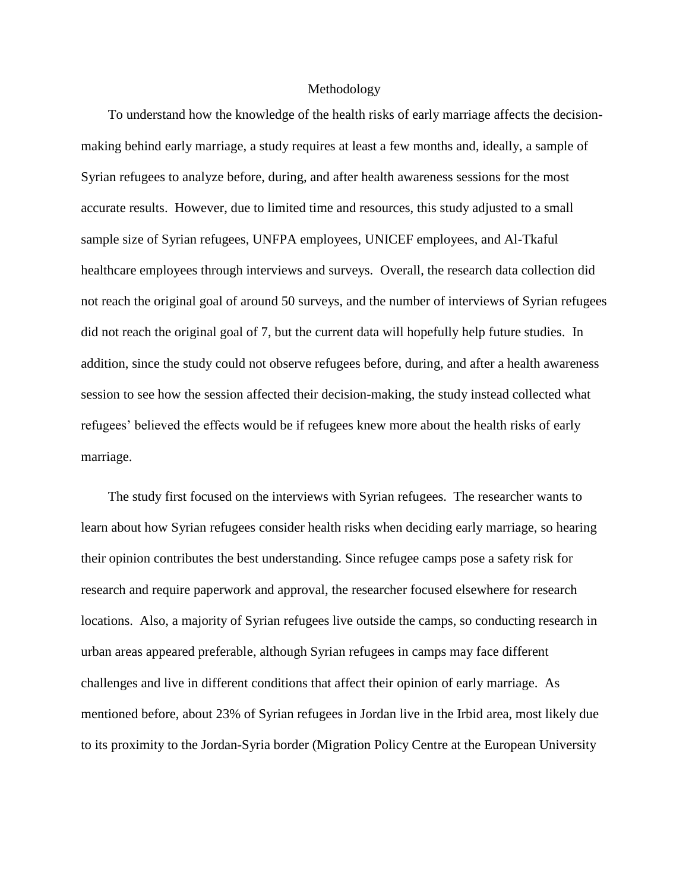# Methodology

To understand how the knowledge of the health risks of early marriage affects the decision-making behind early marriage, a study requires at least a few months and, ideally, a sample of Syrian refugees to analyze before, during, and after health awareness sessions for the most accurate results. However, due to limited time and resources, this study adjusted to a small sample size of Syrian refugees, UNFPA employees, UNICEF employees, and Al-Tkaful healthcare employees through interviews and surveys. Overall, the research data collection did not reach the original goal of around 50 surveys, and the number of interviews of Syrian refugees did not reach the original goal of 7, but the current data will hopefully help future studies. In addition, since the study could not observe refugees before, during, and after a health awareness session to see how the session affected their decision-making, the study instead collected what refugees' believed the effects would be if refugees knew more about the health risks of early marriage.

The study first focused on the interviews with Syrian refugees. The researcher wants to learn about how Syrian refugees consider health risks when deciding early marriage, so hearing their opinion contributes the best understanding. Since refugee camps pose a safety risk for research and require paperwork and approval, the researcher focused elsewhere for research locations. Also, a majority of Syrian refugees live outside the camps, so conducting research in urban areas appeared preferable, although Syrian refugees in camps may face different challenges and live in different conditions that affect their opinion of early marriage. As mentioned before, about 23% of Syrian refugees in Jordan live in the Irbid area, most likely due to its proximity to the Jordan-Syria border (Migration Policy Centre at the European University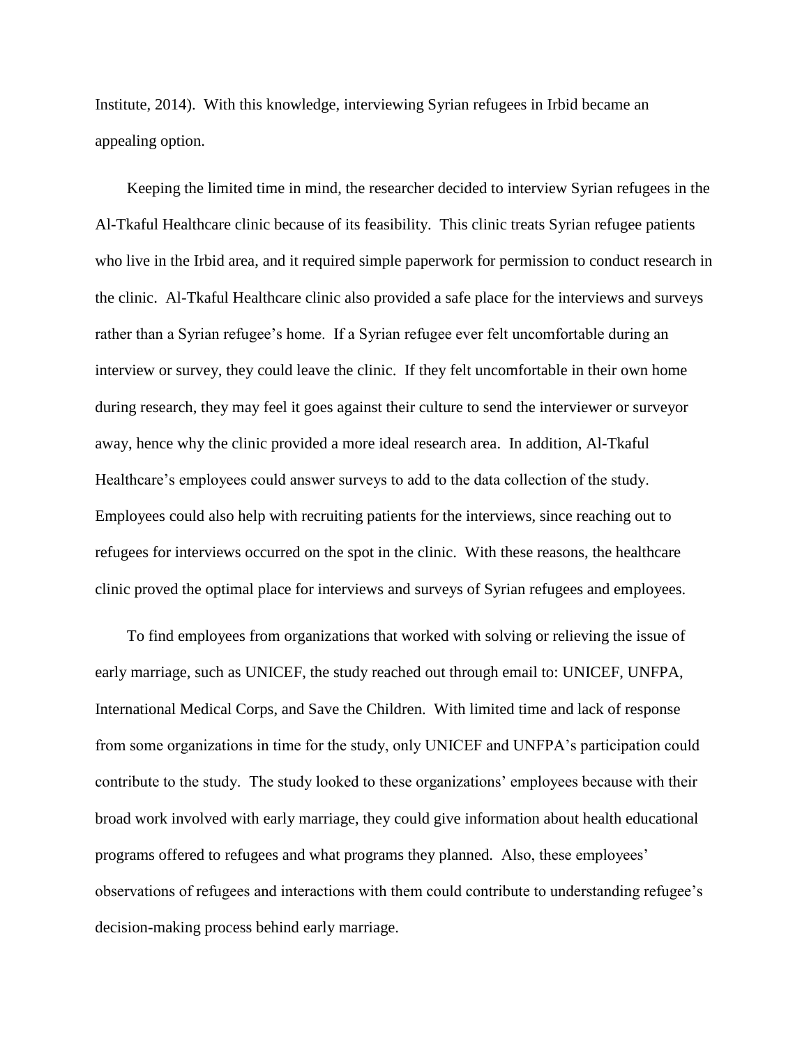Institute, 2014). With this knowledge, interviewing Syrian refugees in Irbid became an appealing option.

Keeping the limited time in mind, the researcher decided to interview Syrian refugees in the Al-Tkaful Healthcare clinic because of its feasibility. This clinic treats Syrian refugee patients who live in the Irbid area, and it required simple paperwork for permission to conduct research in the clinic. Al-Tkaful Healthcare clinic also provided a safe place for the interviews and surveys rather than a Syrian refugee's home. If a Syrian refugee ever felt uncomfortable during an interview or survey, they could leave the clinic. If they felt uncomfortable in their own home during research, they may feel it goes against their culture to send the interviewer or surveyor away, hence why the clinic provided a more ideal research area. In addition, Al-Tkaful Healthcare's employees could answer surveys to add to the data collection of the study. Employees could also help with recruiting patients for the interviews, since reaching out to refugees for interviews occurred on the spot in the clinic. With these reasons, the healthcare clinic proved the optimal place for interviews and surveys of Syrian refugees and employees.

To find employees from organizations that worked with solving or relieving the issue of early marriage, such as UNICEF, the study reached out through email to: UNICEF, UNFPA, International Medical Corps, and Save the Children. With limited time and lack of response from some organizations in time for the study, only UNICEF and UNFPA's participation could contribute to the study. The study looked to these organizations' employees because with their broad work involved with early marriage, they could give information about health educational programs offered to refugees and what programs they planned. Also, these employees' observations of refugees and interactions with them could contribute to understanding refugee's decision-making process behind early marriage.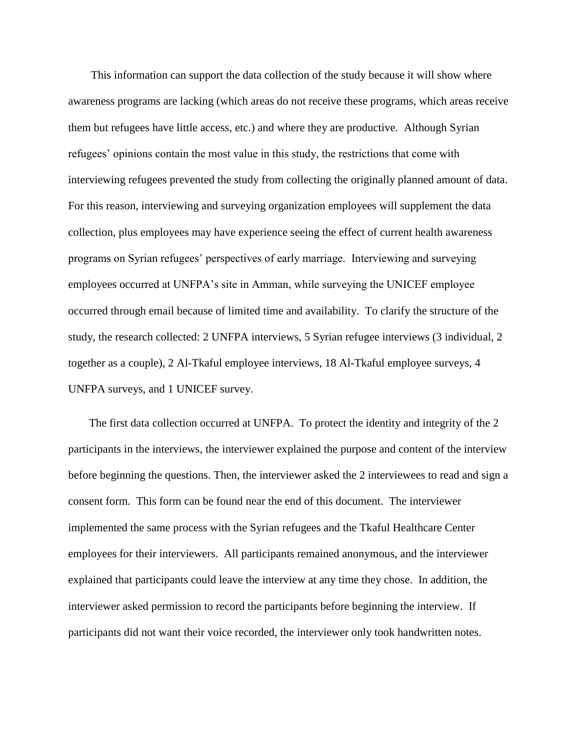This information can support the data collection of the study because it will show where awareness programs are lacking (which areas do not receive these programs, which areas receive them but refugees have little access, etc.) and where they are productive. Although Syrian refugees' opinions contain the most value in this study, the restrictions that come with interviewing refugees prevented the study from collecting the originally planned amount of data. For this reason, interviewing and surveying organization employees will supplement the data collection, plus employees may have experience seeing the effect of current health awareness programs on Syrian refugees' perspectives of early marriage. Interviewing and surveying employees occurred at UNFPA's site in Amman, while surveying the UNICEF employee occurred through email because of limited time and availability. To clarify the structure of the study, the research collected: 2 UNFPA interviews, 5 Syrian refugee interviews (3 individual, 2 together as a couple), 2 Al-Tkaful employee interviews, 18 Al-Tkaful employee surveys, 4 UNFPA surveys, and 1 UNICEF survey.

The first data collection occurred at UNFPA. To protect the identity and integrity of the 2 participants in the interviews, the interviewer explained the purpose and content of the interview before beginning the questions. Then, the interviewer asked the 2 interviewees to read and sign a consent form. This form can be found near the end of this document. The interviewer implemented the same process with the Syrian refugees and the Tkaful Healthcare Center employees for their interviewers. All participants remained anonymous, and the interviewer explained that participants could leave the interview at any time they chose. In addition, the interviewer asked permission to record the participants before beginning the interview. If participants did not want their voice recorded, the interviewer only took handwritten notes.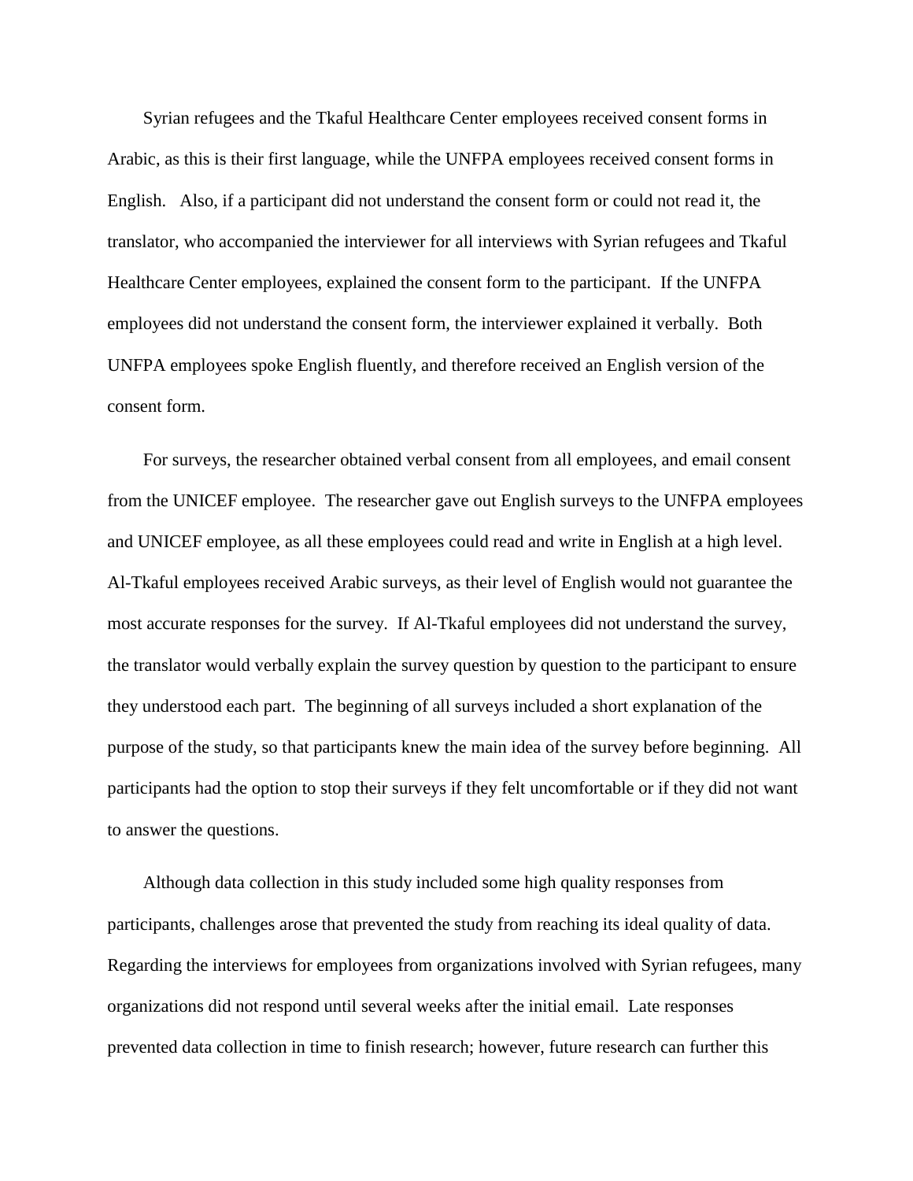Syrian refugees and the Tkaful Healthcare Center employees received consent forms in Arabic, as this is their first language, while the UNFPA employees received consent forms in English. Also, if a participant did not understand the consent form or could not read it, the translator, who accompanied the interviewer for all interviews with Syrian refugees and Tkaful Healthcare Center employees, explained the consent form to the participant. If the UNFPA employees did not understand the consent form, the interviewer explained it verbally. Both UNFPA employees spoke English fluently, and therefore received an English version of the consent form.

For surveys, the researcher obtained verbal consent from all employees, and email consent from the UNICEF employee. The researcher gave out English surveys to the UNFPA employees and UNICEF employee, as all these employees could read and write in English at a high level. Al-Tkaful employees received Arabic surveys, as their level of English would not guarantee the most accurate responses for the survey. If Al-Tkaful employees did not understand the survey, the translator would verbally explain the survey question by question to the participant to ensure they understood each part. The beginning of all surveys included a short explanation of the purpose of the study, so that participants knew the main idea of the survey before beginning. All participants had the option to stop their surveys if they felt uncomfortable or if they did not want to answer the questions.

Although data collection in this study included some high quality responses from participants, challenges arose that prevented the study from reaching its ideal quality of data. Regarding the interviews for employees from organizations involved with Syrian refugees, many organizations did not respond until several weeks after the initial email. Late responses prevented data collection in time to finish research; however, future research can further this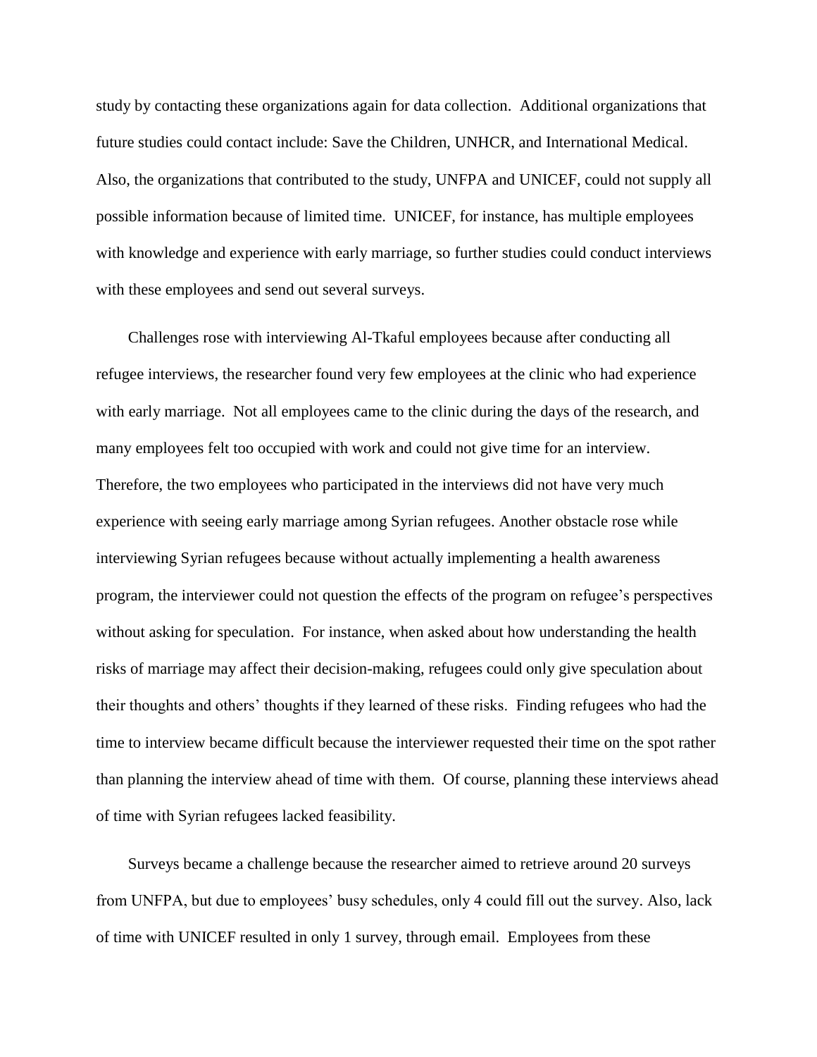study by contacting these organizations again for data collection. Additional organizations that future studies could contact include: Save the Children, UNHCR, and International Medical. Also, the organizations that contributed to the study, UNFPA and UNICEF, could not supply all possible information because of limited time. UNICEF, for instance, has multiple employees with knowledge and experience with early marriage, so further studies could conduct interviews with these employees and send out several surveys.

Challenges rose with interviewing Al-Tkaful employees because after conducting all refugee interviews, the researcher found very few employees at the clinic who had experience with early marriage. Not all employees came to the clinic during the days of the research, and many employees felt too occupied with work and could not give time for an interview. Therefore, the two employees who participated in the interviews did not have very much experience with seeing early marriage among Syrian refugees. Another obstacle rose while interviewing Syrian refugees because without actually implementing a health awareness program, the interviewer could not question the effects of the program on refugee's perspectives without asking for speculation. For instance, when asked about how understanding the health risks of marriage may affect their decision-making, refugees could only give speculation about their thoughts and others' thoughts if they learned of these risks. Finding refugees who had the time to interview became difficult because the interviewer requested their time on the spot rather than planning the interview ahead of time with them. Of course, planning these interviews ahead of time with Syrian refugees lacked feasibility.

Surveys became a challenge because the researcher aimed to retrieve around 20 surveys from UNFPA, but due to employees' busy schedules, only 4 could fill out the survey. Also, lack of time with UNICEF resulted in only 1 survey, through email. Employees from these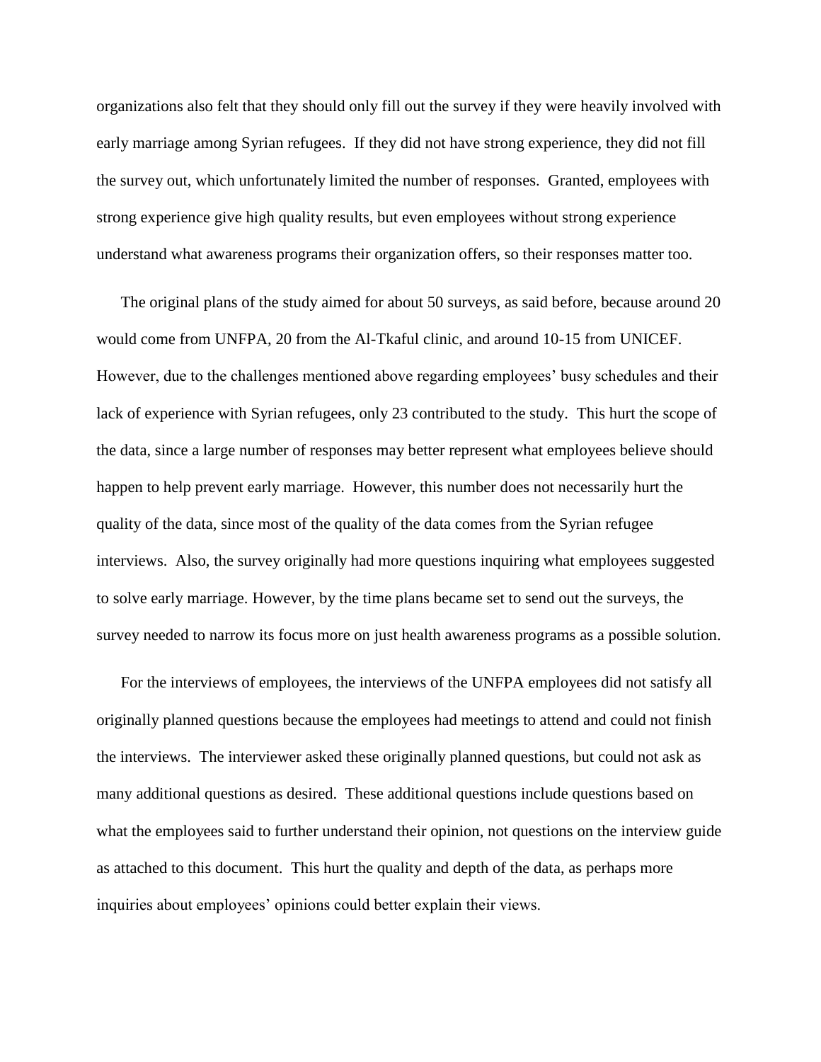organizations also felt that they should only fill out the survey if they were heavily involved with early marriage among Syrian refugees. If they did not have strong experience, they did not fill the survey out, which unfortunately limited the number of responses. Granted, employees with strong experience give high quality results, but even employees without strong experience understand what awareness programs their organization offers, so their responses matter too.

The original plans of the study aimed for about 50 surveys, as said before, because around 20 would come from UNFPA, 20 from the Al-Tkaful clinic, and around 10-15 from UNICEF. However, due to the challenges mentioned above regarding employees' busy schedules and their lack of experience with Syrian refugees, only 23 contributed to the study. This hurt the scope of the data, since a large number of responses may better represent what employees believe should happen to help prevent early marriage. However, this number does not necessarily hurt the quality of the data, since most of the quality of the data comes from the Syrian refugee interviews. Also, the survey originally had more questions inquiring what employees suggested to solve early marriage. However, by the time plans became set to send out the surveys, the survey needed to narrow its focus more on just health awareness programs as a possible solution.

For the interviews of employees, the interviews of the UNFPA employees did not satisfy all originally planned questions because the employees had meetings to attend and could not finish the interviews. The interviewer asked these originally planned questions, but could not ask as many additional questions as desired. These additional questions include questions based on what the employees said to further understand their opinion, not questions on the interview guide as attached to this document. This hurt the quality and depth of the data, as perhaps more inquiries about employees' opinions could better explain their views.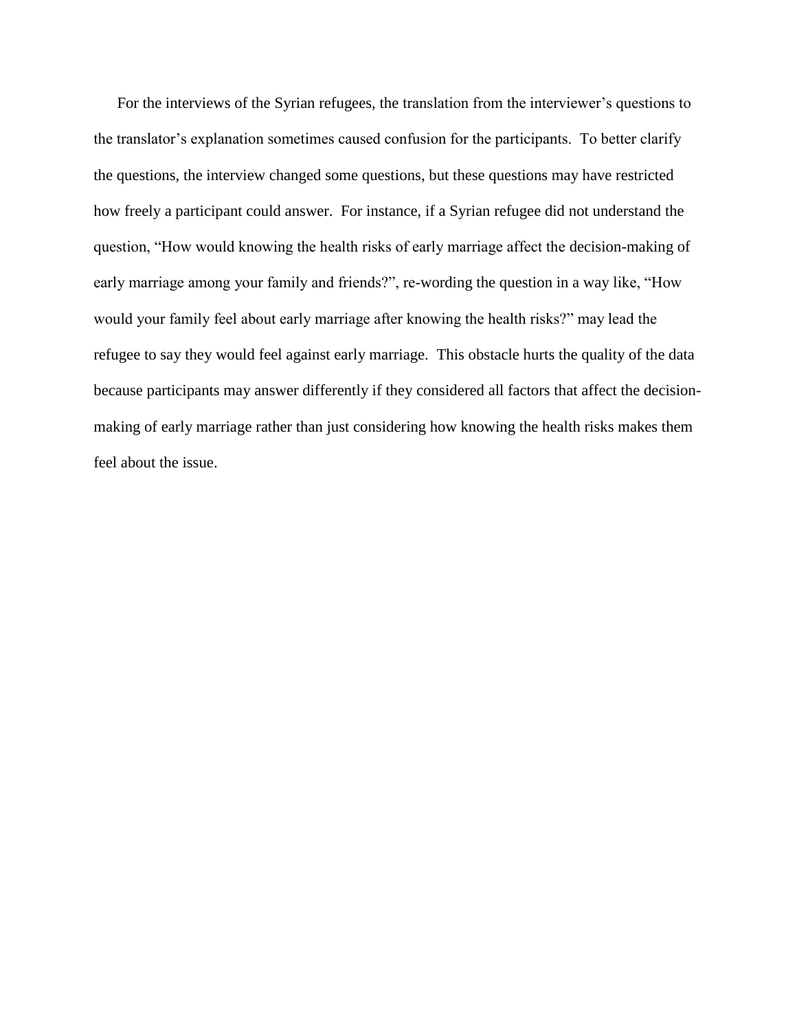For the interviews of the Syrian refugees, the translation from the interviewer's questions to the translator's explanation sometimes caused confusion for the participants. To better clarify the questions, the interview changed some questions, but these questions may have restricted how freely a participant could answer. For instance, if a Syrian refugee did not understand the question, "How would knowing the health risks of early marriage affect the decision-making of early marriage among your family and friends?", re-wording the question in a way like, "How would your family feel about early marriage after knowing the health risks?" may lead the refugee to say they would feel against early marriage. This obstacle hurts the quality of the data because participants may answer differently if they considered all factors that affect the decision-making of early marriage rather than just considering how knowing the health risks makes them feel about the issue.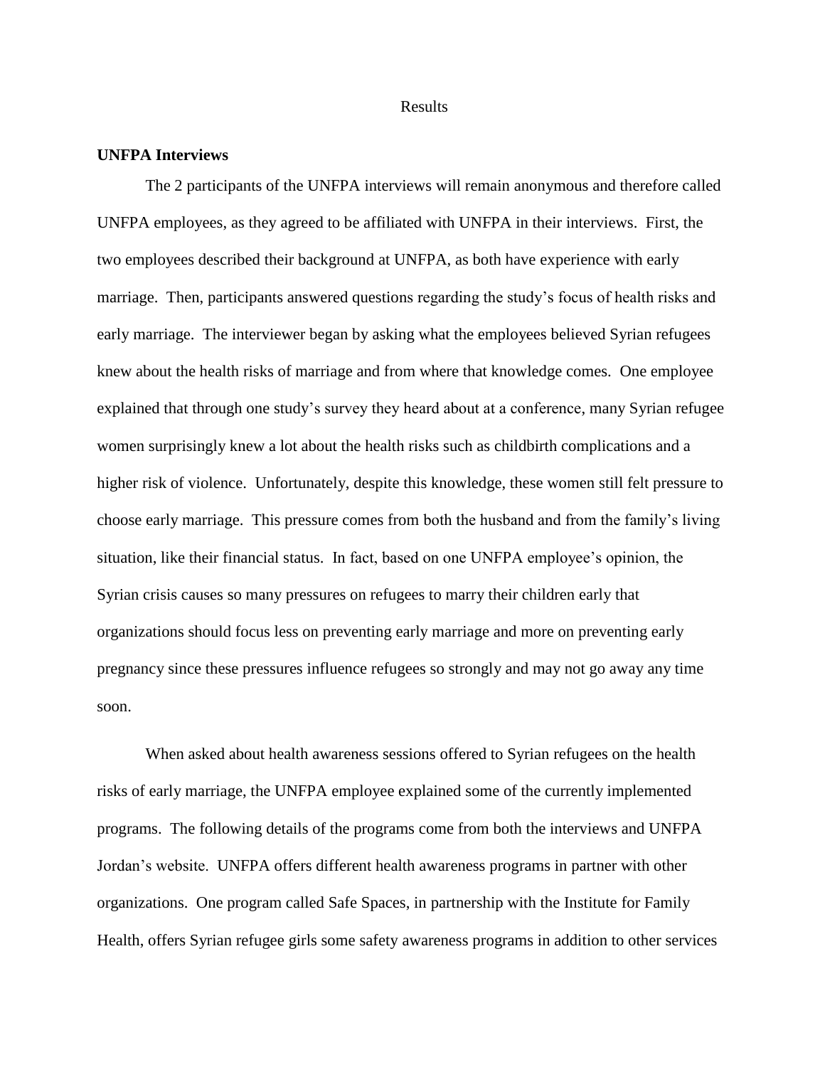# Results

**UNFPA Interviews**

The 2 participants of the UNFPA interviews will remain anonymous and therefore called UNFPA employees, as they agreed to be affiliated with UNFPA in their interviews. First, the two employees described their background at UNFPA, as both have experience with early marriage. Then, participants answered questions regarding the study's focus of health risks and early marriage. The interviewer began by asking what the employees believed Syrian refugees knew about the health risks of marriage and from where that knowledge comes. One employee explained that through one study's survey they heard about at a conference, many Syrian refugee women surprisingly knew a lot about the health risks such as childbirth complications and a higher risk of violence. Unfortunately, despite this knowledge, these women still felt pressure to choose early marriage. This pressure comes from both the husband and from the family's living situation, like their financial status. In fact, based on one UNFPA employee's opinion, the Syrian crisis causes so many pressures on refugees to marry their children early that organizations should focus less on preventing early marriage and more on preventing early pregnancy since these pressures influence refugees so strongly and may not go away any time soon.

When asked about health awareness sessions offered to Syrian refugees on the health risks of early marriage, the UNFPA employee explained some of the currently implemented programs. The following details of the programs come from both the interviews and UNFPA Jordan's website. UNFPA offers different health awareness programs in partner with other organizations. One program called Safe Spaces, in partnership with the Institute for Family Health, offers Syrian refugee girls some safety awareness programs in addition to other services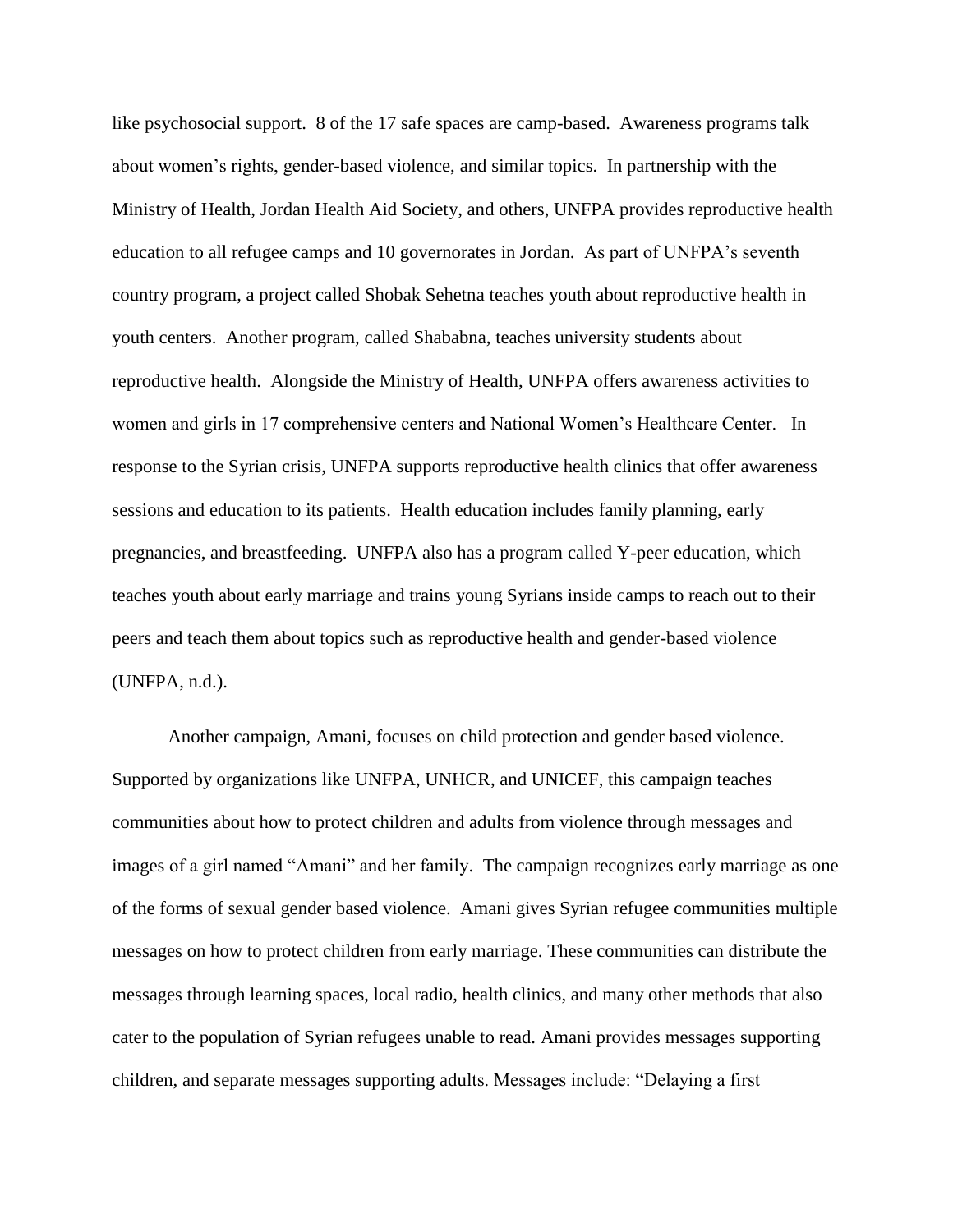like psychosocial support. 8 of the 17 safe spaces are camp-based. Awareness programs talk about women's rights, gender-based violence, and similar topics. In partnership with the Ministry of Health, Jordan Health Aid Society, and others, UNFPA provides reproductive health education to all refugee camps and 10 governorates in Jordan. As part of UNFPA's seventh country program, a project called Shobak Sehetna teaches youth about reproductive health in youth centers. Another program, called Shababna, teaches university students about reproductive health. Alongside the Ministry of Health, UNFPA offers awareness activities to women and girls in 17 comprehensive centers and National Women's Healthcare Center. In response to the Syrian crisis, UNFPA supports reproductive health clinics that offer awareness sessions and education to its patients. Health education includes family planning, early pregnancies, and breastfeeding. UNFPA also has a program called Y-peer education, which teaches youth about early marriage and trains young Syrians inside camps to reach out to their peers and teach them about topics such as reproductive health and gender-based violence (UNFPA, n.d.).

Another campaign, Amani, focuses on child protection and gender based violence. Supported by organizations like UNFPA, UNHCR, and UNICEF, this campaign teaches communities about how to protect children and adults from violence through messages and images of a girl named "Amani" and her family. The campaign recognizes early marriage as one of the forms of sexual gender based violence. Amani gives Syrian refugee communities multiple messages on how to protect children from early marriage. These communities can distribute the messages through learning spaces, local radio, health clinics, and many other methods that also cater to the population of Syrian refugees unable to read. Amani provides messages supporting children, and separate messages supporting adults. Messages include: "Delaying a first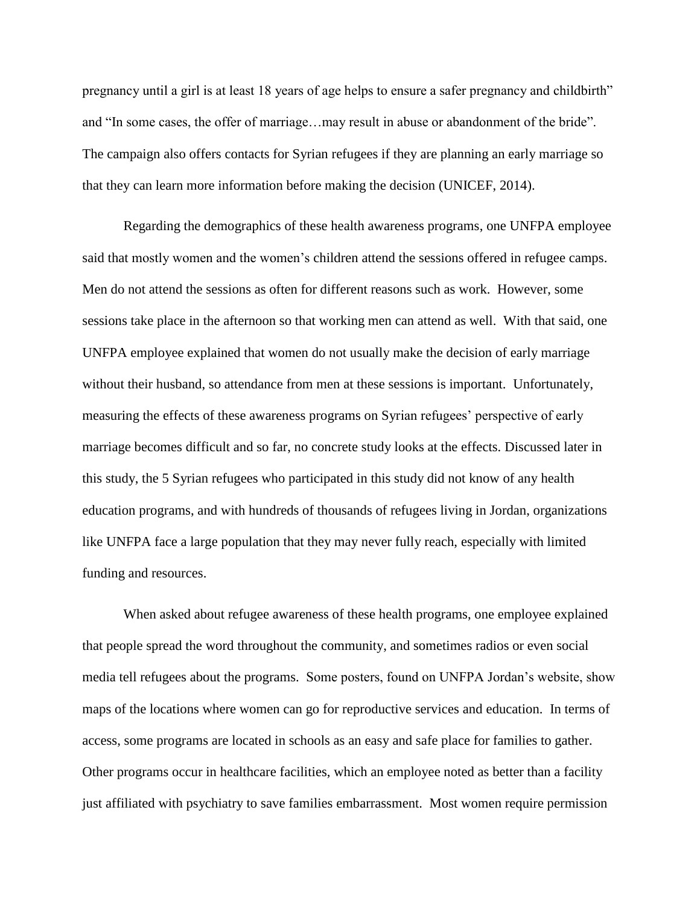pregnancy until a girl is at least 18 years of age helps to ensure a safer pregnancy and childbirth" and "In some cases, the offer of marriage…may result in abuse or abandonment of the bride". The campaign also offers contacts for Syrian refugees if they are planning an early marriage so that they can learn more information before making the decision (UNICEF, 2014).

Regarding the demographics of these health awareness programs, one UNFPA employee said that mostly women and the women's children attend the sessions offered in refugee camps. Men do not attend the sessions as often for different reasons such as work. However, some sessions take place in the afternoon so that working men can attend as well. With that said, one UNFPA employee explained that women do not usually make the decision of early marriage without their husband, so attendance from men at these sessions is important. Unfortunately, measuring the effects of these awareness programs on Syrian refugees' perspective of early marriage becomes difficult and so far, no concrete study looks at the effects. Discussed later in this study, the 5 Syrian refugees who participated in this study did not know of any health education programs, and with hundreds of thousands of refugees living in Jordan, organizations like UNFPA face a large population that they may never fully reach, especially with limited funding and resources.

When asked about refugee awareness of these health programs, one employee explained that people spread the word throughout the community, and sometimes radios or even social media tell refugees about the programs. Some posters, found on UNFPA Jordan's website, show maps of the locations where women can go for reproductive services and education. In terms of access, some programs are located in schools as an easy and safe place for families to gather. Other programs occur in healthcare facilities, which an employee noted as better than a facility just affiliated with psychiatry to save families embarrassment. Most women require permission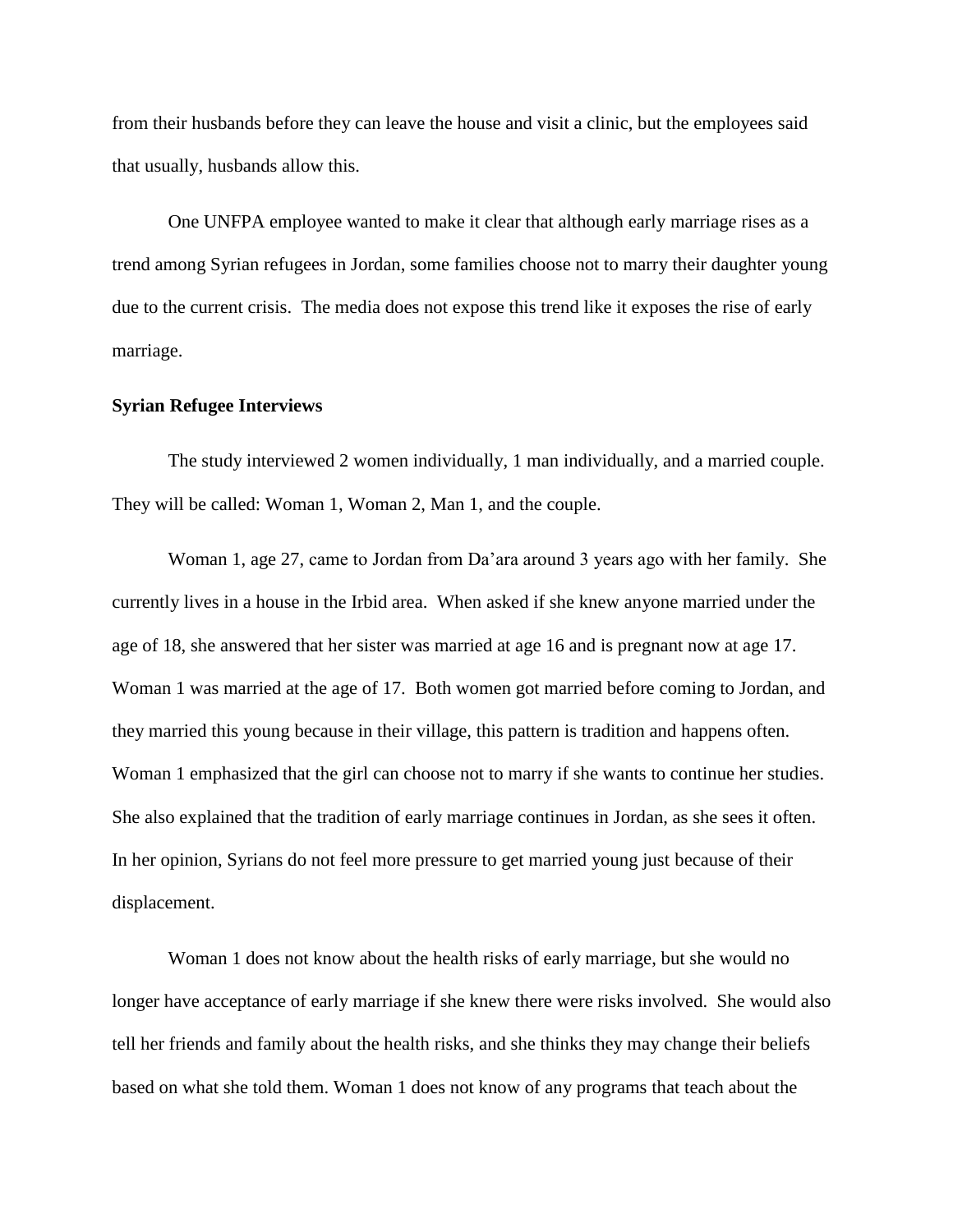from their husbands before they can leave the house and visit a clinic, but the employees said that usually, husbands allow this.

One UNFPA employee wanted to make it clear that although early marriage rises as a trend among Syrian refugees in Jordan, some families choose not to marry their daughter young due to the current crisis. The media does not expose this trend like it exposes the rise of early marriage.

**Syrian Refugee Interviews**

The study interviewed 2 women individually, 1 man individually, and a married couple. They will be called: Woman 1, Woman 2, Man 1, and the couple.

Woman 1, age 27, came to Jordan from Da'ara around 3 years ago with her family. She currently lives in a house in the Irbid area. When asked if she knew anyone married under the age of 18, she answered that her sister was married at age 16 and is pregnant now at age 17. Woman 1 was married at the age of 17. Both women got married before coming to Jordan, and they married this young because in their village, this pattern is tradition and happens often. Woman 1 emphasized that the girl can choose not to marry if she wants to continue her studies. She also explained that the tradition of early marriage continues in Jordan, as she sees it often. In her opinion, Syrians do not feel more pressure to get married young just because of their displacement.

Woman 1 does not know about the health risks of early marriage, but she would no longer have acceptance of early marriage if she knew there were risks involved. She would also tell her friends and family about the health risks, and she thinks they may change their beliefs based on what she told them. Woman 1 does not know of any programs that teach about the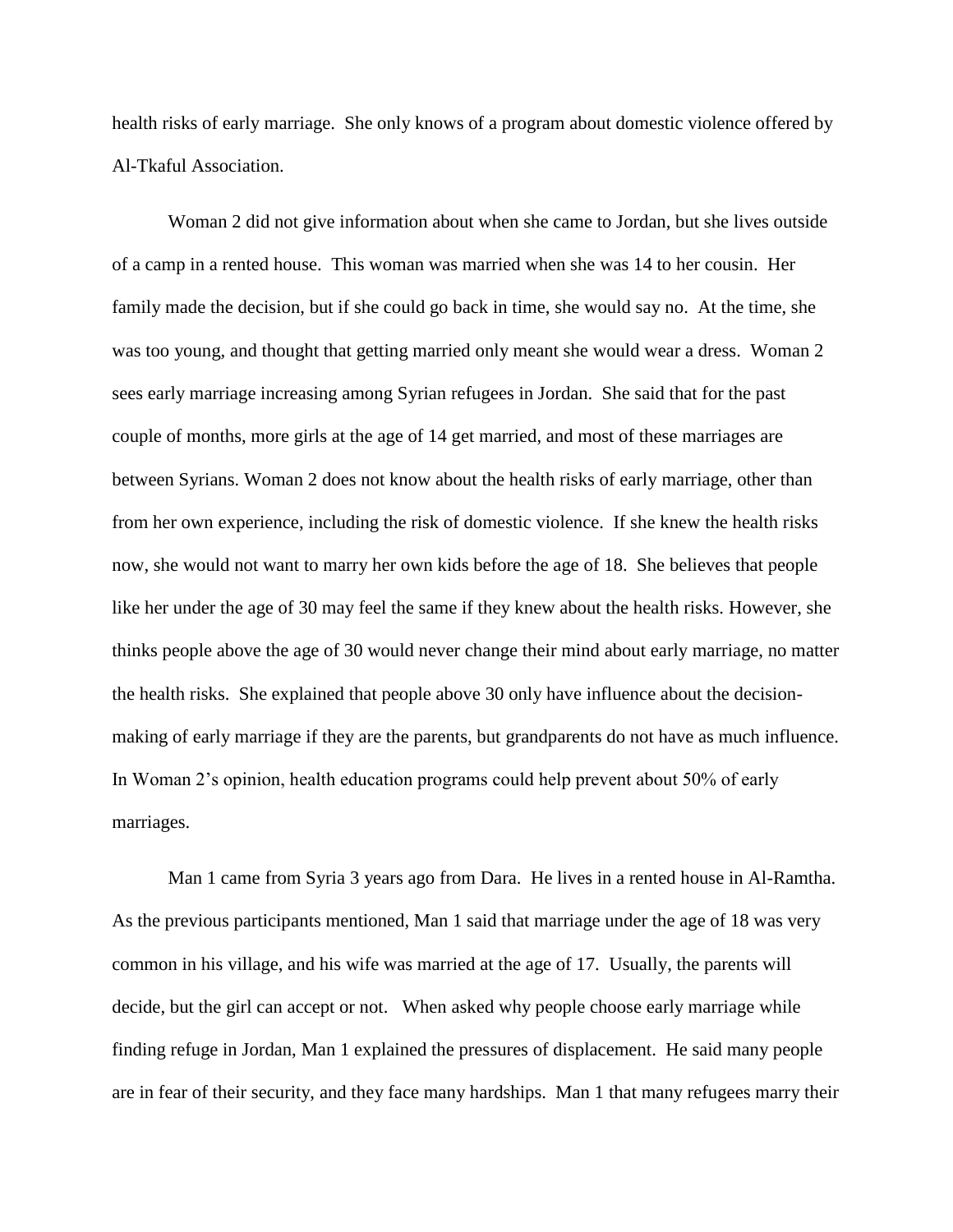health risks of early marriage. She only knows of a program about domestic violence offered by Al-Tkaful Association.

Woman 2 did not give information about when she came to Jordan, but she lives outside of a camp in a rented house. This woman was married when she was 14 to her cousin. Her family made the decision, but if she could go back in time, she would say no. At the time, she was too young, and thought that getting married only meant she would wear a dress. Woman 2 sees early marriage increasing among Syrian refugees in Jordan. She said that for the past couple of months, more girls at the age of 14 get married, and most of these marriages are between Syrians. Woman 2 does not know about the health risks of early marriage, other than from her own experience, including the risk of domestic violence. If she knew the health risks now, she would not want to marry her own kids before the age of 18. She believes that people like her under the age of 30 may feel the same if they knew about the health risks. However, she thinks people above the age of 30 would never change their mind about early marriage, no matter the health risks. She explained that people above 30 only have influence about the decision-making of early marriage if they are the parents, but grandparents do not have as much influence. In Woman 2's opinion, health education programs could help prevent about 50% of early marriages.

Man 1 came from Syria 3 years ago from Dara. He lives in a rented house in Al-Ramtha. As the previous participants mentioned, Man 1 said that marriage under the age of 18 was very common in his village, and his wife was married at the age of 17. Usually, the parents will decide, but the girl can accept or not. When asked why people choose early marriage while finding refuge in Jordan, Man 1 explained the pressures of displacement. He said many people are in fear of their security, and they face many hardships. Man 1 that many refugees marry their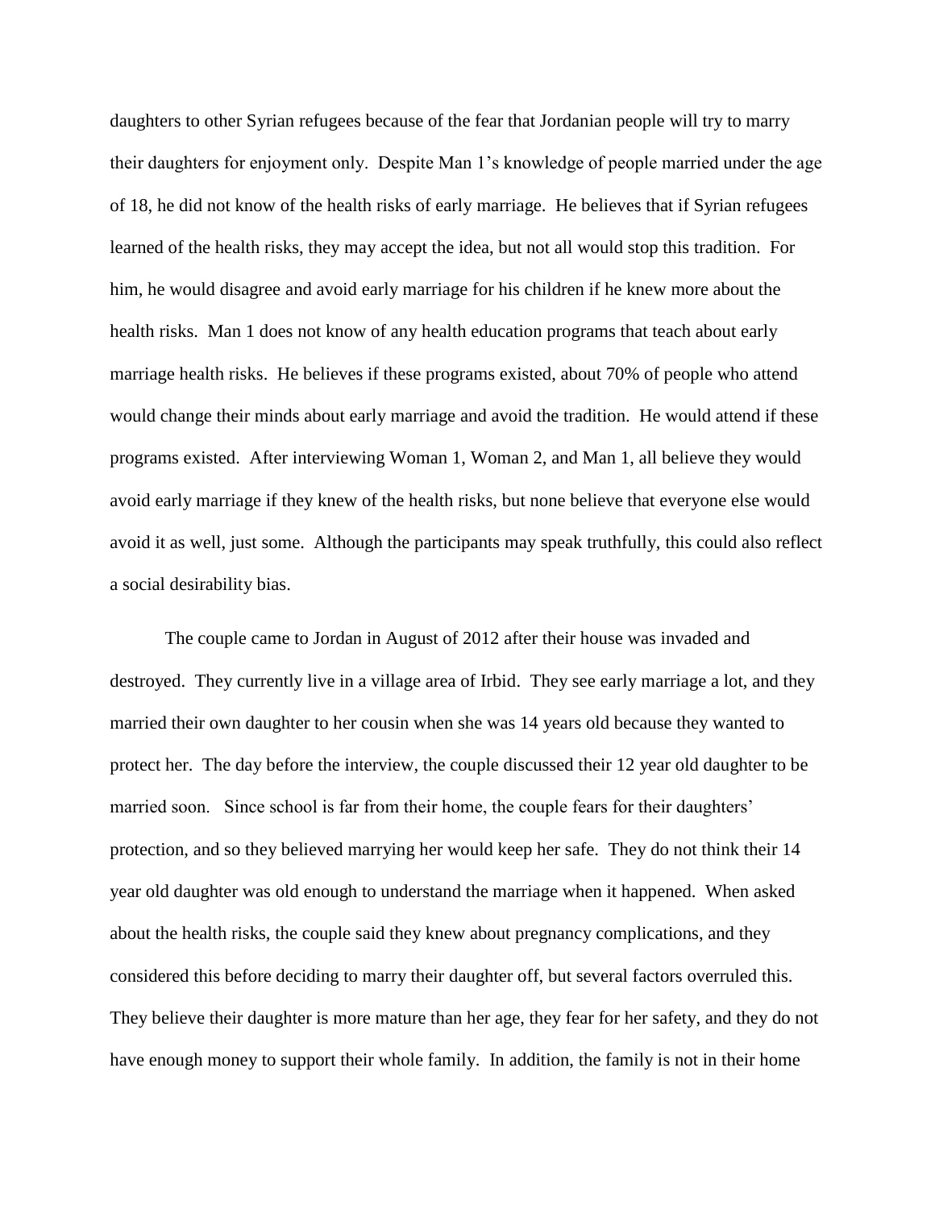daughters to other Syrian refugees because of the fear that Jordanian people will try to marry their daughters for enjoyment only. Despite Man 1's knowledge of people married under the age of 18, he did not know of the health risks of early marriage. He believes that if Syrian refugees learned of the health risks, they may accept the idea, but not all would stop this tradition. For him, he would disagree and avoid early marriage for his children if he knew more about the health risks. Man 1 does not know of any health education programs that teach about early marriage health risks. He believes if these programs existed, about 70% of people who attend would change their minds about early marriage and avoid the tradition. He would attend if these programs existed. After interviewing Woman 1, Woman 2, and Man 1, all believe they would avoid early marriage if they knew of the health risks, but none believe that everyone else would avoid it as well, just some. Although the participants may speak truthfully, this could also reflect a social desirability bias.

The couple came to Jordan in August of 2012 after their house was invaded and destroyed. They currently live in a village area of Irbid. They see early marriage a lot, and they married their own daughter to her cousin when she was 14 years old because they wanted to protect her. The day before the interview, the couple discussed their 12 year old daughter to be married soon. Since school is far from their home, the couple fears for their daughters' protection, and so they believed marrying her would keep her safe. They do not think their 14 year old daughter was old enough to understand the marriage when it happened. When asked about the health risks, the couple said they knew about pregnancy complications, and they considered this before deciding to marry their daughter off, but several factors overruled this. They believe their daughter is more mature than her age, they fear for her safety, and they do not have enough money to support their whole family. In addition, the family is not in their home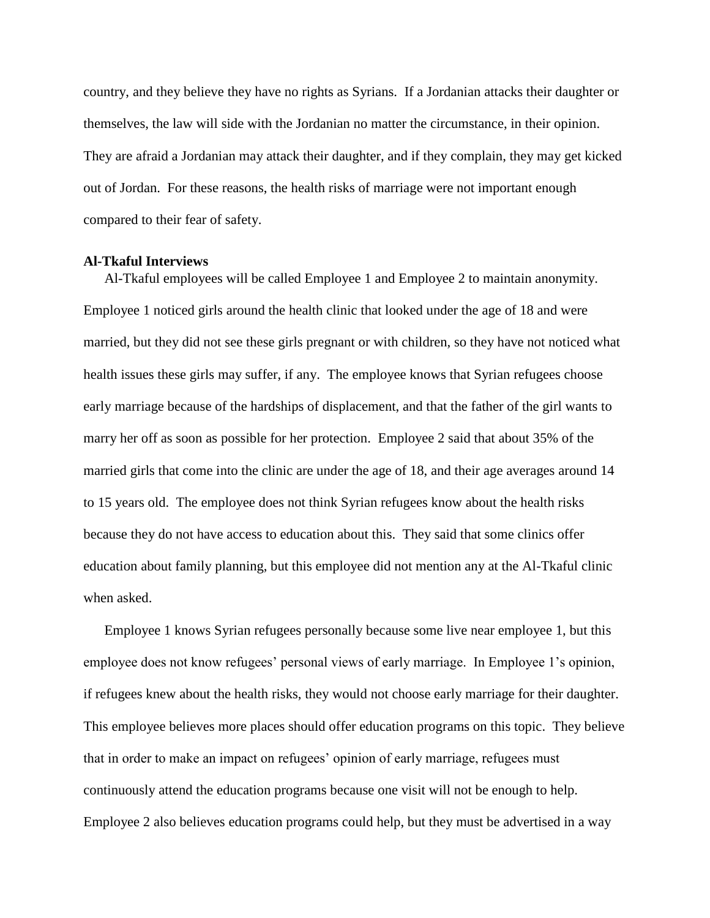country, and they believe they have no rights as Syrians. If a Jordanian attacks their daughter or themselves, the law will side with the Jordanian no matter the circumstance, in their opinion. They are afraid a Jordanian may attack their daughter, and if they complain, they may get kicked out of Jordan. For these reasons, the health risks of marriage were not important enough compared to their fear of safety.

**Al-Tkaful Interviews**

Al-Tkaful employees will be called Employee 1 and Employee 2 to maintain anonymity. Employee 1 noticed girls around the health clinic that looked under the age of 18 and were married, but they did not see these girls pregnant or with children, so they have not noticed what health issues these girls may suffer, if any. The employee knows that Syrian refugees choose early marriage because of the hardships of displacement, and that the father of the girl wants to marry her off as soon as possible for her protection. Employee 2 said that about 35% of the married girls that come into the clinic are under the age of 18, and their age averages around 14 to 15 years old. The employee does not think Syrian refugees know about the health risks because they do not have access to education about this. They said that some clinics offer education about family planning, but this employee did not mention any at the Al-Tkaful clinic when asked.

Employee 1 knows Syrian refugees personally because some live near employee 1, but this employee does not know refugees' personal views of early marriage. In Employee 1's opinion, if refugees knew about the health risks, they would not choose early marriage for their daughter. This employee believes more places should offer education programs on this topic. They believe that in order to make an impact on refugees' opinion of early marriage, refugees must continuously attend the education programs because one visit will not be enough to help. Employee 2 also believes education programs could help, but they must be advertised in a way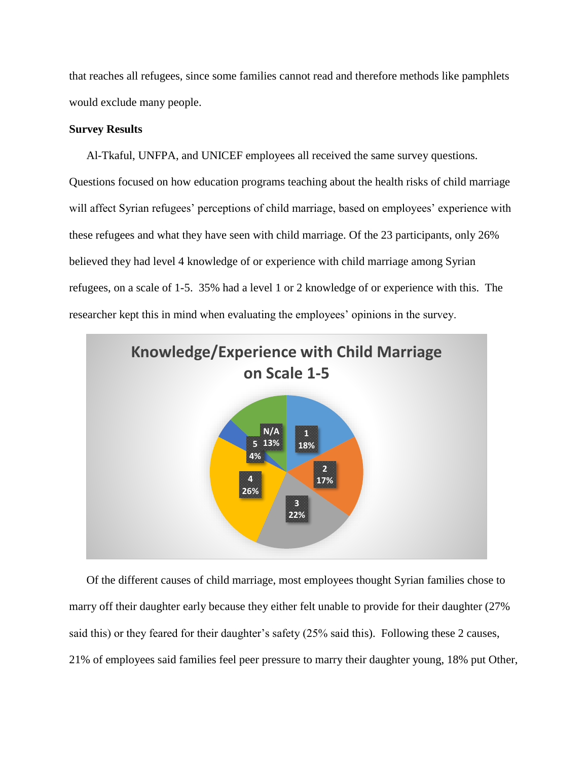that reaches all refugees, since some families cannot read and therefore methods like pamphlets would exclude many people.

**Survey Results**

Al-Tkaful, UNFPA, and UNICEF employees all received the same survey questions. Questions focused on how education programs teaching about the health risks of child marriage will affect Syrian refugees' perceptions of child marriage, based on employees' experience with these refugees and what they have seen with child marriage. Of the 23 participants, only 26% believed they had level 4 knowledge of or experience with child marriage among Syrian refugees, on a scale of 1-5. 35% had a level 1 or 2 knowledge of or experience with this. The researcher kept this in mind when evaluating the employees' opinions in the survey.

**Knowledge/Experience with Child Marriage on Scale 1-5**

| Level | Percentage |
|---|---|
| 1 | 18% |
| 2 | 17% |
| 3 | 22% |
| 4 | 26% |
| 5 | 4% |
| N/A | 13% |

Of the different causes of child marriage, most employees thought Syrian families chose to marry off their daughter early because they either felt unable to provide for their daughter (27% said this) or they feared for their daughter's safety (25% said this). Following these 2 causes, 21% of employees said families feel peer pressure to marry their daughter young, 18% put Other,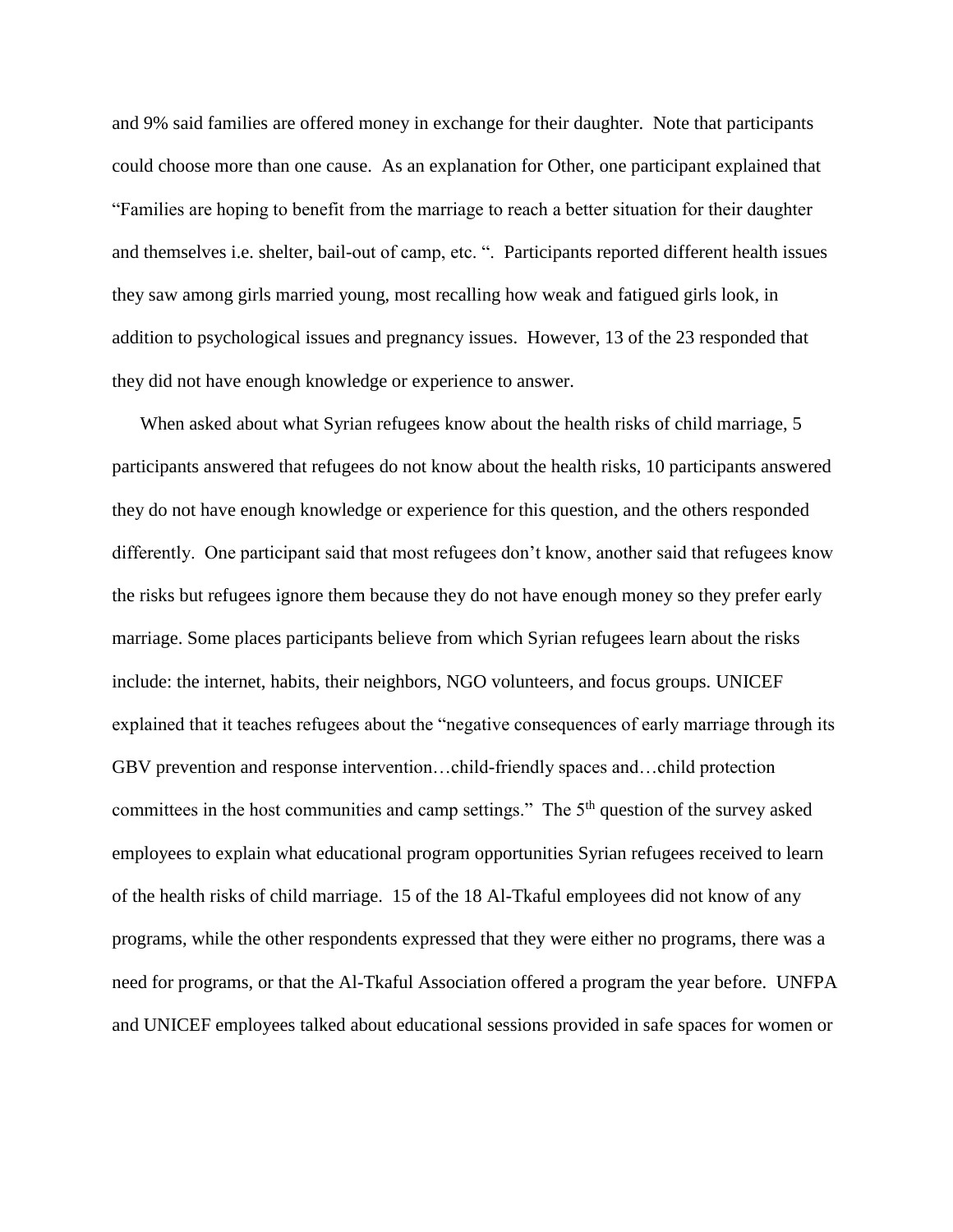and 9% said families are offered money in exchange for their daughter. Note that participants could choose more than one cause. As an explanation for Other, one participant explained that "Families are hoping to benefit from the marriage to reach a better situation for their daughter and themselves i.e. shelter, bail-out of camp, etc. ". Participants reported different health issues they saw among girls married young, most recalling how weak and fatigued girls look, in addition to psychological issues and pregnancy issues. However, 13 of the 23 responded that they did not have enough knowledge or experience to answer.

When asked about what Syrian refugees know about the health risks of child marriage, 5 participants answered that refugees do not know about the health risks, 10 participants answered they do not have enough knowledge or experience for this question, and the others responded differently. One participant said that most refugees don't know, another said that refugees know the risks but refugees ignore them because they do not have enough money so they prefer early marriage. Some places participants believe from which Syrian refugees learn about the risks include: the internet, habits, their neighbors, NGO volunteers, and focus groups. UNICEF explained that it teaches refugees about the "negative consequences of early marriage through its GBV prevention and response intervention…child-friendly spaces and…child protection committees in the host communities and camp settings." The 5th question of the survey asked employees to explain what educational program opportunities Syrian refugees received to learn of the health risks of child marriage. 15 of the 18 Al-Tkaful employees did not know of any programs, while the other respondents expressed that they were either no programs, there was a need for programs, or that the Al-Tkaful Association offered a program the year before. UNFPA and UNICEF employees talked about educational sessions provided in safe spaces for women or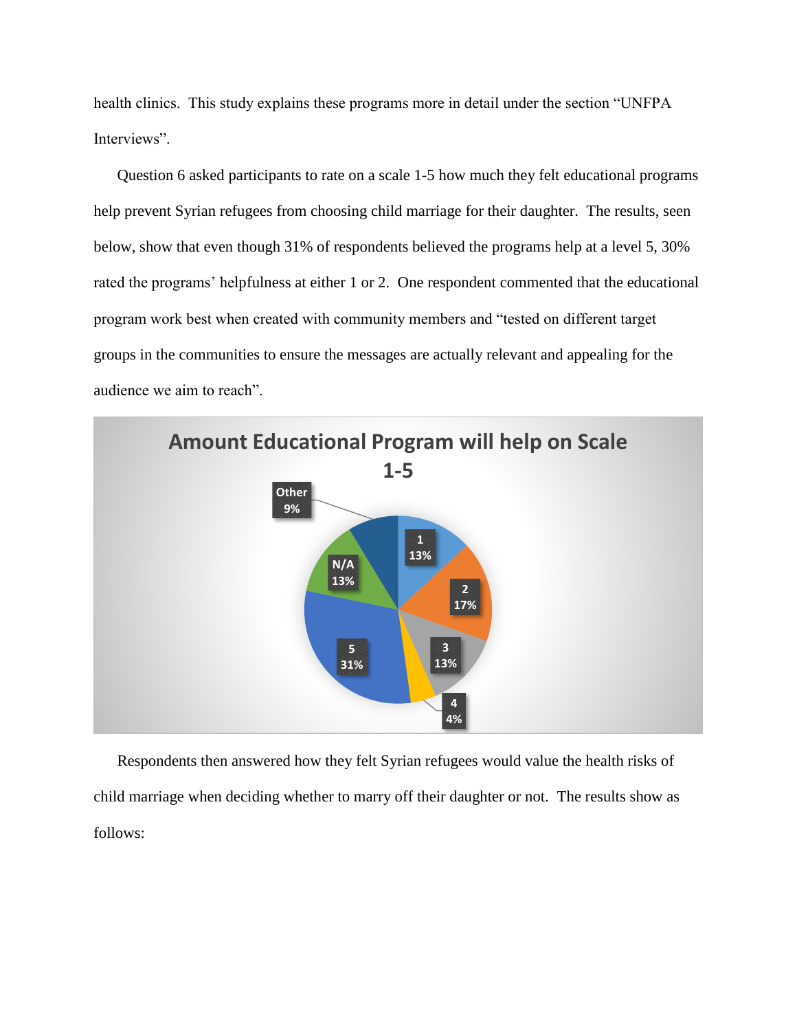health clinics. This study explains these programs more in detail under the section "UNFPA Interviews".

Question 6 asked participants to rate on a scale 1-5 how much they felt educational programs help prevent Syrian refugees from choosing child marriage for their daughter. The results, seen below, show that even though 31% of respondents believed the programs help at a level 5, 30% rated the programs' helpfulness at either 1 or 2. One respondent commented that the educational program work best when created with community members and "tested on different target groups in the communities to ensure the messages are actually relevant and appealing for the audience we aim to reach".

**Amount Educational Program will help on Scale 1-5**

| Response | Percentage |
| --- | --- |
| 1 | 13% |
| 2 | 17% |
| 3 | 13% |
| 4 | 4% |
| 5 | 31% |
| N/A | 13% |
| Other | 9% |

Respondents then answered how they felt Syrian refugees would value the health risks of child marriage when deciding whether to marry off their daughter or not. The results show as follows: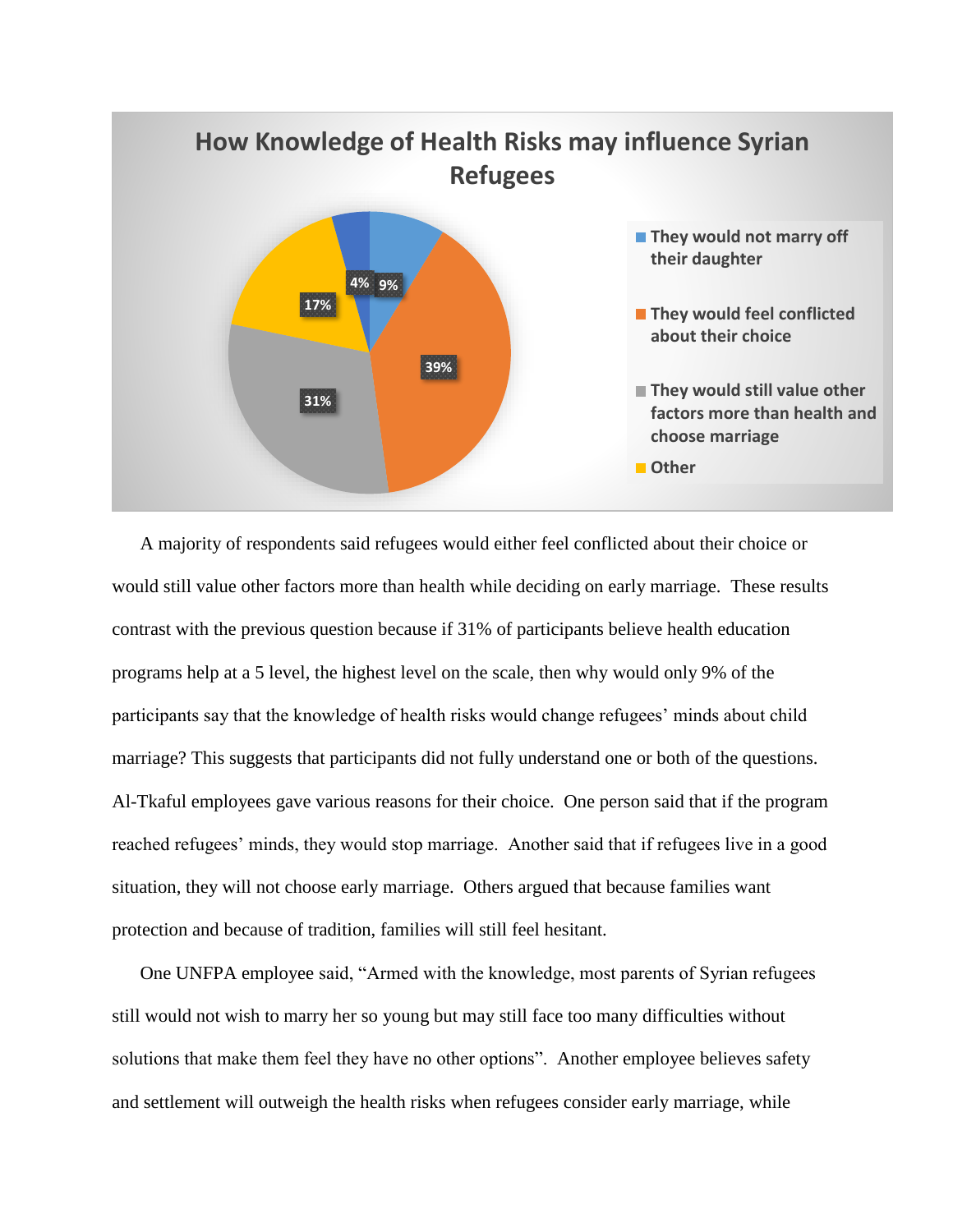**How Knowledge of Health Risks may influence Syrian Refugees**

| Response | Percentage |
|---|---|
| They would not marry off their daughter | 9% |
| They would feel conflicted about their choice | 39% |
| They would still value other factors more than health and choose marriage | 31% |
| Other | 17% |
| (unlabeled) | 4% |

A majority of respondents said refugees would either feel conflicted about their choice or would still value other factors more than health while deciding on early marriage. These results contrast with the previous question because if 31% of participants believe health education programs help at a 5 level, the highest level on the scale, then why would only 9% of the participants say that the knowledge of health risks would change refugees' minds about child marriage? This suggests that participants did not fully understand one or both of the questions. Al-Tkaful employees gave various reasons for their choice. One person said that if the program reached refugees' minds, they would stop marriage. Another said that if refugees live in a good situation, they will not choose early marriage. Others argued that because families want protection and because of tradition, families will still feel hesitant.

One UNFPA employee said, "Armed with the knowledge, most parents of Syrian refugees still would not wish to marry her so young but may still face too many difficulties without solutions that make them feel they have no other options". Another employee believes safety and settlement will outweigh the health risks when refugees consider early marriage, while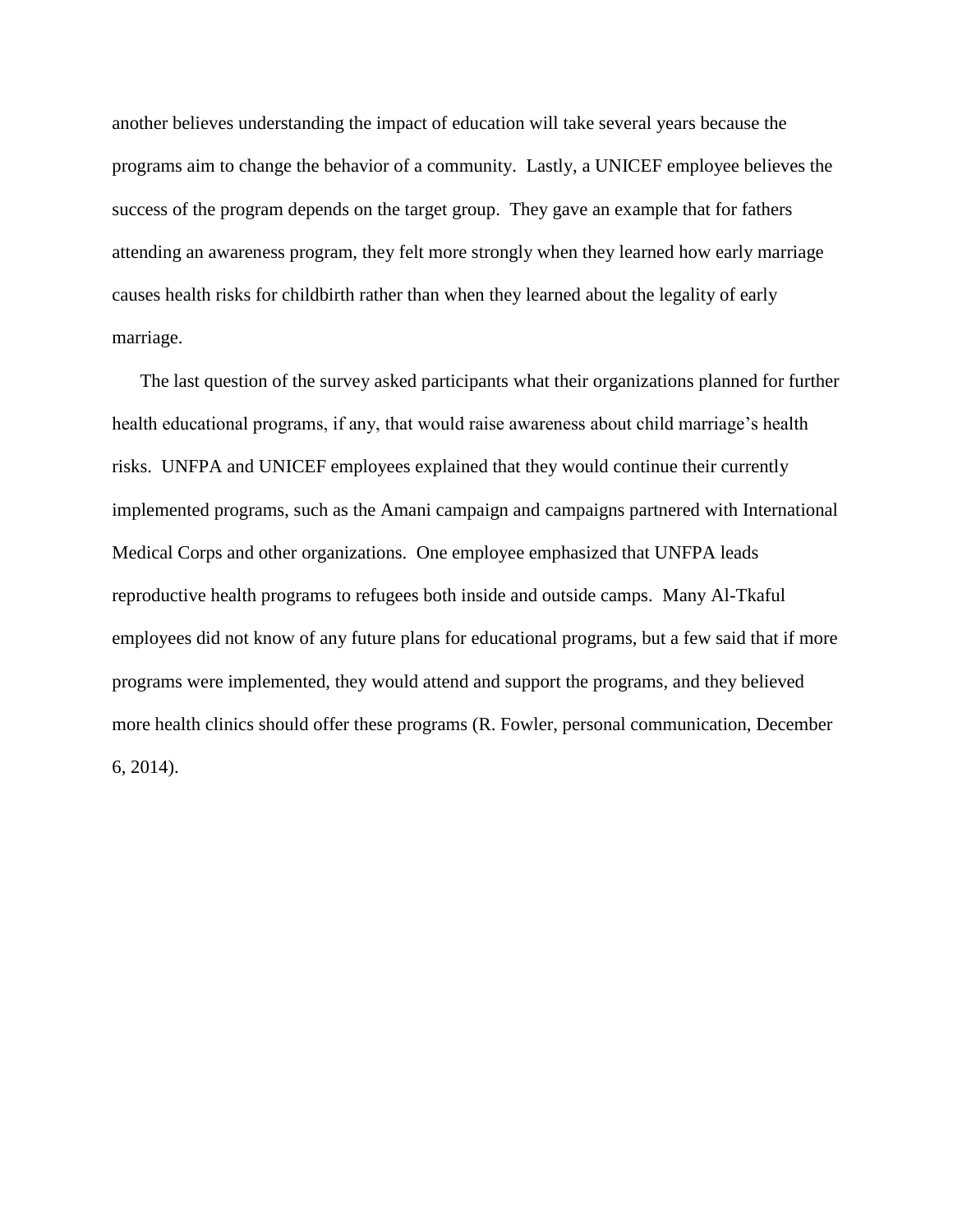another believes understanding the impact of education will take several years because the programs aim to change the behavior of a community. Lastly, a UNICEF employee believes the success of the program depends on the target group. They gave an example that for fathers attending an awareness program, they felt more strongly when they learned how early marriage causes health risks for childbirth rather than when they learned about the legality of early marriage.

The last question of the survey asked participants what their organizations planned for further health educational programs, if any, that would raise awareness about child marriage's health risks. UNFPA and UNICEF employees explained that they would continue their currently implemented programs, such as the Amani campaign and campaigns partnered with International Medical Corps and other organizations. One employee emphasized that UNFPA leads reproductive health programs to refugees both inside and outside camps. Many Al-Tkaful employees did not know of any future plans for educational programs, but a few said that if more programs were implemented, they would attend and support the programs, and they believed more health clinics should offer these programs (R. Fowler, personal communication, December 6, 2014).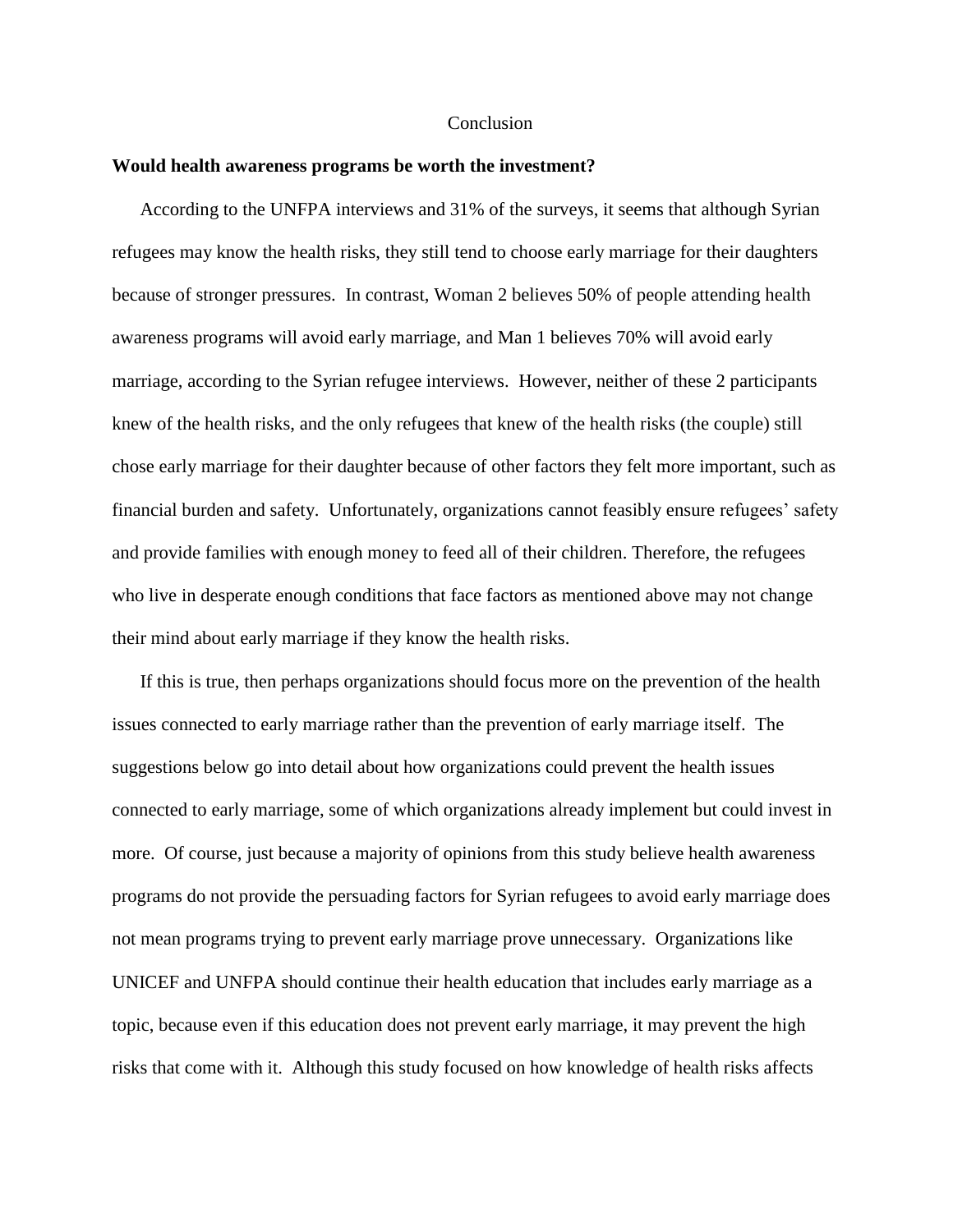# Conclusion

**Would health awareness programs be worth the investment?**

According to the UNFPA interviews and 31% of the surveys, it seems that although Syrian refugees may know the health risks, they still tend to choose early marriage for their daughters because of stronger pressures. In contrast, Woman 2 believes 50% of people attending health awareness programs will avoid early marriage, and Man 1 believes 70% will avoid early marriage, according to the Syrian refugee interviews. However, neither of these 2 participants knew of the health risks, and the only refugees that knew of the health risks (the couple) still chose early marriage for their daughter because of other factors they felt more important, such as financial burden and safety. Unfortunately, organizations cannot feasibly ensure refugees' safety and provide families with enough money to feed all of their children. Therefore, the refugees who live in desperate enough conditions that face factors as mentioned above may not change their mind about early marriage if they know the health risks.

If this is true, then perhaps organizations should focus more on the prevention of the health issues connected to early marriage rather than the prevention of early marriage itself. The suggestions below go into detail about how organizations could prevent the health issues connected to early marriage, some of which organizations already implement but could invest in more. Of course, just because a majority of opinions from this study believe health awareness programs do not provide the persuading factors for Syrian refugees to avoid early marriage does not mean programs trying to prevent early marriage prove unnecessary. Organizations like UNICEF and UNFPA should continue their health education that includes early marriage as a topic, because even if this education does not prevent early marriage, it may prevent the high risks that come with it. Although this study focused on how knowledge of health risks affects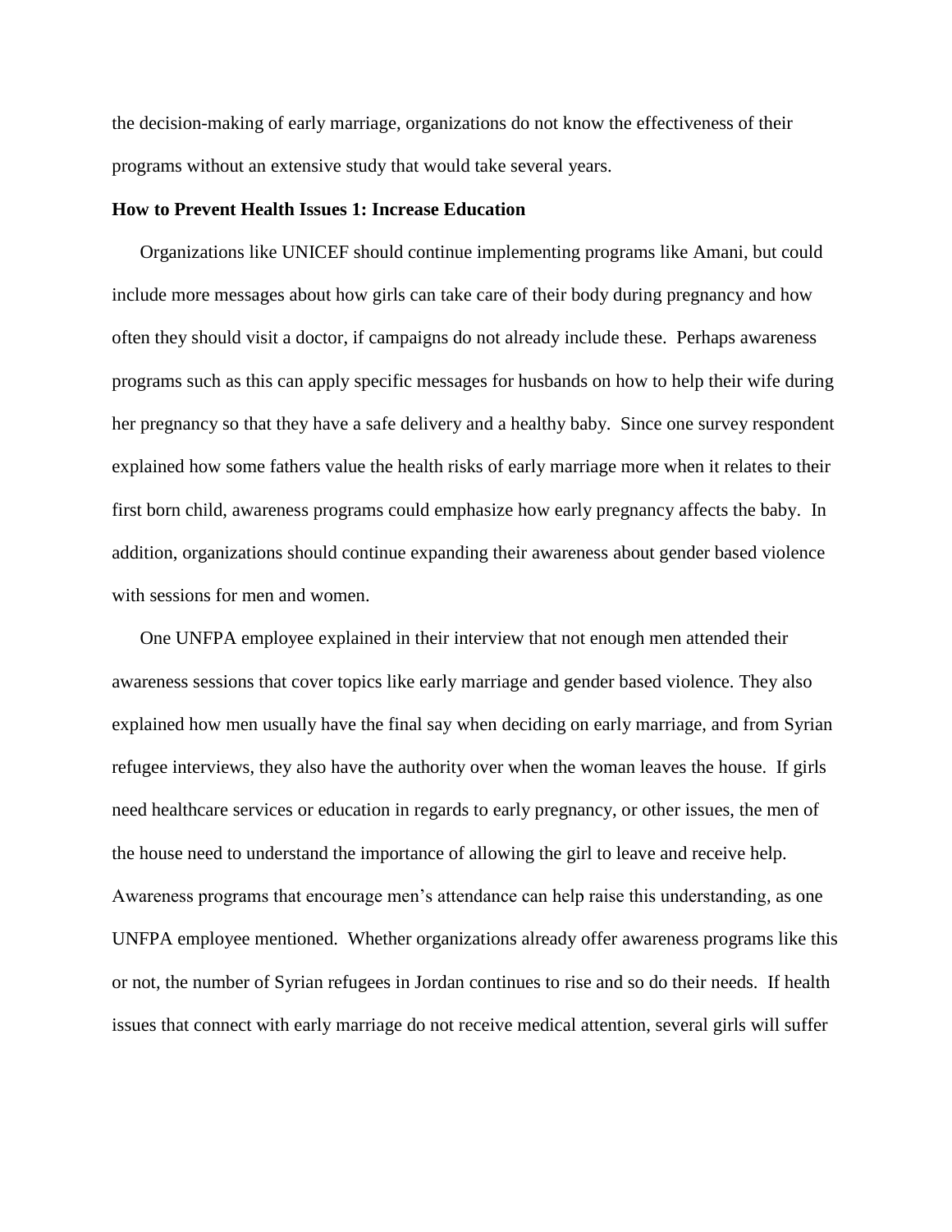the decision-making of early marriage, organizations do not know the effectiveness of their programs without an extensive study that would take several years.

**How to Prevent Health Issues 1: Increase Education**

Organizations like UNICEF should continue implementing programs like Amani, but could include more messages about how girls can take care of their body during pregnancy and how often they should visit a doctor, if campaigns do not already include these. Perhaps awareness programs such as this can apply specific messages for husbands on how to help their wife during her pregnancy so that they have a safe delivery and a healthy baby. Since one survey respondent explained how some fathers value the health risks of early marriage more when it relates to their first born child, awareness programs could emphasize how early pregnancy affects the baby. In addition, organizations should continue expanding their awareness about gender based violence with sessions for men and women.

One UNFPA employee explained in their interview that not enough men attended their awareness sessions that cover topics like early marriage and gender based violence. They also explained how men usually have the final say when deciding on early marriage, and from Syrian refugee interviews, they also have the authority over when the woman leaves the house. If girls need healthcare services or education in regards to early pregnancy, or other issues, the men of the house need to understand the importance of allowing the girl to leave and receive help. Awareness programs that encourage men's attendance can help raise this understanding, as one UNFPA employee mentioned. Whether organizations already offer awareness programs like this or not, the number of Syrian refugees in Jordan continues to rise and so do their needs. If health issues that connect with early marriage do not receive medical attention, several girls will suffer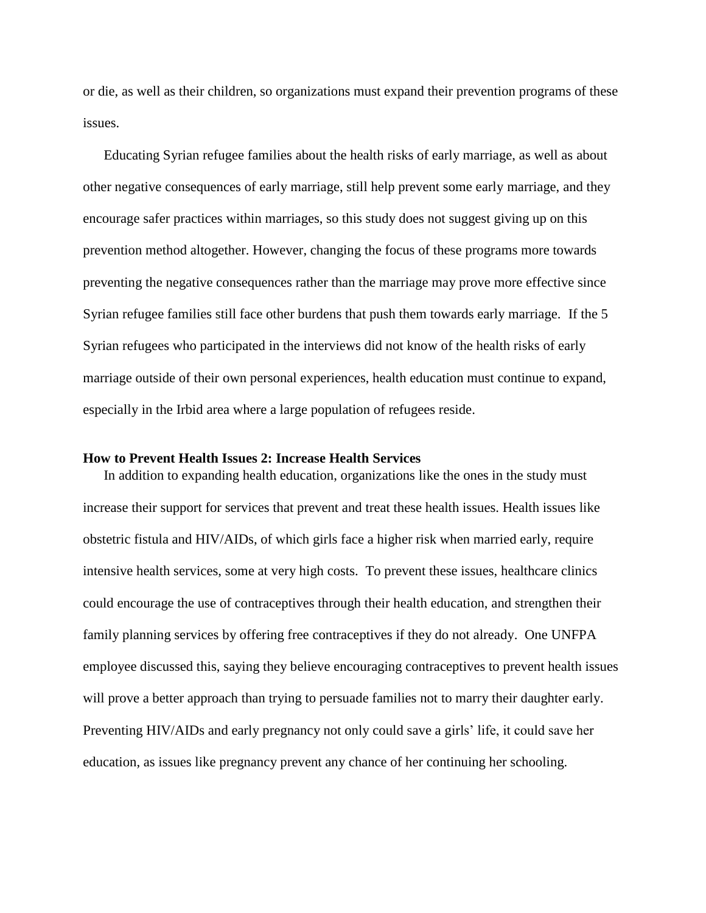or die, as well as their children, so organizations must expand their prevention programs of these issues.

Educating Syrian refugee families about the health risks of early marriage, as well as about other negative consequences of early marriage, still help prevent some early marriage, and they encourage safer practices within marriages, so this study does not suggest giving up on this prevention method altogether. However, changing the focus of these programs more towards preventing the negative consequences rather than the marriage may prove more effective since Syrian refugee families still face other burdens that push them towards early marriage. If the 5 Syrian refugees who participated in the interviews did not know of the health risks of early marriage outside of their own personal experiences, health education must continue to expand, especially in the Irbid area where a large population of refugees reside.

### How to Prevent Health Issues 2: Increase Health Services

In addition to expanding health education, organizations like the ones in the study must increase their support for services that prevent and treat these health issues. Health issues like obstetric fistula and HIV/AIDs, of which girls face a higher risk when married early, require intensive health services, some at very high costs. To prevent these issues, healthcare clinics could encourage the use of contraceptives through their health education, and strengthen their family planning services by offering free contraceptives if they do not already. One UNFPA employee discussed this, saying they believe encouraging contraceptives to prevent health issues will prove a better approach than trying to persuade families not to marry their daughter early. Preventing HIV/AIDs and early pregnancy not only could save a girls' life, it could save her education, as issues like pregnancy prevent any chance of her continuing her schooling.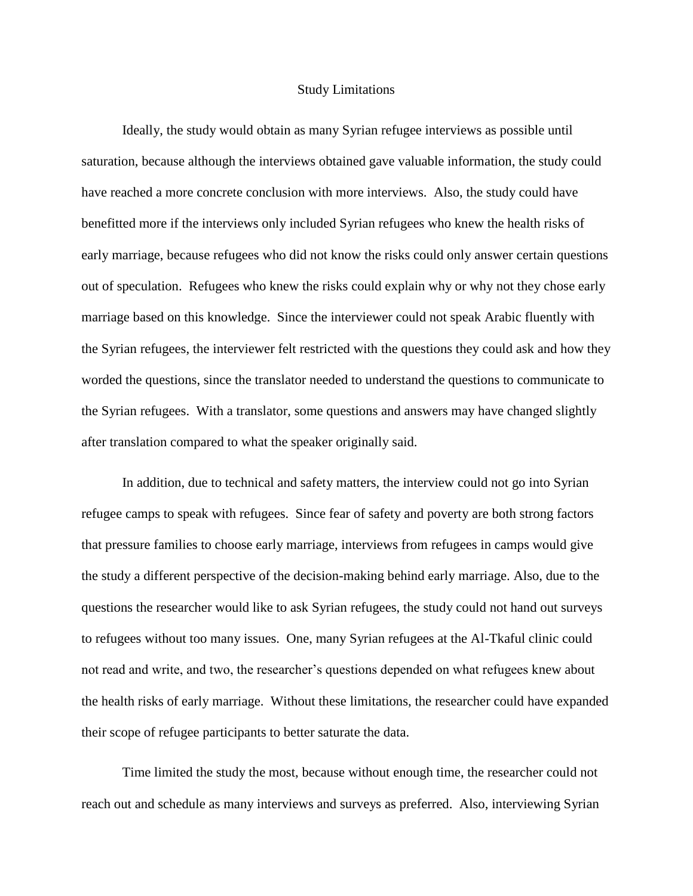## Study Limitations

Ideally, the study would obtain as many Syrian refugee interviews as possible until saturation, because although the interviews obtained gave valuable information, the study could have reached a more concrete conclusion with more interviews. Also, the study could have benefitted more if the interviews only included Syrian refugees who knew the health risks of early marriage, because refugees who did not know the risks could only answer certain questions out of speculation. Refugees who knew the risks could explain why or why not they chose early marriage based on this knowledge. Since the interviewer could not speak Arabic fluently with the Syrian refugees, the interviewer felt restricted with the questions they could ask and how they worded the questions, since the translator needed to understand the questions to communicate to the Syrian refugees. With a translator, some questions and answers may have changed slightly after translation compared to what the speaker originally said.

In addition, due to technical and safety matters, the interview could not go into Syrian refugee camps to speak with refugees. Since fear of safety and poverty are both strong factors that pressure families to choose early marriage, interviews from refugees in camps would give the study a different perspective of the decision-making behind early marriage. Also, due to the questions the researcher would like to ask Syrian refugees, the study could not hand out surveys to refugees without too many issues. One, many Syrian refugees at the Al-Tkaful clinic could not read and write, and two, the researcher's questions depended on what refugees knew about the health risks of early marriage. Without these limitations, the researcher could have expanded their scope of refugee participants to better saturate the data.

Time limited the study the most, because without enough time, the researcher could not reach out and schedule as many interviews and surveys as preferred. Also, interviewing Syrian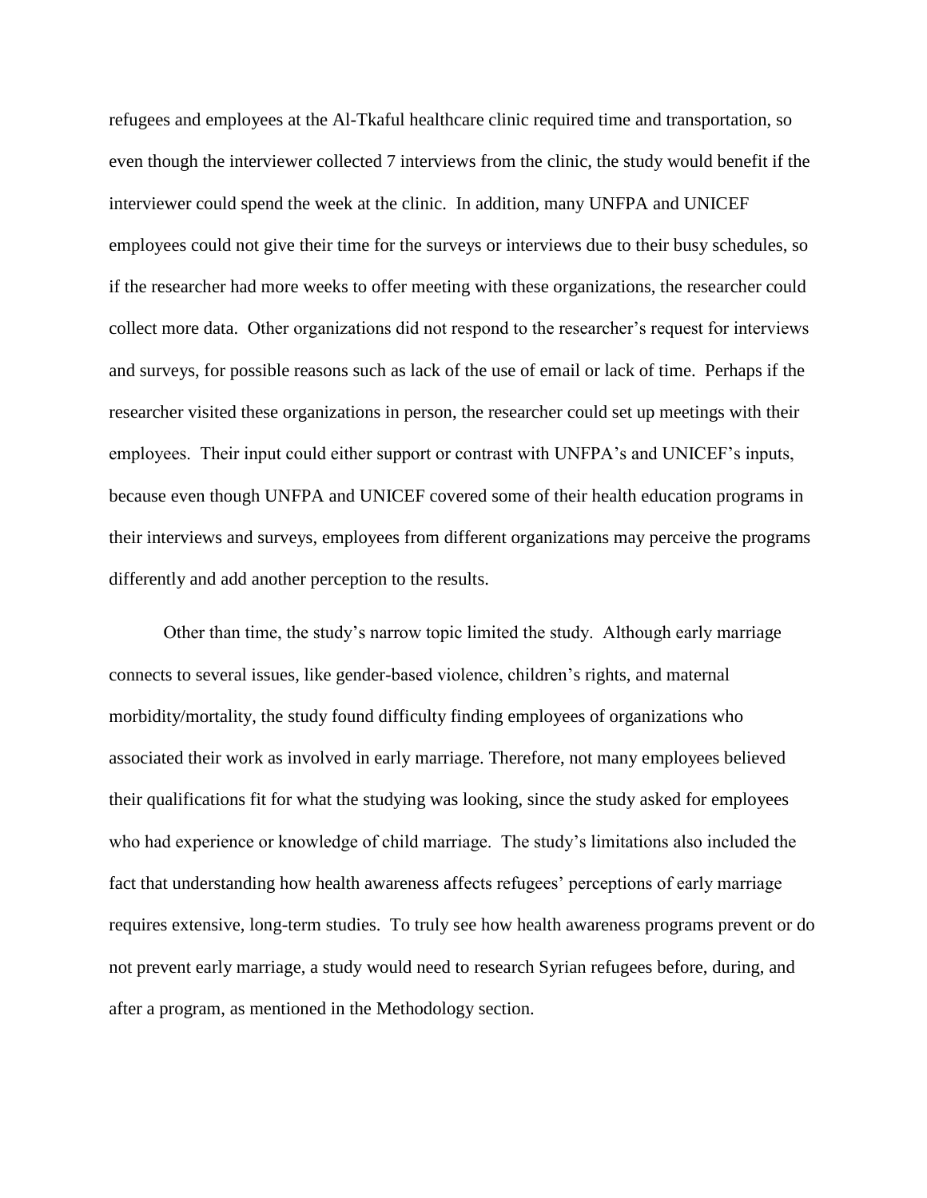refugees and employees at the Al-Tkaful healthcare clinic required time and transportation, so even though the interviewer collected 7 interviews from the clinic, the study would benefit if the interviewer could spend the week at the clinic. In addition, many UNFPA and UNICEF employees could not give their time for the surveys or interviews due to their busy schedules, so if the researcher had more weeks to offer meeting with these organizations, the researcher could collect more data. Other organizations did not respond to the researcher's request for interviews and surveys, for possible reasons such as lack of the use of email or lack of time. Perhaps if the researcher visited these organizations in person, the researcher could set up meetings with their employees. Their input could either support or contrast with UNFPA's and UNICEF's inputs, because even though UNFPA and UNICEF covered some of their health education programs in their interviews and surveys, employees from different organizations may perceive the programs differently and add another perception to the results.

Other than time, the study's narrow topic limited the study. Although early marriage connects to several issues, like gender-based violence, children's rights, and maternal morbidity/mortality, the study found difficulty finding employees of organizations who associated their work as involved in early marriage. Therefore, not many employees believed their qualifications fit for what the studying was looking, since the study asked for employees who had experience or knowledge of child marriage. The study's limitations also included the fact that understanding how health awareness affects refugees' perceptions of early marriage requires extensive, long-term studies. To truly see how health awareness programs prevent or do not prevent early marriage, a study would need to research Syrian refugees before, during, and after a program, as mentioned in the Methodology section.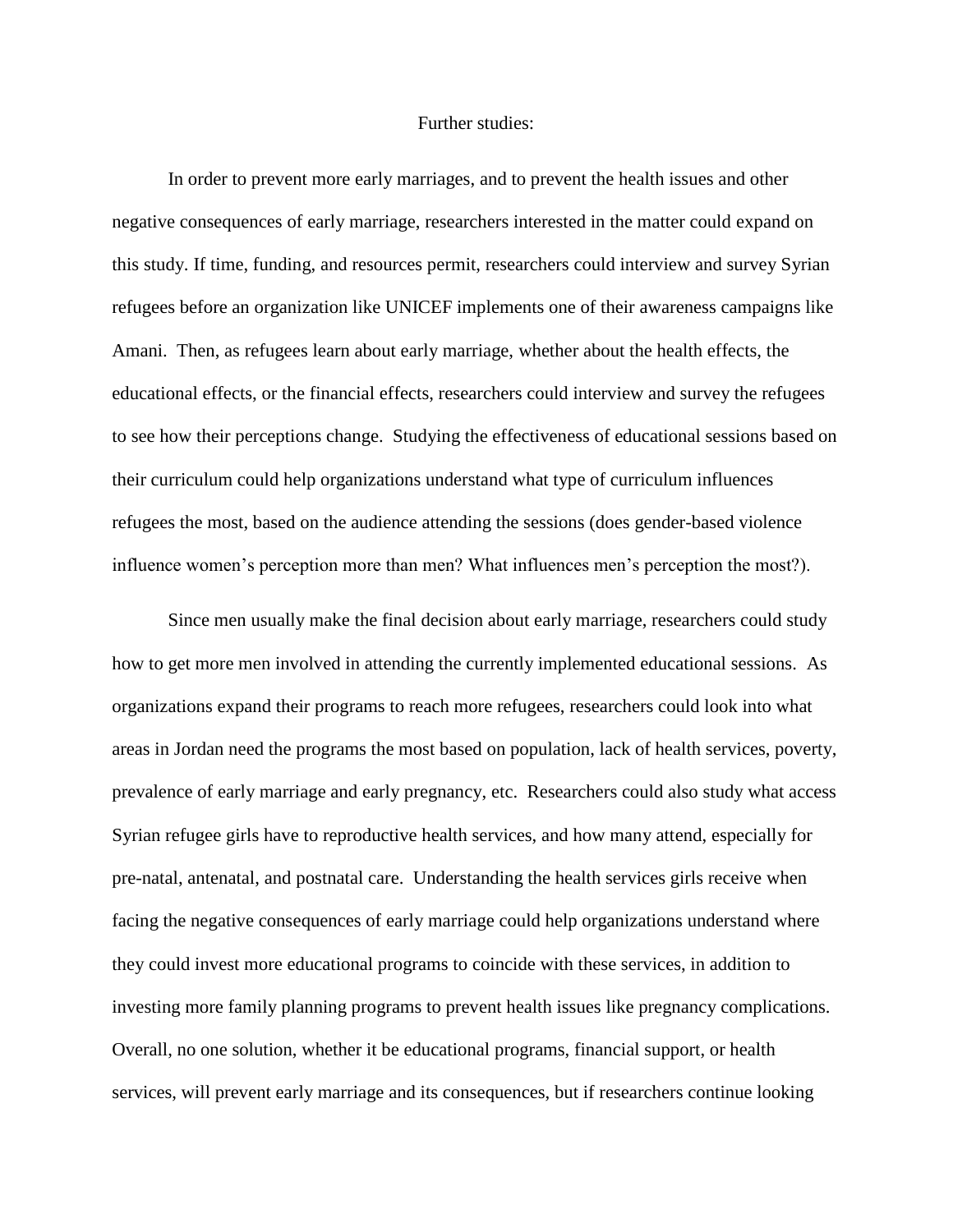## Further studies:

In order to prevent more early marriages, and to prevent the health issues and other negative consequences of early marriage, researchers interested in the matter could expand on this study. If time, funding, and resources permit, researchers could interview and survey Syrian refugees before an organization like UNICEF implements one of their awareness campaigns like Amani. Then, as refugees learn about early marriage, whether about the health effects, the educational effects, or the financial effects, researchers could interview and survey the refugees to see how their perceptions change. Studying the effectiveness of educational sessions based on their curriculum could help organizations understand what type of curriculum influences refugees the most, based on the audience attending the sessions (does gender-based violence influence women's perception more than men? What influences men's perception the most?).

Since men usually make the final decision about early marriage, researchers could study how to get more men involved in attending the currently implemented educational sessions. As organizations expand their programs to reach more refugees, researchers could look into what areas in Jordan need the programs the most based on population, lack of health services, poverty, prevalence of early marriage and early pregnancy, etc. Researchers could also study what access Syrian refugee girls have to reproductive health services, and how many attend, especially for pre-natal, antenatal, and postnatal care. Understanding the health services girls receive when facing the negative consequences of early marriage could help organizations understand where they could invest more educational programs to coincide with these services, in addition to investing more family planning programs to prevent health issues like pregnancy complications. Overall, no one solution, whether it be educational programs, financial support, or health services, will prevent early marriage and its consequences, but if researchers continue looking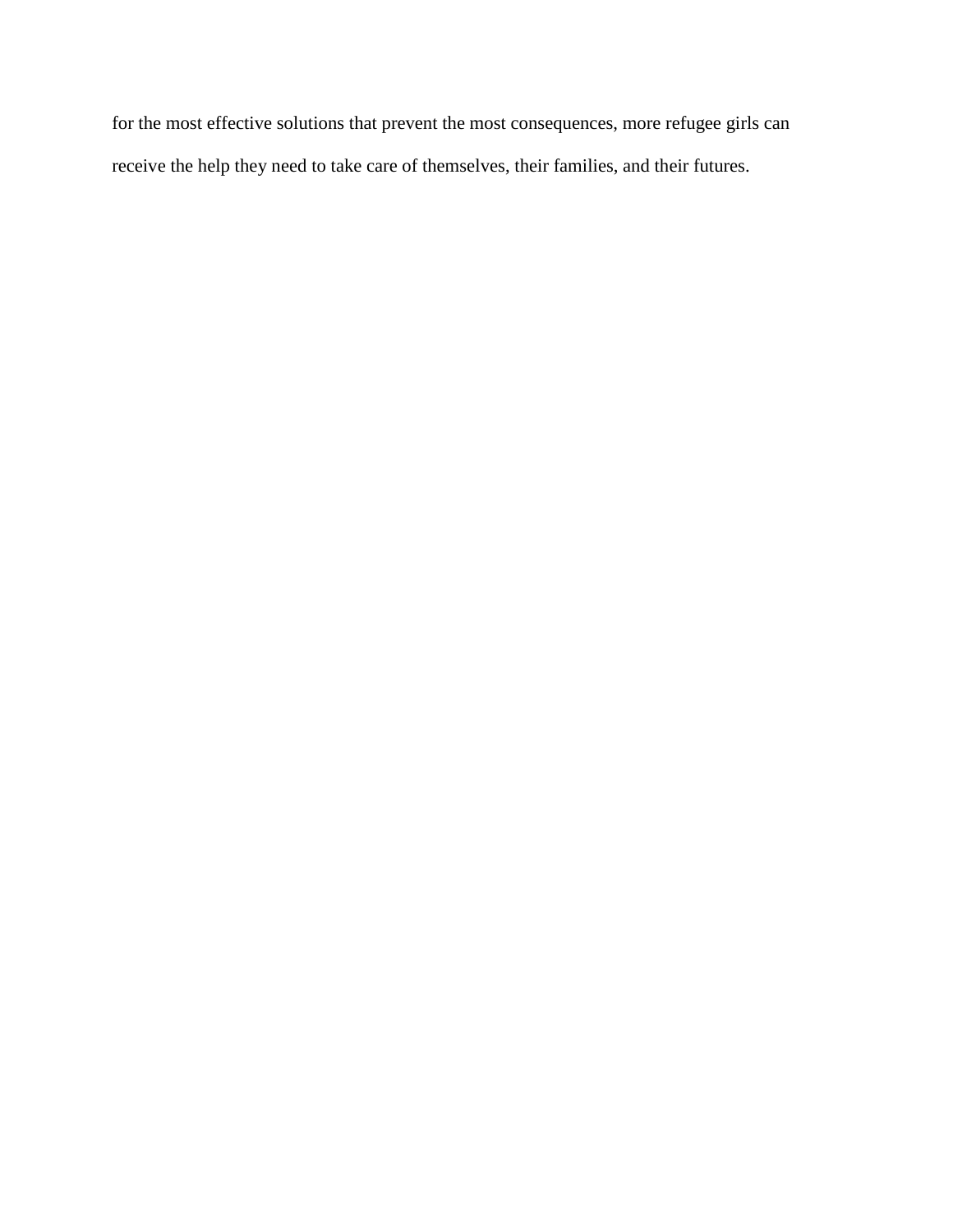for the most effective solutions that prevent the most consequences, more refugee girls can receive the help they need to take care of themselves, their families, and their futures.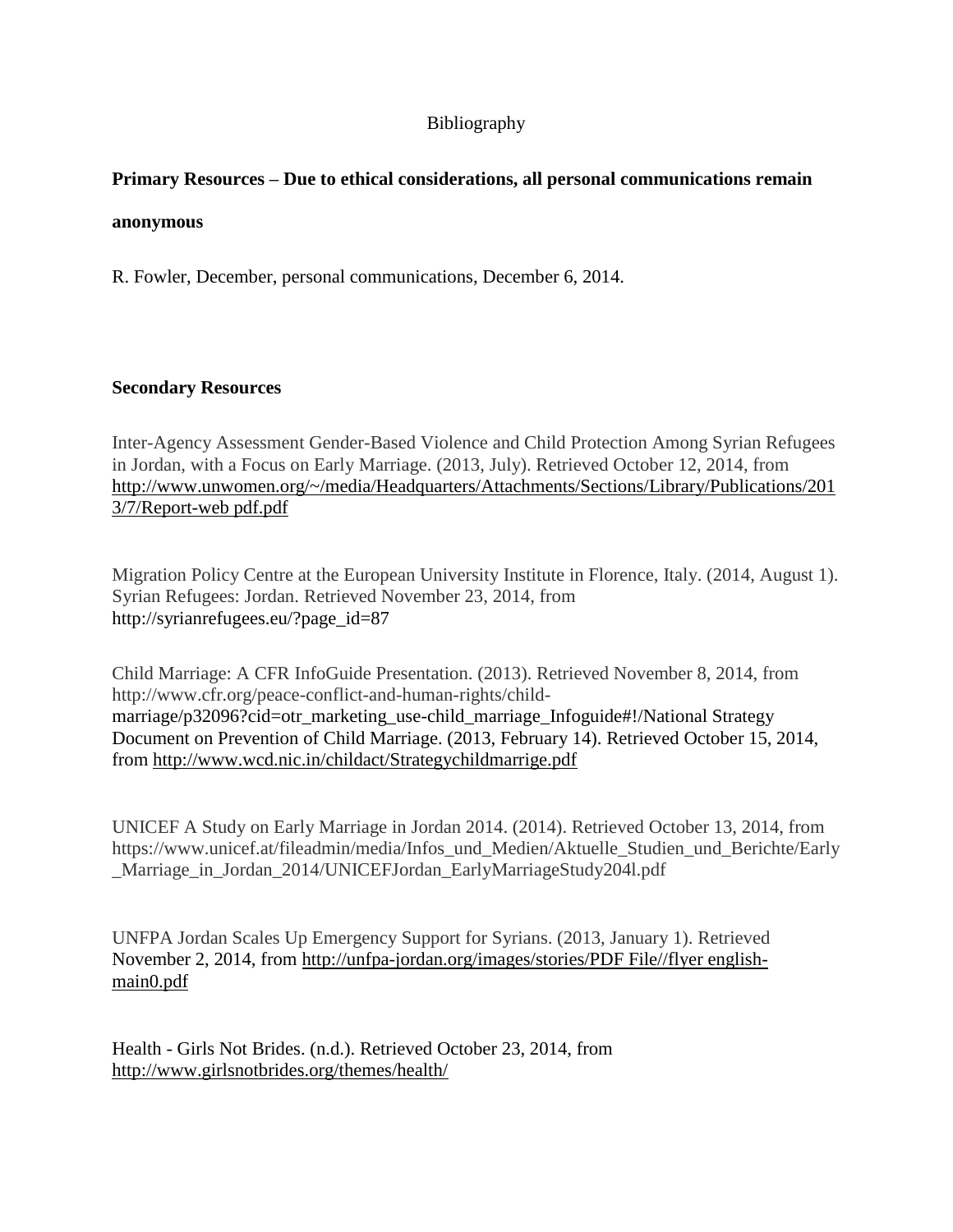# Bibliography

**Primary Resources – Due to ethical considerations, all personal communications remain anonymous**

R. Fowler, December, personal communications, December 6, 2014.

**Secondary Resources**

Inter-Agency Assessment Gender-Based Violence and Child Protection Among Syrian Refugees in Jordan, with a Focus on Early Marriage. (2013, July). Retrieved October 12, 2014, from http://www.unwomen.org/~/media/Headquarters/Attachments/Sections/Library/Publications/2013/7/Report-web pdf.pdf

Migration Policy Centre at the European University Institute in Florence, Italy. (2014, August 1). Syrian Refugees: Jordan. Retrieved November 23, 2014, from http://syrianrefugees.eu/?page_id=87

Child Marriage: A CFR InfoGuide Presentation. (2013). Retrieved November 8, 2014, from http://www.cfr.org/peace-conflict-and-human-rights/child-marriage/p32096?cid=otr_marketing_use-child_marriage_Infoguide#!/National Strategy Document on Prevention of Child Marriage. (2013, February 14). Retrieved October 15, 2014, from http://www.wcd.nic.in/childact/Strategychildmarrige.pdf

UNICEF A Study on Early Marriage in Jordan 2014. (2014). Retrieved October 13, 2014, from https://www.unicef.at/fileadmin/media/Infos_und_Medien/Aktuelle_Studien_und_Berichte/Early_Marriage_in_Jordan_2014/UNICEFJordan_EarlyMarriageStudy204l.pdf

UNFPA Jordan Scales Up Emergency Support for Syrians. (2013, January 1). Retrieved November 2, 2014, from http://unfpa-jordan.org/images/stories/PDF File//flyer english-main0.pdf

Health - Girls Not Brides. (n.d.). Retrieved October 23, 2014, from http://www.girlsnotbrides.org/themes/health/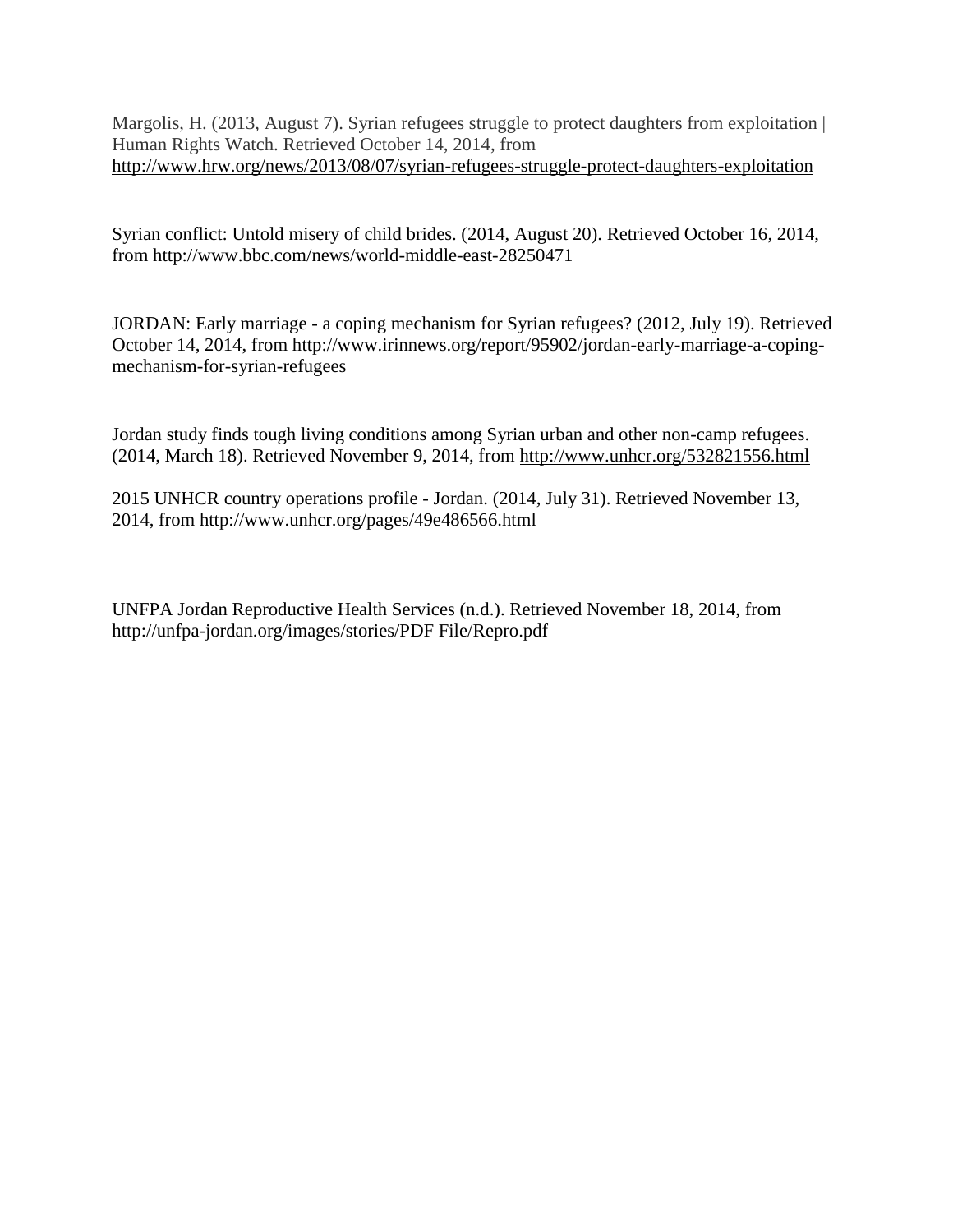Margolis, H. (2013, August 7). Syrian refugees struggle to protect daughters from exploitation | Human Rights Watch. Retrieved October 14, 2014, from http://www.hrw.org/news/2013/08/07/syrian-refugees-struggle-protect-daughters-exploitation

Syrian conflict: Untold misery of child brides. (2014, August 20). Retrieved October 16, 2014, from http://www.bbc.com/news/world-middle-east-28250471

JORDAN: Early marriage - a coping mechanism for Syrian refugees? (2012, July 19). Retrieved October 14, 2014, from http://www.irinnews.org/report/95902/jordan-early-marriage-a-coping-mechanism-for-syrian-refugees

Jordan study finds tough living conditions among Syrian urban and other non-camp refugees. (2014, March 18). Retrieved November 9, 2014, from http://www.unhcr.org/532821556.html

2015 UNHCR country operations profile - Jordan. (2014, July 31). Retrieved November 13, 2014, from http://www.unhcr.org/pages/49e486566.html

UNFPA Jordan Reproductive Health Services (n.d.). Retrieved November 18, 2014, from http://unfpa-jordan.org/images/stories/PDF File/Repro.pdf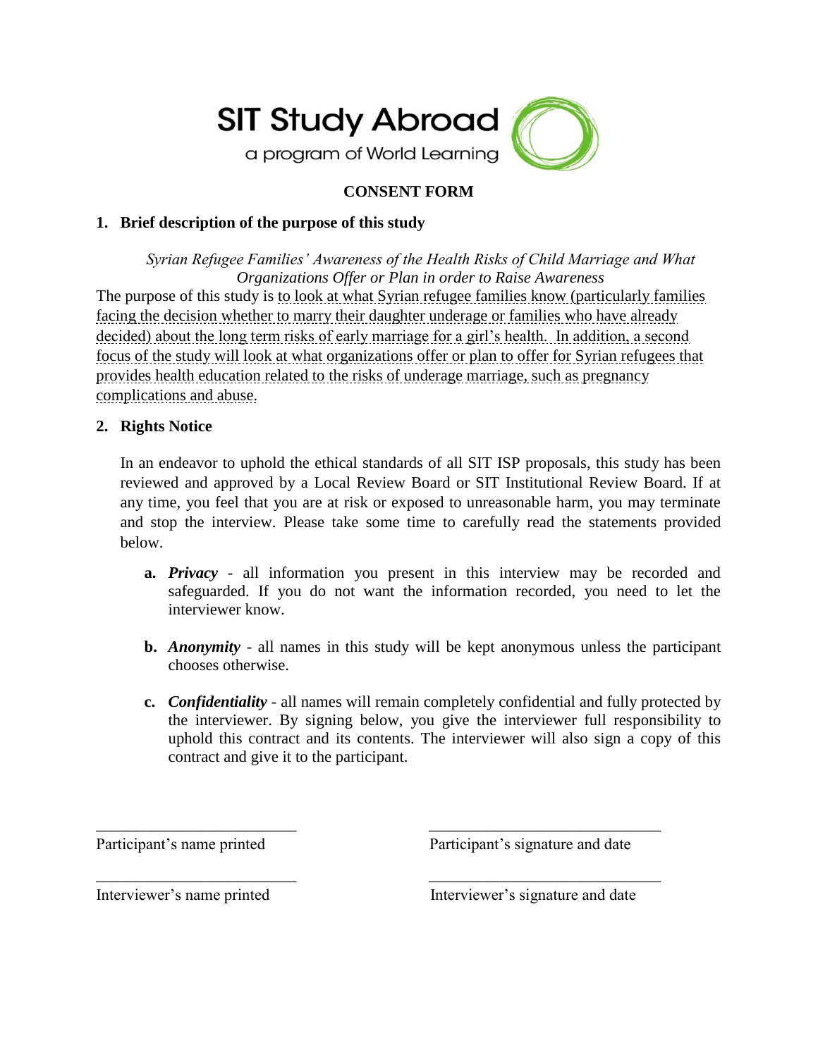SIT Study Abroad

a program of World Learning

# CONSENT FORM

## 1. Brief description of the purpose of this study

*Syrian Refugee Families' Awareness of the Health Risks of Child Marriage and What Organizations Offer or Plan in order to Raise Awareness*

The purpose of this study is to look at what Syrian refugee families know (particularly families facing the decision whether to marry their daughter underage or families who have already decided) about the long term risks of early marriage for a girl's health. In addition, a second focus of the study will look at what organizations offer or plan to offer for Syrian refugees that provides health education related to the risks of underage marriage, such as pregnancy complications and abuse.

## 2. Rights Notice

In an endeavor to uphold the ethical standards of all SIT ISP proposals, this study has been reviewed and approved by a Local Review Board or SIT Institutional Review Board. If at any time, you feel that you are at risk or exposed to unreasonable harm, you may terminate and stop the interview. Please take some time to carefully read the statements provided below.

**a.** ***Privacy*** - all information you present in this interview may be recorded and safeguarded. If you do not want the information recorded, you need to let the interviewer know.

**b.** ***Anonymity*** - all names in this study will be kept anonymous unless the participant chooses otherwise.

**c.** ***Confidentiality*** - all names will remain completely confidential and fully protected by the interviewer. By signing below, you give the interviewer full responsibility to uphold this contract and its contents. The interviewer will also sign a copy of this contract and give it to the participant.

_________________________ Participant's name printed

_________________________ Participant's signature and date

_________________________ Interviewer's name printed

_________________________ Interviewer's signature and date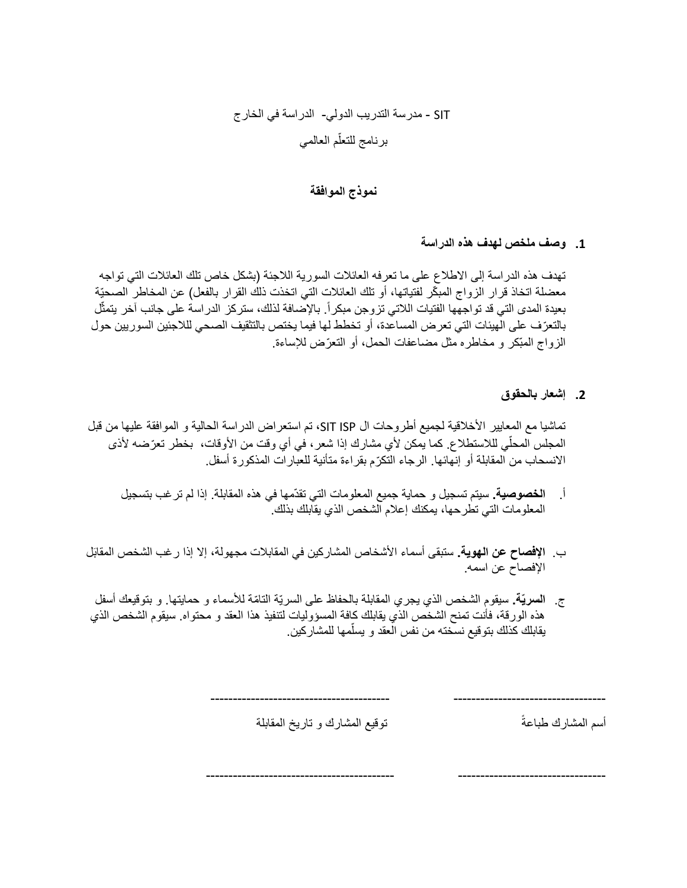SIT - مدرسة التدريب الدولي-  الدراسة في الخارج

برنامج للتعلّم العالمي

**نموذج الموافقة**

**1. وصف ملخص لهدف هذه الدراسة**

تهدف هذه الدراسة إلى الاطلاع على ما تعرفه العائلات السورية اللاجئة (بشكل خاص تلك العائلات التي تواجه معضلة اتخاذ قرار الزواج المبكّر لفتياتها، أو تلك العائلات التي اتخذت ذلك القرار بالفعل) عن المخاطر الصحيّة بعيدة المدى التي قد تواجهها الفتيات اللاتي تزوجن مبكراً. بالإضافة لذلك، ستركز الدراسة على جانب آخر يتمثّل بالتعرّف على الهيئات التي تعرض المساعدة، أو تخطط لها فيما يختص بالتثقيف الصحي للاجئين السوريين حول الزواج المبّكر و مخاطره مثل مضاعفات الحمل، أو التعرّض للإساءة.

**2. إشعار بالحقوق**

تماشيا مع المعايير الأخلاقية لجميع أطروحات ال SIT ISP، تم استعراض الدراسة الحالية و الموافقة عليها من قبل المجلس المحلّي للاستطلاع. كما يمكن لأي مشارك إذا شعر، في أي وقت من الأوقات،  بخطر تعرّضه لأذى الانسحاب من المقابلة أو إنهائها. الرجاء التكرّم بقراءة متأنية للعبارات المذكورة أسفل.

أ. **الخصوصية.** سيتم تسجيل و حماية جميع المعلومات التي تقدّمها في هذه المقابلة. إذا لم ترغب بتسجيل المعلومات التي تطرحها، يمكنك إعلام الشخص الذي يقابلك بذلك.

ب. **الإفصاح عن الهوية.** ستبقى أسماء الأشخاص المشاركين في المقابلات مجهولة، إلا إذا رغب الشخص المقابَل الإفصاح عن اسمه.

ج. **السريّة.** سيقوم الشخص الذي يجري المقابلة بالحفاظ على السريّة التامّة للأسماء و حمايتها. و بتوقيعك أسفل هذه الورقة، فأنت تمنح الشخص الذي يقابلك كافة المسؤوليات لتنفيذ هذا العقد و محتواه. سيقوم الشخص الذي يقابلك كذلك بتوقيع نسخته من نفس العقد و يسلّمها للمشاركين.

---------------------------------  ----------------------------------------

أسم المشارك طباعةً  توقيع المشارك و تاريخ المقابلة

--------------------------------  -----------------------------------------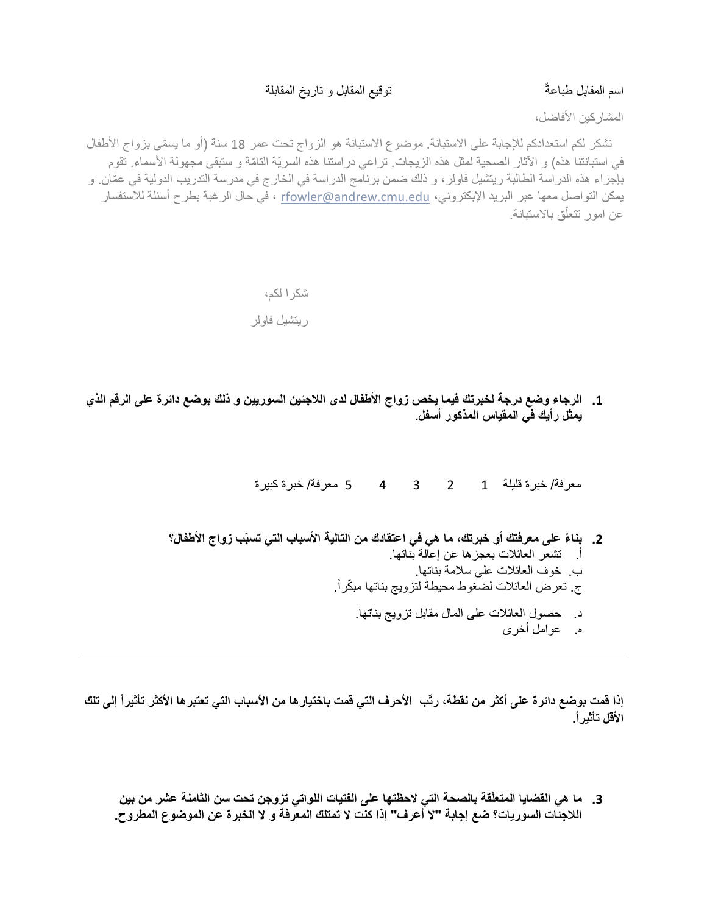اسم المقابِل طباعةً                    توقيع المقابِل و تاريخ المقابلة

المشاركين الأفاضل،

نشكر لكم استعدادكم للإجابة على الاستبانة. موضوع الاستبانة هو الزواج تحت عمر 18 سنة (أو ما يسمّى بزواج الأطفال في استبانتنا هذه) و الآثار الصحية لمثل هذه الزيجات. تراعي دراستنا هذه السريّة التامّة و ستبقى مجهولة الأسماء. تقوم بإجراء هذه الدراسة الطالبة ريتشيل فاولر، و ذلك ضمن برنامج الدراسة في الخارج في مدرسة التدريب الدولية في عمّان. و يمكن التواصل معها عبر البريد الإبكتروني، rfowler@andrew.cmu.edu ، في حال الرغبة بطرح أسئلة للاستفسار عن امور تتعلّق بالاستبانة.

شكرا لكم،

ريتشيل فاولر

**1. الرجاء وضع درجة لخبرتك فيما يخص زواج الأطفال لدى اللاجئين السوريين و ذلك بوضع دائرة على الرقم الذي يمثل رأيك في المقياس المذكور أسفل.**

معرفة/ خبرة قليلة 1 2 3 4 5 معرفة/ خبرة كبيرة

**2. بناءً على معرفتك أو خبرتك، ما هي في اعتقادك من التالية الأسباب التي تسبّب زواج الأطفال؟**

أ. تشعر العائلات بعجزها عن إعالة بناتها.
ب. خوف العائلات على سلامة بناتها.
ج. تعرض العائلات لضغوط محيطة لتزويج بناتها مبكّراً.
د. حصول العائلات على المال مقابل تزويج بناتها.
ه. عوامل أخرى

---

**إذا قمت بوضع دائرة على أكثر من نقطة، رتّب الأحرف التي قمت باختيارها من الأسباب التي تعتبرها الأكثر تأثيراً إلى تلك الأقل تأثيراً.**

**3. ما هي القضايا المتعلّقة بالصحة التي لاحظتها على الفتيات اللواتي تزوجن تحت سن الثامنة عشر من بين اللاجئات السوريات؟ ضع إجابة "لا أعرف" إذا كنت لا تمتلك المعرفة و لا الخبرة عن الموضوع المطروح.**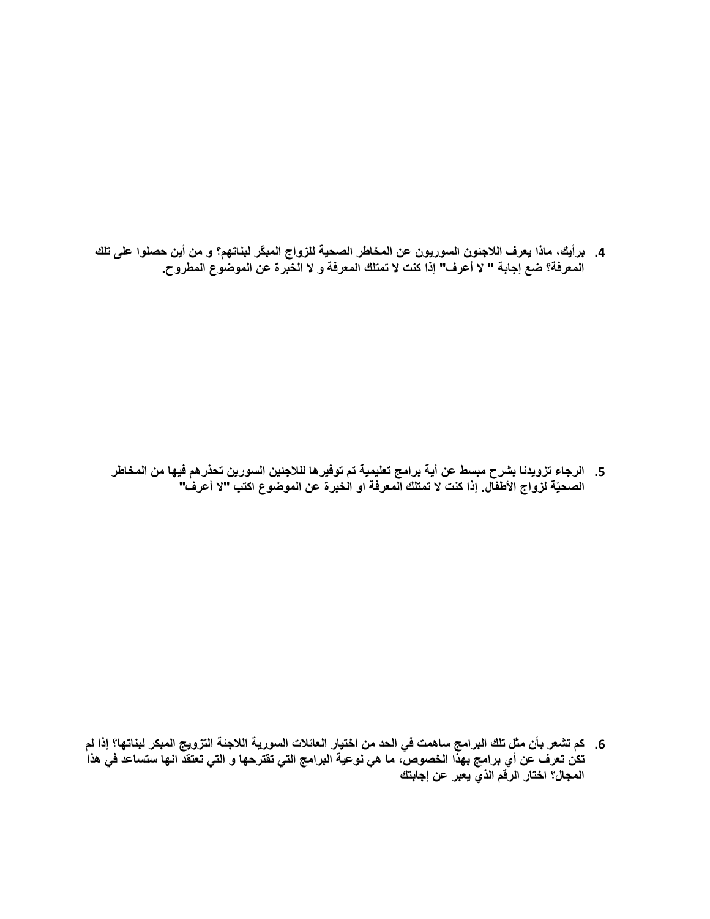4. برأيك، ماذا يعرف اللاجئون السوريون عن المخاطر الصحية للزواج المبكّر لبناتهم؟ و من أين حصلوا على تلك المعرفة؟ ضع إجابة " لا أعرف" إذا كنت لا تمتلك المعرفة و لا الخبرة عن الموضوع المطروح.

5. الرجاء تزويدنا بشرح مبسط عن أية برامج تعليمية تم توفيرها للاجئين السورين تحذرهم فيها من المخاطر الصحيّة لزواج الأطفال. إذا كنت لا تمتلك المعرفة او الخبرة عن الموضوع اكتب "لا أعرف"

6. كم تشعر بأن مثل تلك البرامج ساهمت في الحد من اختيار العائلات السورية اللاجئة التزويج المبكر لبناتها؟ إذا لم تكن تعرف عن أي برامج بهذا الخصوص، ما هي نوعية البرامج التي تقترحها و التي تعتقد انها ستساعد في هذا المجال؟ اختار الرقم الذي يعبر عن إجابتك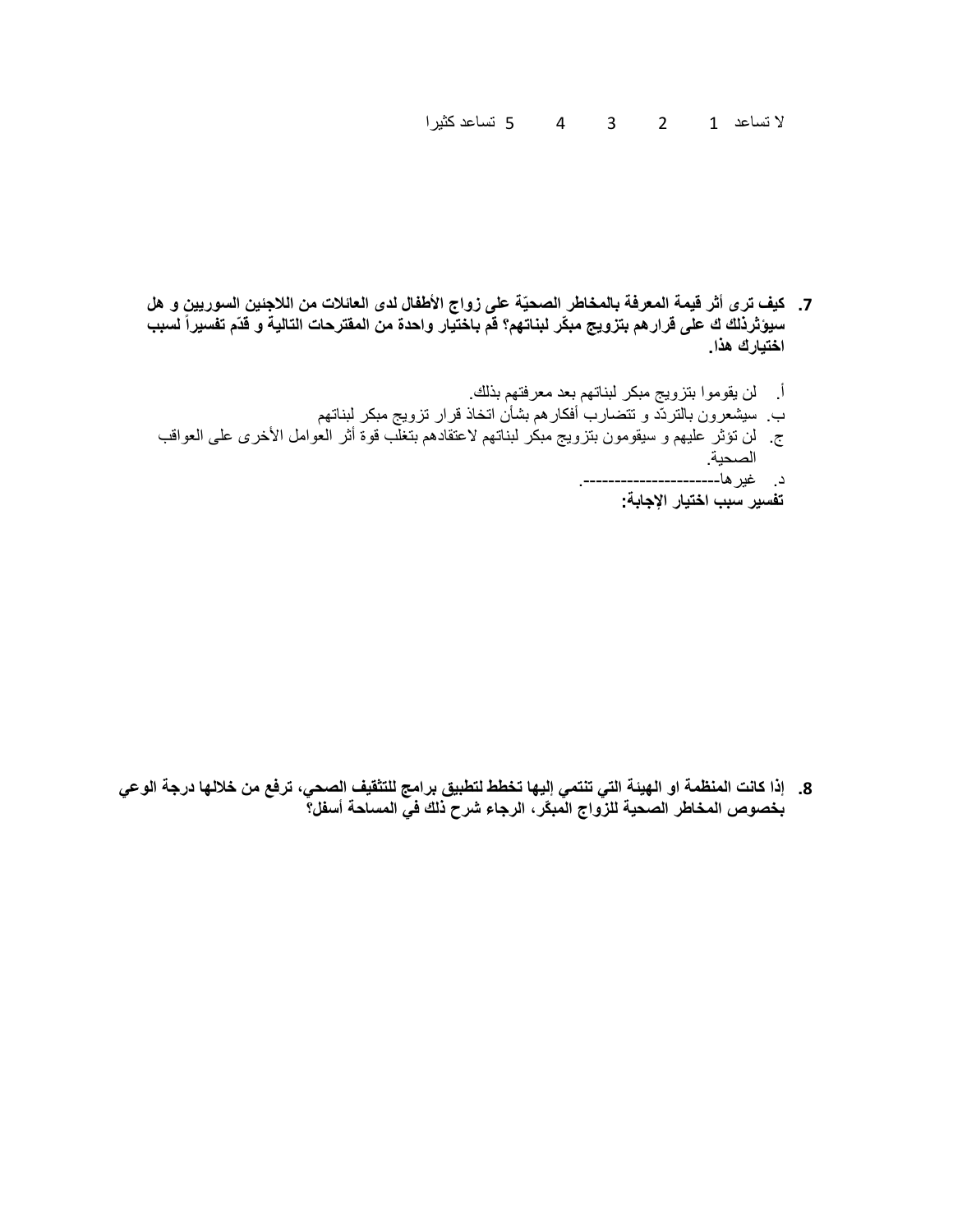لا تساعد 1 2 3 4 5 تساعد كثيرا

7. **كيف ترى أثر قيمة المعرفة بالمخاطر الصحيّة على زواج الأطفال لدى العائلات من اللاجنين السوريين و هل سيؤثرذلك ك على قرارهم بتزويج مبكّر لبناتهم؟ قم باختيار واحدة من المقترحات التالية و قدّم تفسيراً لسبب اختيارك هذا.**

أ. لن يقوموا بتزويج مبكر لبناتهم بعد معرفتهم بذلك.

ب. سيشعرون بالتردّد و تتضارب أفكارهم بشأن اتخاذ قرار تزويج مبكر لبناتهم

ج. لن تؤثر عليهم و سيقومون بتزويج مبكر لبناتهم لاعتقادهم بتغلب قوة أثر العوامل الأخرى على العواقب الصحية.

د. غيرها----------------------.

**تفسير سبب اختيار الإجابة:**

8. **إذا كانت المنظمة او الهيئة التي تنتمي إليها تخطط لتطبيق برامج للتثقيف الصحي، ترفع من خلالها درجة الوعي بخصوص المخاطر الصحية للزواج المبكّر، الرجاء شرح ذلك في المساحة أسفل؟**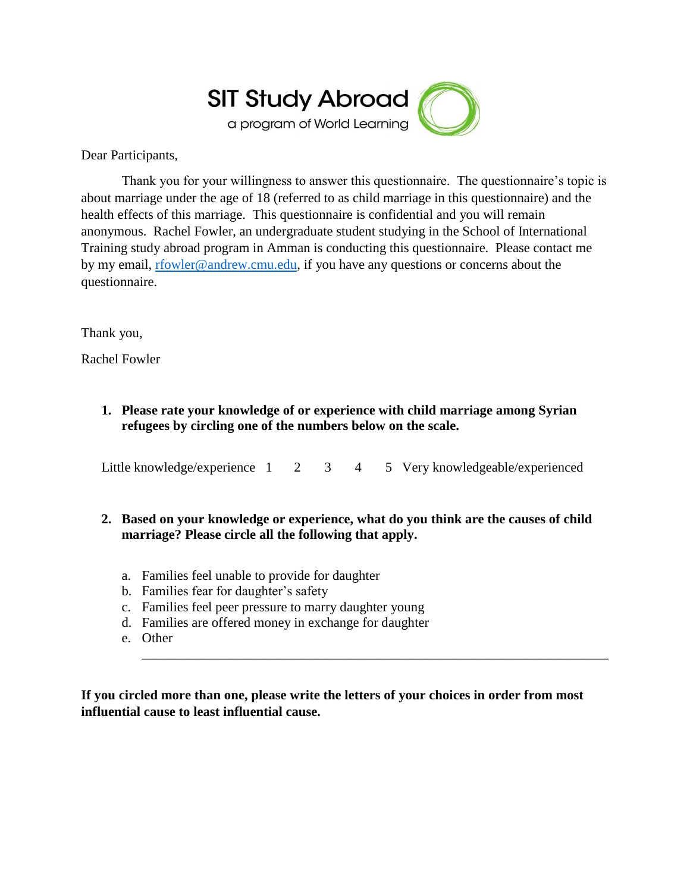SIT Study Abroad
a program of World Learning

Dear Participants,

Thank you for your willingness to answer this questionnaire. The questionnaire's topic is about marriage under the age of 18 (referred to as child marriage in this questionnaire) and the health effects of this marriage. This questionnaire is confidential and you will remain anonymous. Rachel Fowler, an undergraduate student studying in the School of International Training study abroad program in Amman is conducting this questionnaire. Please contact me by my email, rfowler@andrew.cmu.edu, if you have any questions or concerns about the questionnaire.

Thank you,

Rachel Fowler

1. **Please rate your knowledge of or experience with child marriage among Syrian refugees by circling one of the numbers below on the scale.**

Little knowledge/experience 1 2 3 4 5 Very knowledgeable/experienced

2. **Based on your knowledge or experience, what do you think are the causes of child marriage? Please circle all the following that apply.**

   a. Families feel unable to provide for daughter
   b. Families fear for daughter's safety
   c. Families feel peer pressure to marry daughter young
   d. Families are offered money in exchange for daughter
   e. Other

   ______________________________________________________________________

**If you circled more than one, please write the letters of your choices in order from most influential cause to least influential cause.**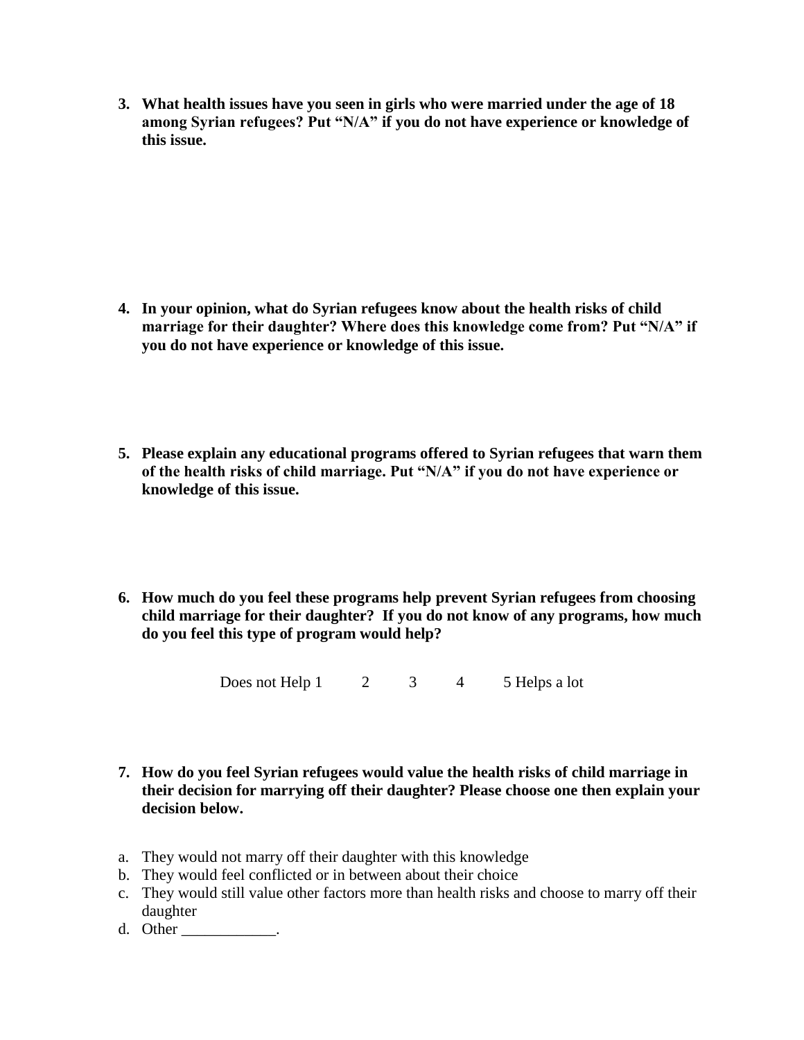3. **What health issues have you seen in girls who were married under the age of 18 among Syrian refugees? Put "N/A" if you do not have experience or knowledge of this issue.**

4. **In your opinion, what do Syrian refugees know about the health risks of child marriage for their daughter? Where does this knowledge come from? Put "N/A" if you do not have experience or knowledge of this issue.**

5. **Please explain any educational programs offered to Syrian refugees that warn them of the health risks of child marriage. Put "N/A" if you do not have experience or knowledge of this issue.**

6. **How much do you feel these programs help prevent Syrian refugees from choosing child marriage for their daughter? If you do not know of any programs, how much do you feel this type of program would help?**

   Does not Help 1 2 3 4 5 Helps a lot

7. **How do you feel Syrian refugees would value the health risks of child marriage in their decision for marrying off their daughter? Please choose one then explain your decision below.**

a. They would not marry off their daughter with this knowledge
b. They would feel conflicted or in between about their choice
c. They would still value other factors more than health risks and choose to marry off their daughter
d. Other ____________.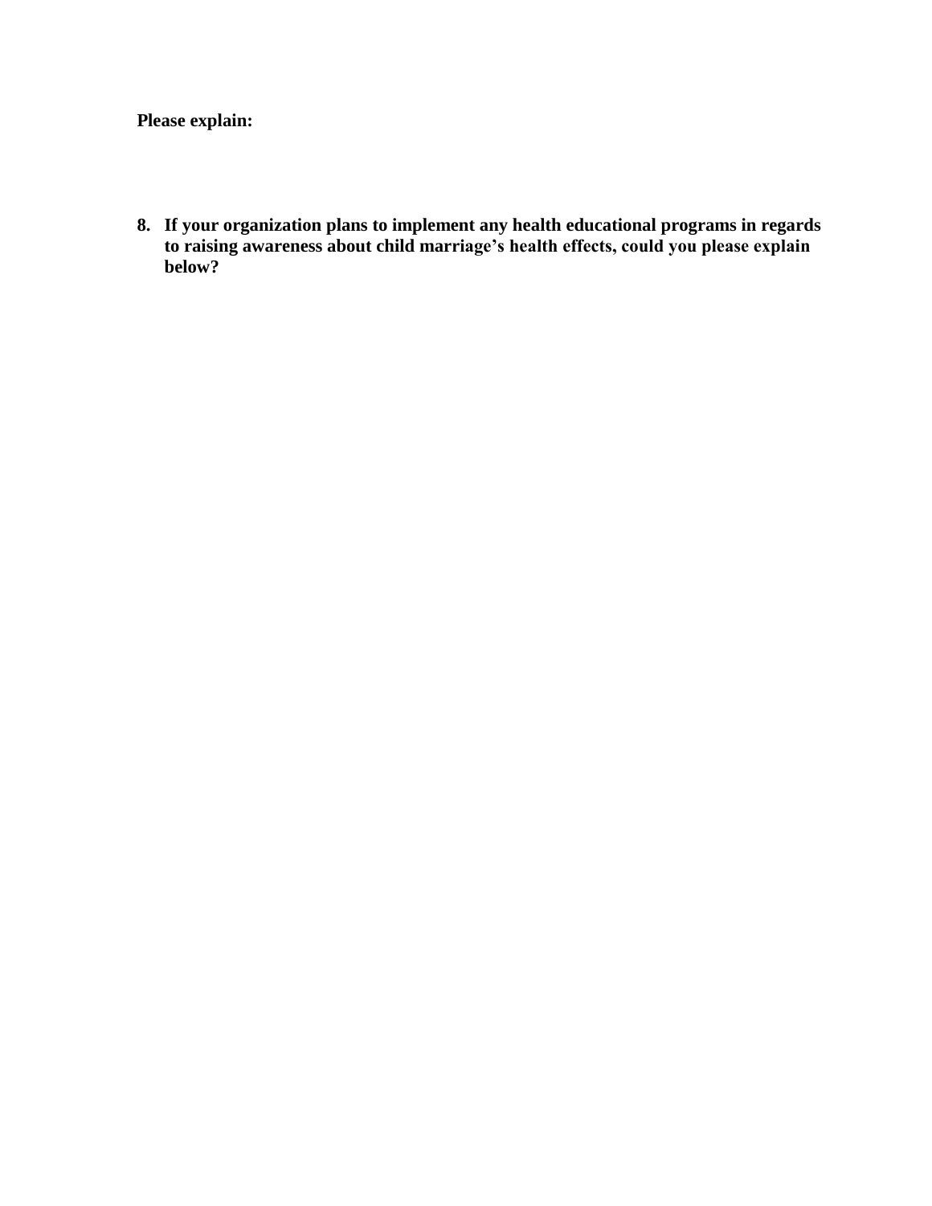**Please explain:**

8. **If your organization plans to implement any health educational programs in regards to raising awareness about child marriage's health effects, could you please explain below?**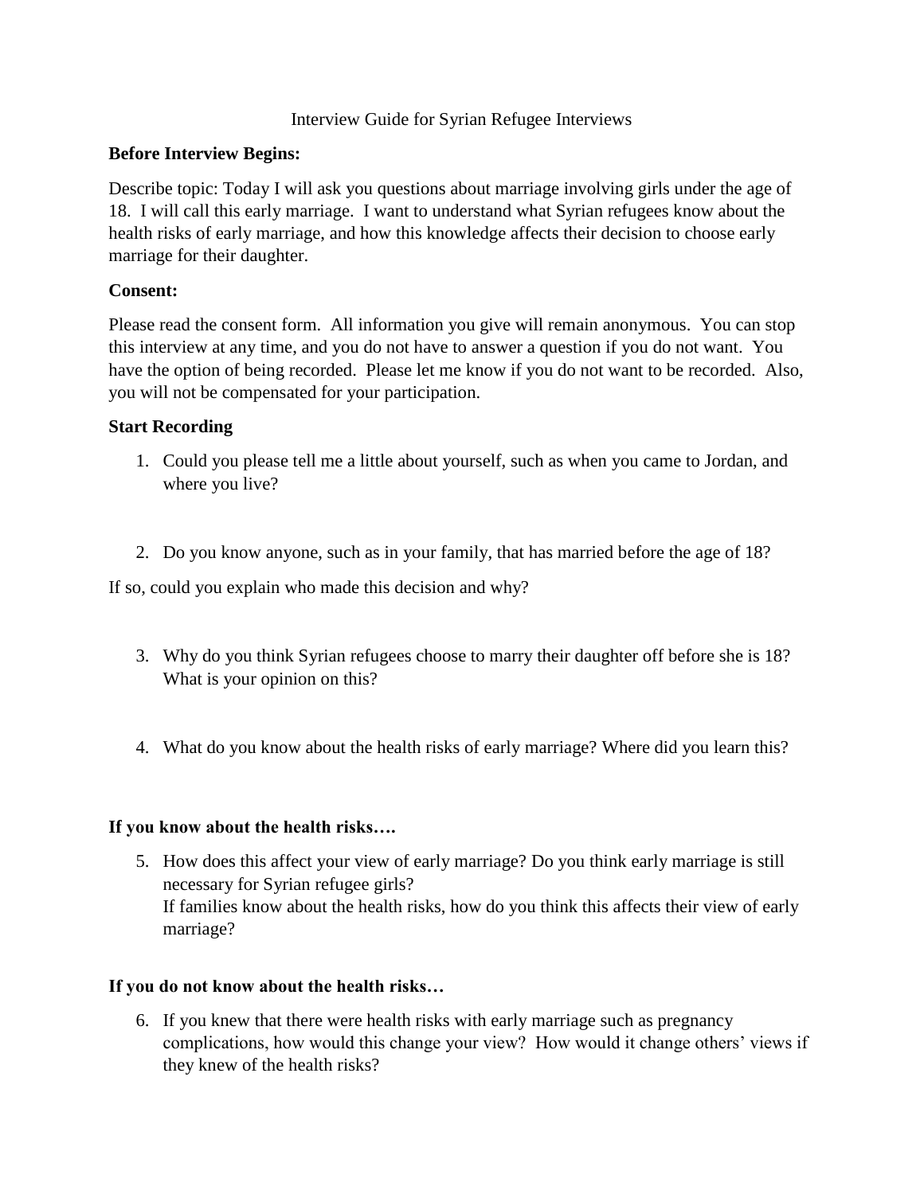Interview Guide for Syrian Refugee Interviews

**Before Interview Begins:**

Describe topic: Today I will ask you questions about marriage involving girls under the age of 18. I will call this early marriage. I want to understand what Syrian refugees know about the health risks of early marriage, and how this knowledge affects their decision to choose early marriage for their daughter.

**Consent:**

Please read the consent form. All information you give will remain anonymous. You can stop this interview at any time, and you do not have to answer a question if you do not want. You have the option of being recorded. Please let me know if you do not want to be recorded. Also, you will not be compensated for your participation.

**Start Recording**

1. Could you please tell me a little about yourself, such as when you came to Jordan, and where you live?

2. Do you know anyone, such as in your family, that has married before the age of 18?

If so, could you explain who made this decision and why?

3. Why do you think Syrian refugees choose to marry their daughter off before she is 18? What is your opinion on this?

4. What do you know about the health risks of early marriage? Where did you learn this?

**If you know about the health risks….**

5. How does this affect your view of early marriage? Do you think early marriage is still necessary for Syrian refugee girls?
   If families know about the health risks, how do you think this affects their view of early marriage?

**If you do not know about the health risks…**

6. If you knew that there were health risks with early marriage such as pregnancy complications, how would this change your view? How would it change others' views if they knew of the health risks?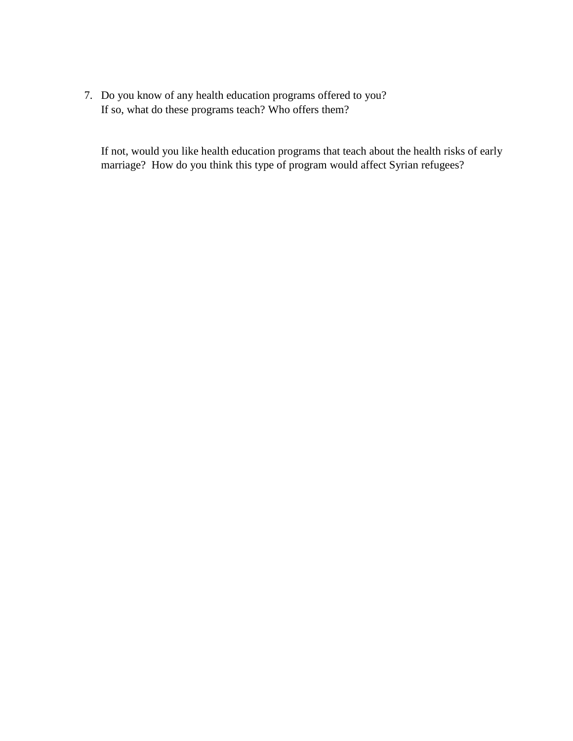7. Do you know of any health education programs offered to you?
   If so, what do these programs teach? Who offers them?

   If not, would you like health education programs that teach about the health risks of early marriage? How do you think this type of program would affect Syrian refugees?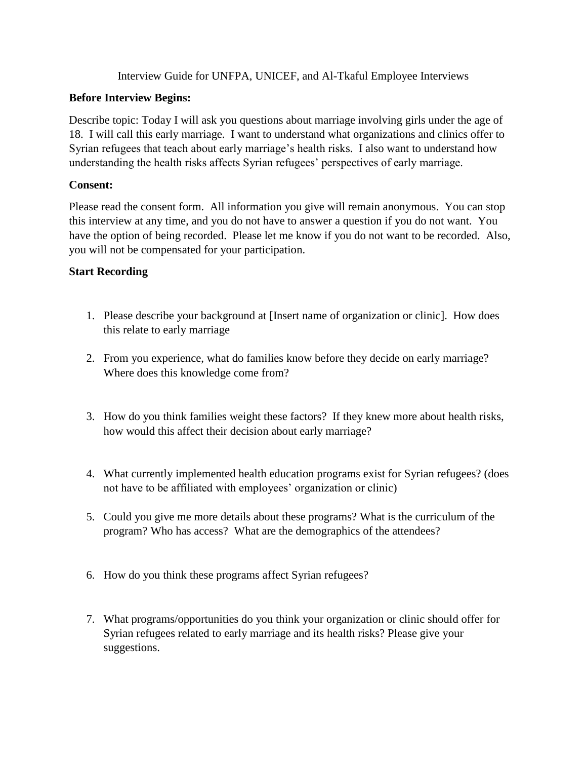Interview Guide for UNFPA, UNICEF, and Al-Tkaful Employee Interviews

**Before Interview Begins:**

Describe topic: Today I will ask you questions about marriage involving girls under the age of 18. I will call this early marriage. I want to understand what organizations and clinics offer to Syrian refugees that teach about early marriage's health risks. I also want to understand how understanding the health risks affects Syrian refugees' perspectives of early marriage.

**Consent:**

Please read the consent form. All information you give will remain anonymous. You can stop this interview at any time, and you do not have to answer a question if you do not want. You have the option of being recorded. Please let me know if you do not want to be recorded. Also, you will not be compensated for your participation.

**Start Recording**

1. Please describe your background at [Insert name of organization or clinic]. How does this relate to early marriage

2. From you experience, what do families know before they decide on early marriage? Where does this knowledge come from?

3. How do you think families weight these factors? If they knew more about health risks, how would this affect their decision about early marriage?

4. What currently implemented health education programs exist for Syrian refugees? (does not have to be affiliated with employees' organization or clinic)

5. Could you give me more details about these programs? What is the curriculum of the program? Who has access? What are the demographics of the attendees?

6. How do you think these programs affect Syrian refugees?

7. What programs/opportunities do you think your organization or clinic should offer for Syrian refugees related to early marriage and its health risks? Please give your suggestions.